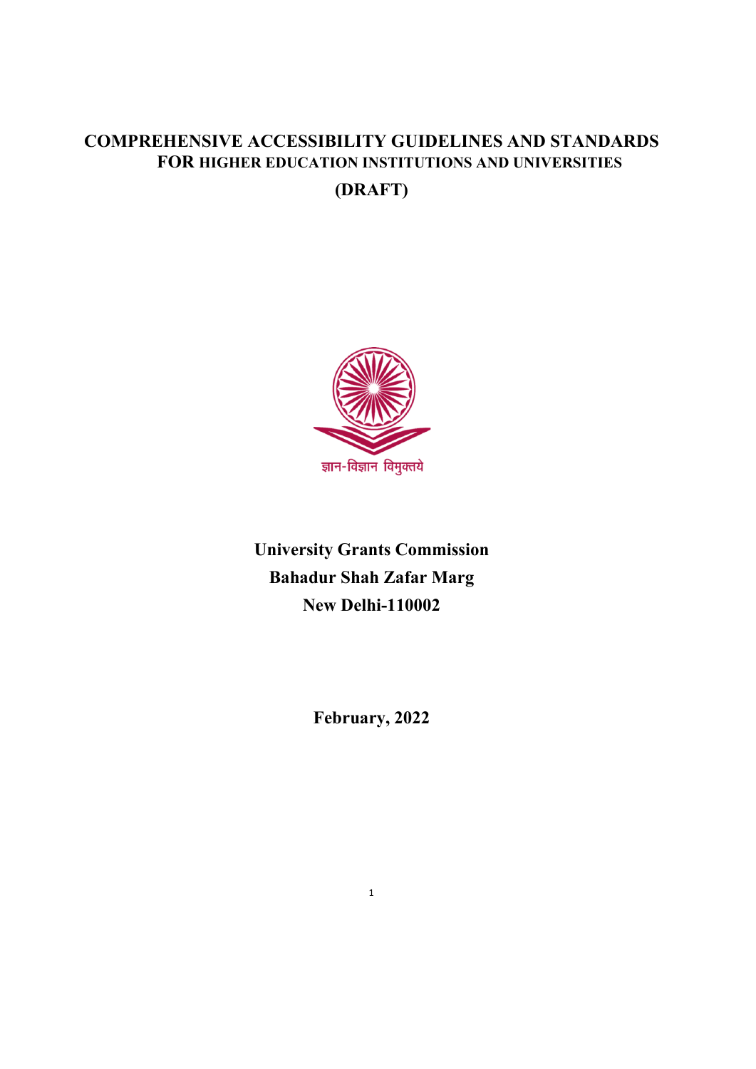# COMPREHENSIVE ACCESSIBILITY GUIDELINES AND STANDARDS FOR HIGHER EDUCATION INSTITUTIONS AND UNIVERSITIES

**(DRAFT)**

ज्ञान-विज्ञान विमुक्तये

**University Grants Commission**
**Bahadur Shah Zafar Marg**
**New Delhi-110002**

**February, 2022**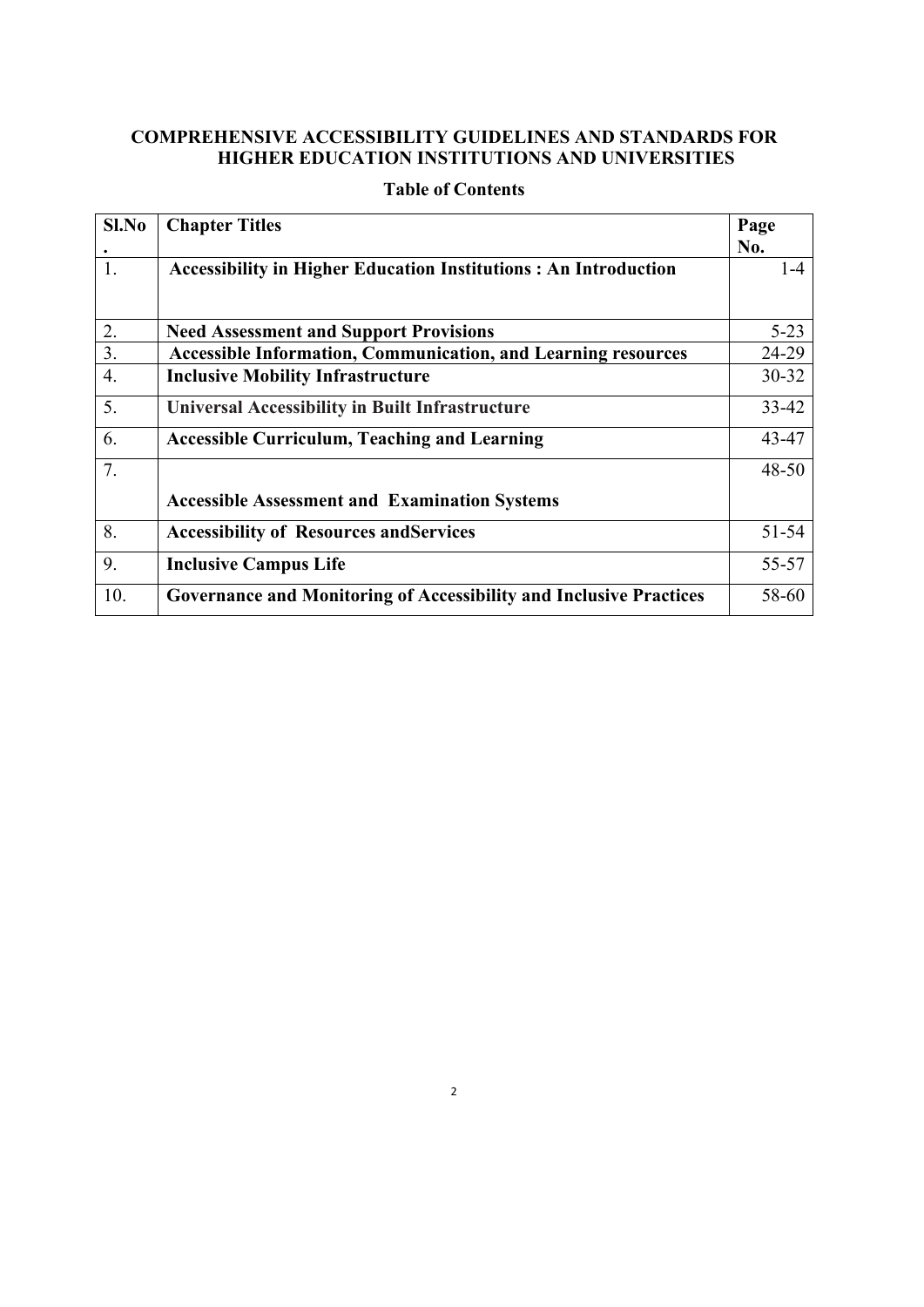**COMPREHENSIVE ACCESSIBILITY GUIDELINES AND STANDARDS FOR HIGHER EDUCATION INSTITUTIONS AND UNIVERSITIES**

**Table of Contents**

| Sl.No. | Chapter Titles | Page No. |
|---|---|---|
| 1. | **Accessibility in Higher Education Institutions : An Introduction** | 1-4 |
| 2. | **Need Assessment and Support Provisions** | 5-23 |
| 3. | **Accessible Information, Communication, and Learning resources** | 24-29 |
| 4. | **Inclusive Mobility Infrastructure** | 30-32 |
| 5. | **Universal Accessibility in Built Infrastructure** | 33-42 |
| 6. | **Accessible Curriculum, Teaching and Learning** | 43-47 |
| 7. | **Accessible Assessment and Examination Systems** | 48-50 |
| 8. | **Accessibility of Resources andServices** | 51-54 |
| 9. | **Inclusive Campus Life** | 55-57 |
| 10. | **Governance and Monitoring of Accessibility and Inclusive Practices** | 58-60 |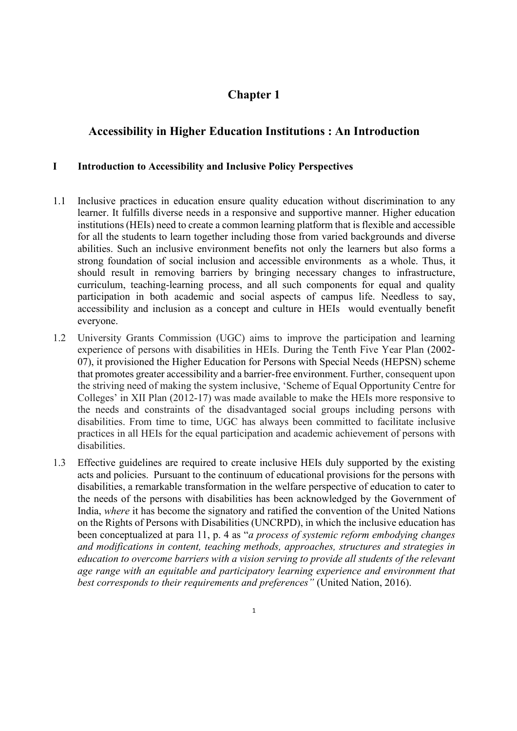# Chapter 1

## Accessibility in Higher Education Institutions : An Introduction

### I Introduction to Accessibility and Inclusive Policy Perspectives

1.1 Inclusive practices in education ensure quality education without discrimination to any learner. It fulfills diverse needs in a responsive and supportive manner. Higher education institutions (HEIs) need to create a common learning platform that is flexible and accessible for all the students to learn together including those from varied backgrounds and diverse abilities. Such an inclusive environment benefits not only the learners but also forms a strong foundation of social inclusion and accessible environments as a whole. Thus, it should result in removing barriers by bringing necessary changes to infrastructure, curriculum, teaching-learning process, and all such components for equal and quality participation in both academic and social aspects of campus life. Needless to say, accessibility and inclusion as a concept and culture in HEIs would eventually benefit everyone.

1.2 University Grants Commission (UGC) aims to improve the participation and learning experience of persons with disabilities in HEIs. During the Tenth Five Year Plan (2002-07), it provisioned the Higher Education for Persons with Special Needs (HEPSN) scheme that promotes greater accessibility and a barrier-free environment. Further, consequent upon the striving need of making the system inclusive, 'Scheme of Equal Opportunity Centre for Colleges' in XII Plan (2012-17) was made available to make the HEIs more responsive to the needs and constraints of the disadvantaged social groups including persons with disabilities. From time to time, UGC has always been committed to facilitate inclusive practices in all HEIs for the equal participation and academic achievement of persons with disabilities.

1.3 Effective guidelines are required to create inclusive HEIs duly supported by the existing acts and policies. Pursuant to the continuum of educational provisions for the persons with disabilities, a remarkable transformation in the welfare perspective of education to cater to the needs of the persons with disabilities has been acknowledged by the Government of India, *where* it has become the signatory and ratified the convention of the United Nations on the Rights of Persons with Disabilities (UNCRPD), in which the inclusive education has been conceptualized at para 11, p. 4 as "*a process of systemic reform embodying changes and modifications in content, teaching methods, approaches, structures and strategies in education to overcome barriers with a vision serving to provide all students of the relevant age range with an equitable and participatory learning experience and environment that best corresponds to their requirements and preferences"* (United Nation, 2016).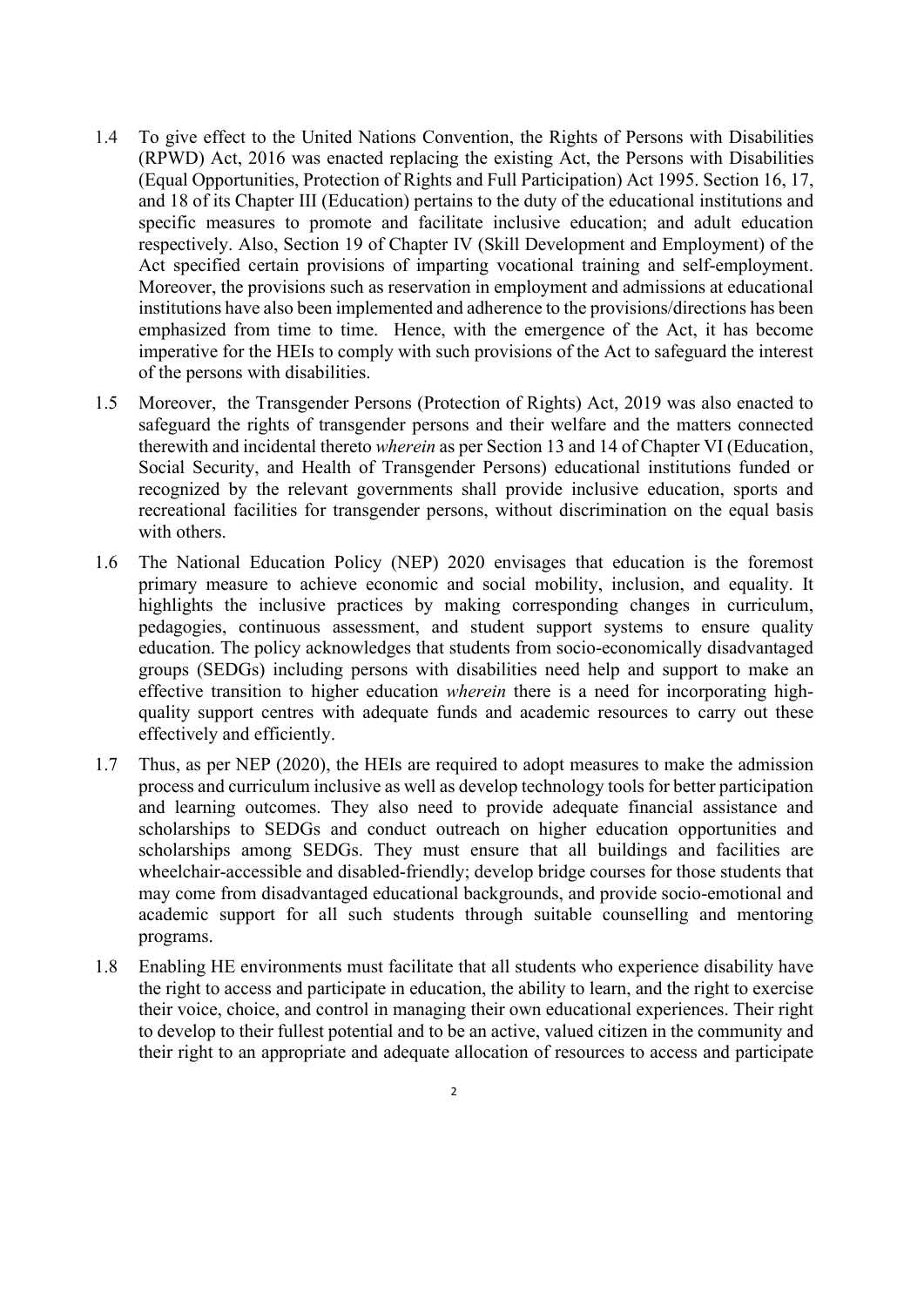1.4 To give effect to the United Nations Convention, the Rights of Persons with Disabilities (RPWD) Act, 2016 was enacted replacing the existing Act, the Persons with Disabilities (Equal Opportunities, Protection of Rights and Full Participation) Act 1995. Section 16, 17, and 18 of its Chapter III (Education) pertains to the duty of the educational institutions and specific measures to promote and facilitate inclusive education; and adult education respectively. Also, Section 19 of Chapter IV (Skill Development and Employment) of the Act specified certain provisions of imparting vocational training and self-employment. Moreover, the provisions such as reservation in employment and admissions at educational institutions have also been implemented and adherence to the provisions/directions has been emphasized from time to time. Hence, with the emergence of the Act, it has become imperative for the HEIs to comply with such provisions of the Act to safeguard the interest of the persons with disabilities.

1.5 Moreover, the Transgender Persons (Protection of Rights) Act, 2019 was also enacted to safeguard the rights of transgender persons and their welfare and the matters connected therewith and incidental thereto *wherein* as per Section 13 and 14 of Chapter VI (Education, Social Security, and Health of Transgender Persons) educational institutions funded or recognized by the relevant governments shall provide inclusive education, sports and recreational facilities for transgender persons, without discrimination on the equal basis with others.

1.6 The National Education Policy (NEP) 2020 envisages that education is the foremost primary measure to achieve economic and social mobility, inclusion, and equality. It highlights the inclusive practices by making corresponding changes in curriculum, pedagogies, continuous assessment, and student support systems to ensure quality education. The policy acknowledges that students from socio-economically disadvantaged groups (SEDGs) including persons with disabilities need help and support to make an effective transition to higher education *wherein* there is a need for incorporating high-quality support centres with adequate funds and academic resources to carry out these effectively and efficiently.

1.7 Thus, as per NEP (2020), the HEIs are required to adopt measures to make the admission process and curriculum inclusive as well as develop technology tools for better participation and learning outcomes. They also need to provide adequate financial assistance and scholarships to SEDGs and conduct outreach on higher education opportunities and scholarships among SEDGs. They must ensure that all buildings and facilities are wheelchair-accessible and disabled-friendly; develop bridge courses for those students that may come from disadvantaged educational backgrounds, and provide socio-emotional and academic support for all such students through suitable counselling and mentoring programs.

1.8 Enabling HE environments must facilitate that all students who experience disability have the right to access and participate in education, the ability to learn, and the right to exercise their voice, choice, and control in managing their own educational experiences. Their right to develop to their fullest potential and to be an active, valued citizen in the community and their right to an appropriate and adequate allocation of resources to access and participate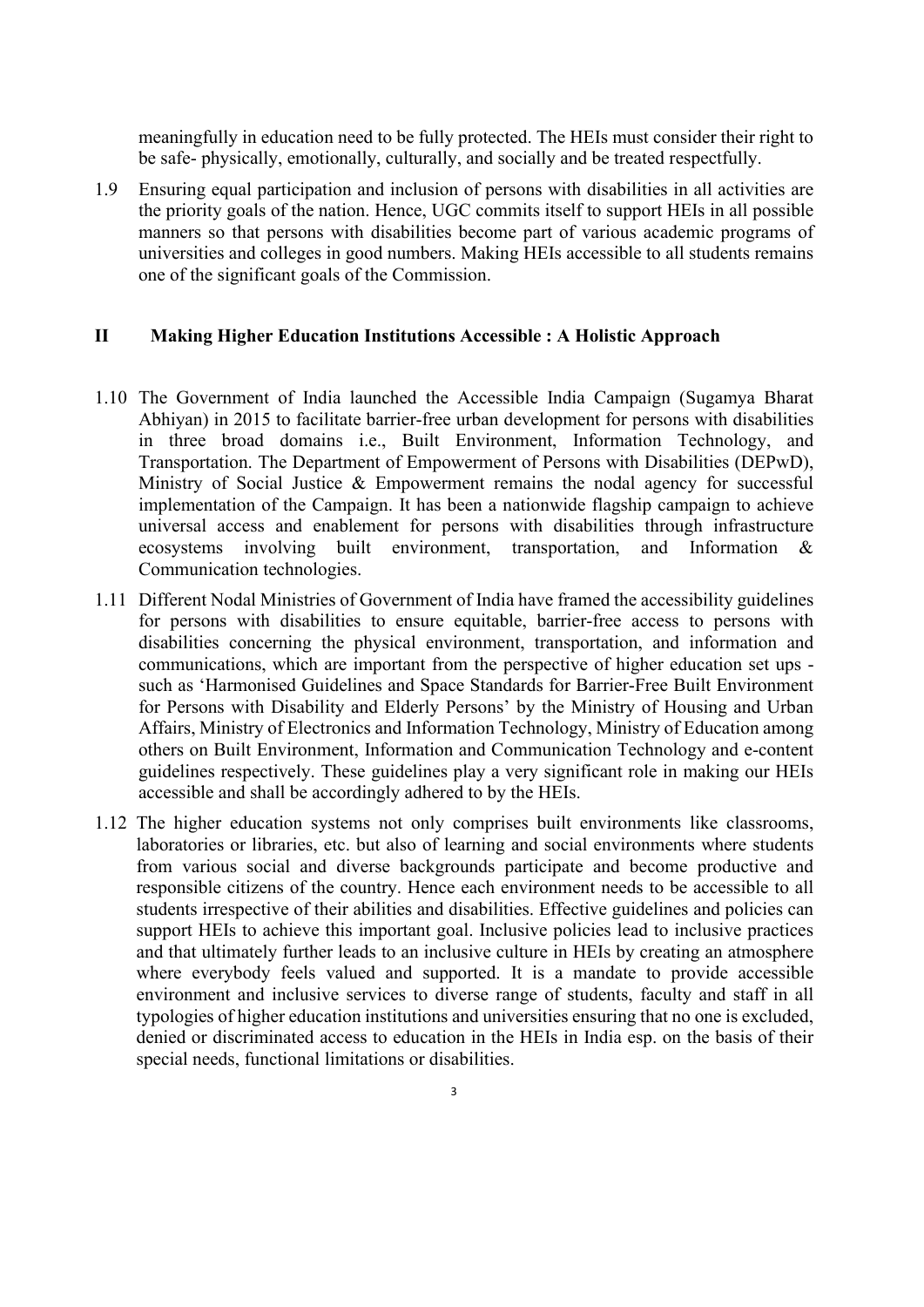meaningfully in education need to be fully protected. The HEIs must consider their right to be safe- physically, emotionally, culturally, and socially and be treated respectfully.

1.9 Ensuring equal participation and inclusion of persons with disabilities in all activities are the priority goals of the nation. Hence, UGC commits itself to support HEIs in all possible manners so that persons with disabilities become part of various academic programs of universities and colleges in good numbers. Making HEIs accessible to all students remains one of the significant goals of the Commission.

## II Making Higher Education Institutions Accessible : A Holistic Approach

1.10 The Government of India launched the Accessible India Campaign (Sugamya Bharat Abhiyan) in 2015 to facilitate barrier-free urban development for persons with disabilities in three broad domains i.e., Built Environment, Information Technology, and Transportation. The Department of Empowerment of Persons with Disabilities (DEPwD), Ministry of Social Justice & Empowerment remains the nodal agency for successful implementation of the Campaign. It has been a nationwide flagship campaign to achieve universal access and enablement for persons with disabilities through infrastructure ecosystems involving built environment, transportation, and Information & Communication technologies.

1.11 Different Nodal Ministries of Government of India have framed the accessibility guidelines for persons with disabilities to ensure equitable, barrier-free access to persons with disabilities concerning the physical environment, transportation, and information and communications, which are important from the perspective of higher education set ups - such as 'Harmonised Guidelines and Space Standards for Barrier-Free Built Environment for Persons with Disability and Elderly Persons' by the Ministry of Housing and Urban Affairs, Ministry of Electronics and Information Technology, Ministry of Education among others on Built Environment, Information and Communication Technology and e-content guidelines respectively. These guidelines play a very significant role in making our HEIs accessible and shall be accordingly adhered to by the HEIs.

1.12 The higher education systems not only comprises built environments like classrooms, laboratories or libraries, etc. but also of learning and social environments where students from various social and diverse backgrounds participate and become productive and responsible citizens of the country. Hence each environment needs to be accessible to all students irrespective of their abilities and disabilities. Effective guidelines and policies can support HEIs to achieve this important goal. Inclusive policies lead to inclusive practices and that ultimately further leads to an inclusive culture in HEIs by creating an atmosphere where everybody feels valued and supported. It is a mandate to provide accessible environment and inclusive services to diverse range of students, faculty and staff in all typologies of higher education institutions and universities ensuring that no one is excluded, denied or discriminated access to education in the HEIs in India esp. on the basis of their special needs, functional limitations or disabilities.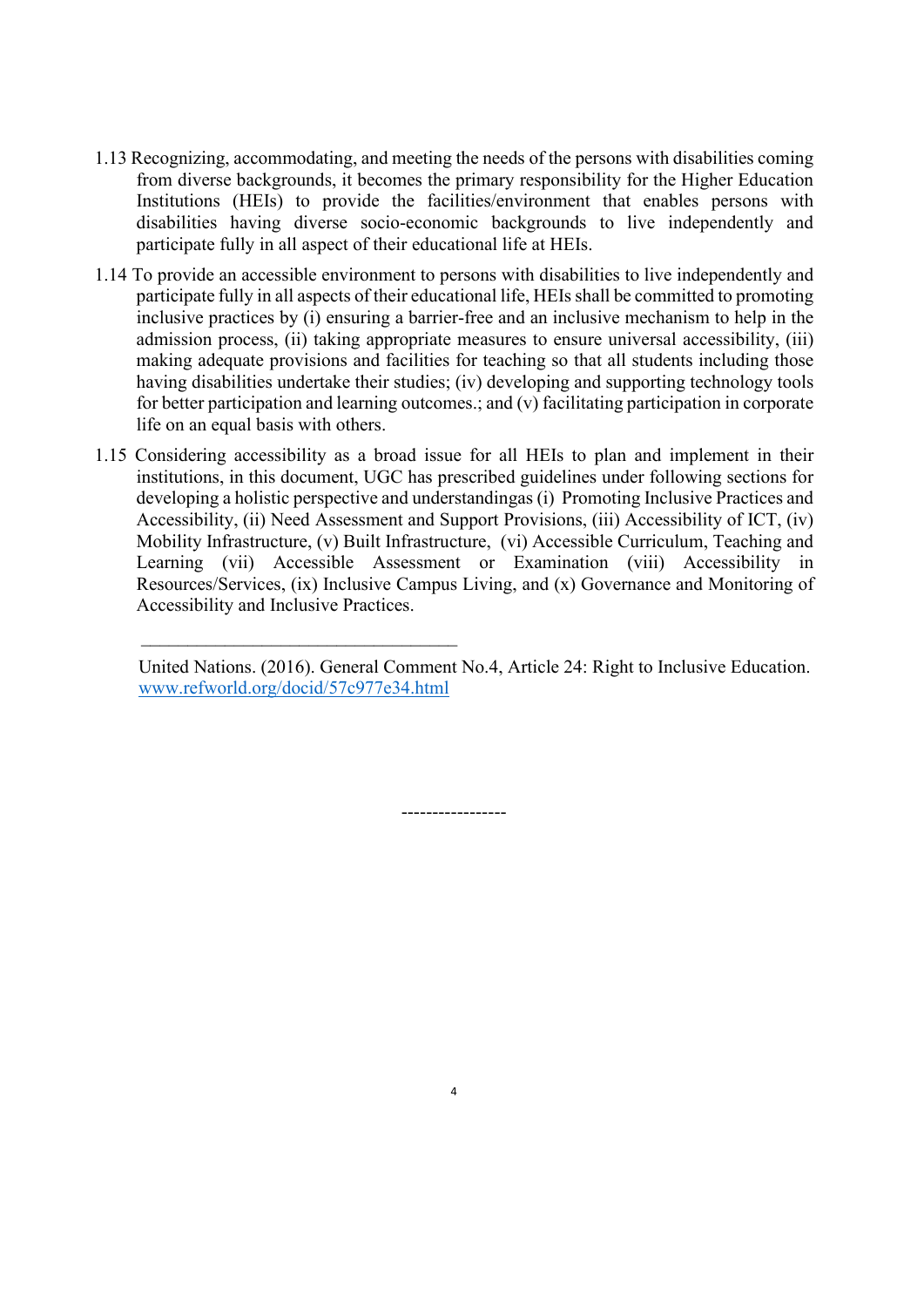1.13 Recognizing, accommodating, and meeting the needs of the persons with disabilities coming from diverse backgrounds, it becomes the primary responsibility for the Higher Education Institutions (HEIs) to provide the facilities/environment that enables persons with disabilities having diverse socio-economic backgrounds to live independently and participate fully in all aspect of their educational life at HEIs.

1.14 To provide an accessible environment to persons with disabilities to live independently and participate fully in all aspects of their educational life, HEIs shall be committed to promoting inclusive practices by (i) ensuring a barrier-free and an inclusive mechanism to help in the admission process, (ii) taking appropriate measures to ensure universal accessibility, (iii) making adequate provisions and facilities for teaching so that all students including those having disabilities undertake their studies; (iv) developing and supporting technology tools for better participation and learning outcomes.; and (v) facilitating participation in corporate life on an equal basis with others.

1.15 Considering accessibility as a broad issue for all HEIs to plan and implement in their institutions, in this document, UGC has prescribed guidelines under following sections for developing a holistic perspective and understandingas (i) Promoting Inclusive Practices and Accessibility, (ii) Need Assessment and Support Provisions, (iii) Accessibility of ICT, (iv) Mobility Infrastructure, (v) Built Infrastructure, (vi) Accessible Curriculum, Teaching and Learning (vii) Accessible Assessment or Examination (viii) Accessibility in Resources/Services, (ix) Inclusive Campus Living, and (x) Governance and Monitoring of Accessibility and Inclusive Practices.

---

United Nations. (2016). General Comment No.4, Article 24: Right to Inclusive Education. www.refworld.org/docid/57c977e34.html

-----------------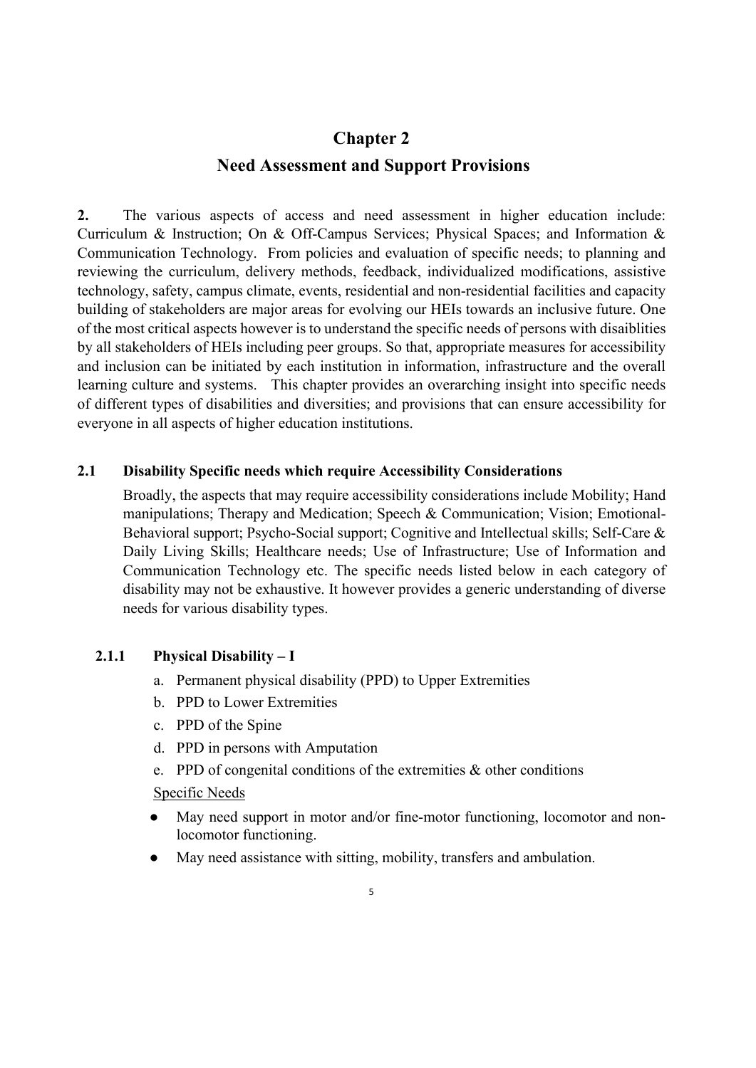# Chapter 2

## Need Assessment and Support Provisions

**2.** The various aspects of access and need assessment in higher education include: Curriculum & Instruction; On & Off-Campus Services; Physical Spaces; and Information & Communication Technology. From policies and evaluation of specific needs; to planning and reviewing the curriculum, delivery methods, feedback, individualized modifications, assistive technology, safety, campus climate, events, residential and non-residential facilities and capacity building of stakeholders are major areas for evolving our HEIs towards an inclusive future. One of the most critical aspects however is to understand the specific needs of persons with disaiblities by all stakeholders of HEIs including peer groups. So that, appropriate measures for accessibility and inclusion can be initiated by each institution in information, infrastructure and the overall learning culture and systems. This chapter provides an overarching insight into specific needs of different types of disabilities and diversities; and provisions that can ensure accessibility for everyone in all aspects of higher education institutions.

### 2.1 Disability Specific needs which require Accessibility Considerations

Broadly, the aspects that may require accessibility considerations include Mobility; Hand manipulations; Therapy and Medication; Speech & Communication; Vision; Emotional-Behavioral support; Psycho-Social support; Cognitive and Intellectual skills; Self-Care & Daily Living Skills; Healthcare needs; Use of Infrastructure; Use of Information and Communication Technology etc. The specific needs listed below in each category of disability may not be exhaustive. It however provides a generic understanding of diverse needs for various disability types.

#### 2.1.1 Physical Disability – I

a. Permanent physical disability (PPD) to Upper Extremities
b. PPD to Lower Extremities
c. PPD of the Spine
d. PPD in persons with Amputation
e. PPD of congenital conditions of the extremities & other conditions

Specific Needs

- May need support in motor and/or fine-motor functioning, locomotor and non-locomotor functioning.
- May need assistance with sitting, mobility, transfers and ambulation.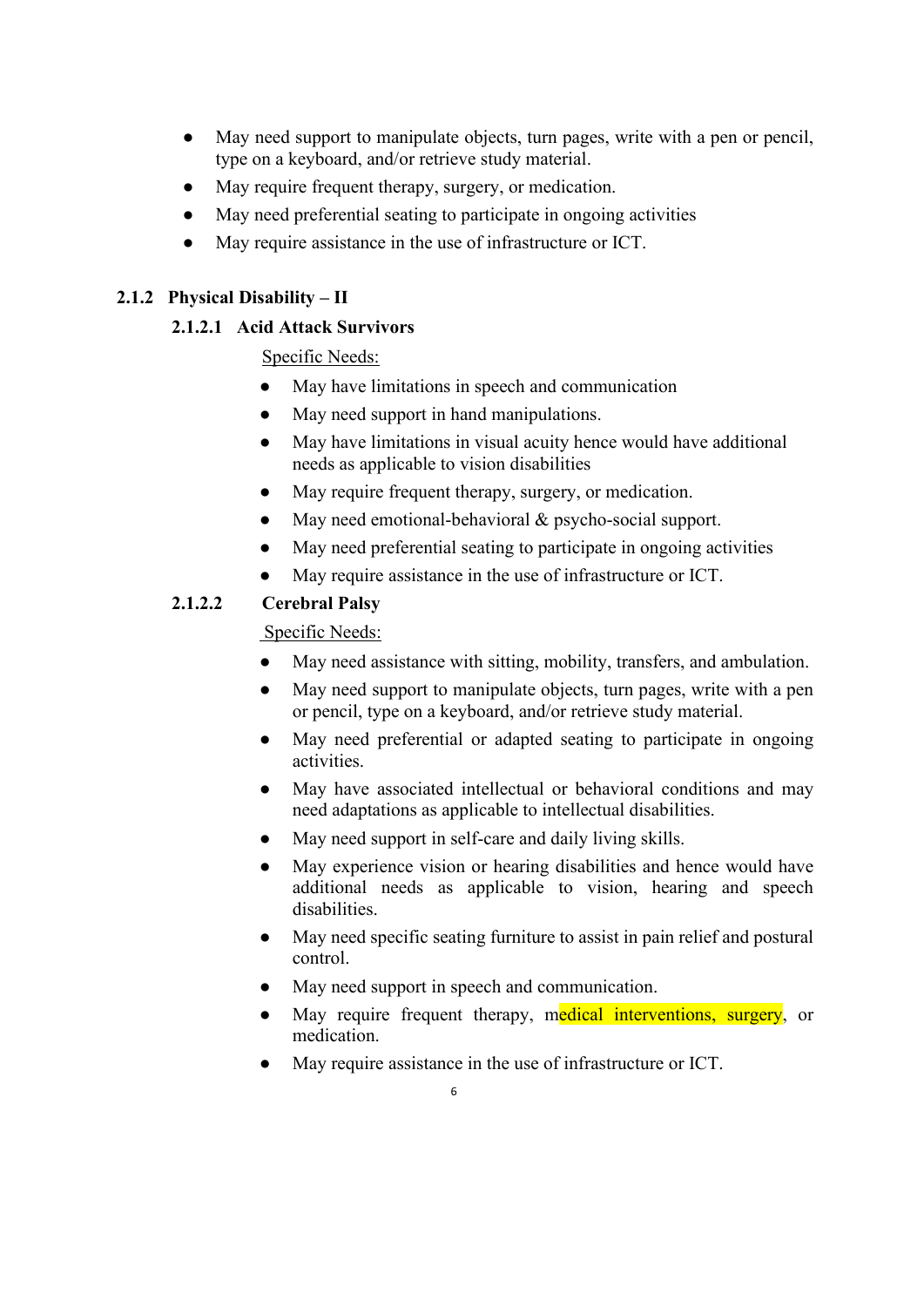- May need support to manipulate objects, turn pages, write with a pen or pencil, type on a keyboard, and/or retrieve study material.
- May require frequent therapy, surgery, or medication.
- May need preferential seating to participate in ongoing activities
- May require assistance in the use of infrastructure or ICT.

### 2.1.2 Physical Disability – II

#### 2.1.2.1 Acid Attack Survivors

Specific Needs:

- May have limitations in speech and communication
- May need support in hand manipulations.
- May have limitations in visual acuity hence would have additional needs as applicable to vision disabilities
- May require frequent therapy, surgery, or medication.
- May need emotional-behavioral & psycho-social support.
- May need preferential seating to participate in ongoing activities
- May require assistance in the use of infrastructure or ICT.

#### 2.1.2.2 Cerebral Palsy

Specific Needs:

- May need assistance with sitting, mobility, transfers, and ambulation.
- May need support to manipulate objects, turn pages, write with a pen or pencil, type on a keyboard, and/or retrieve study material.
- May need preferential or adapted seating to participate in ongoing activities.
- May have associated intellectual or behavioral conditions and may need adaptations as applicable to intellectual disabilities.
- May need support in self-care and daily living skills.
- May experience vision or hearing disabilities and hence would have additional needs as applicable to vision, hearing and speech disabilities.
- May need specific seating furniture to assist in pain relief and postural control.
- May need support in speech and communication.
- May require frequent therapy, medical interventions, surgery, or medication.
- May require assistance in the use of infrastructure or ICT.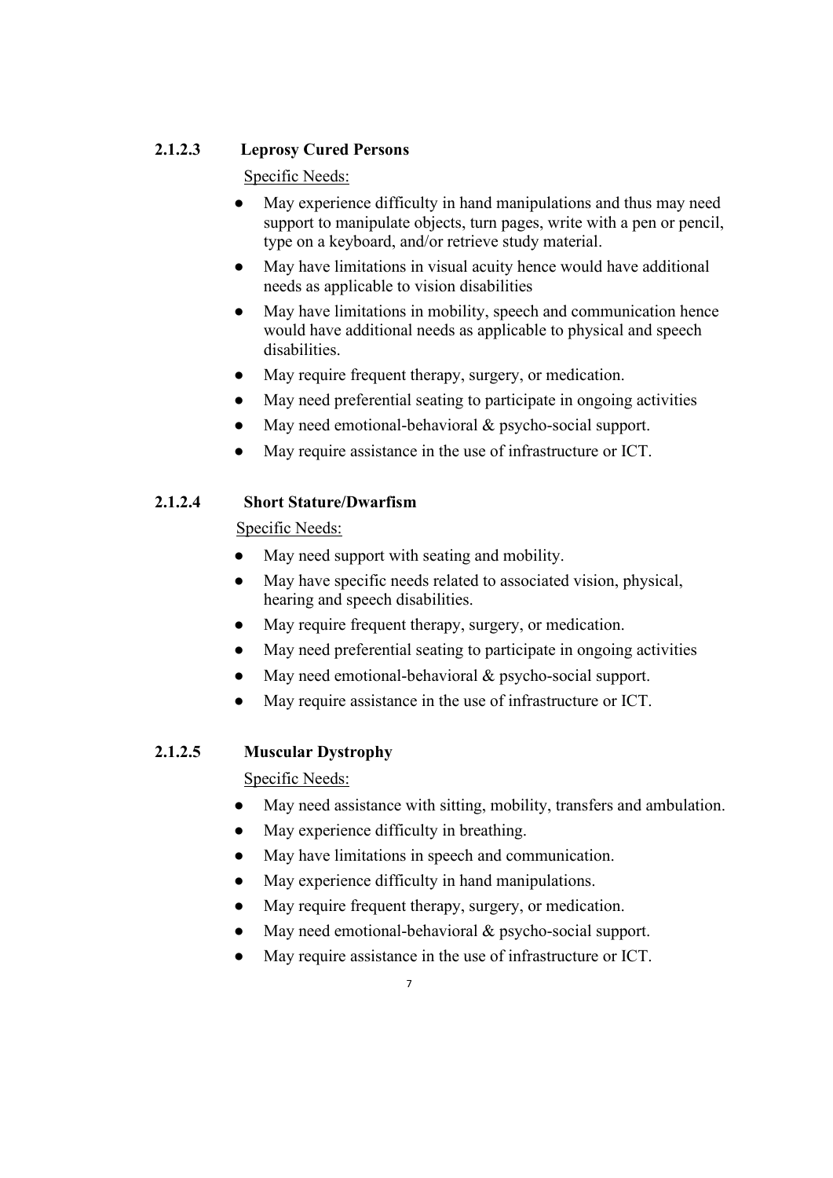#### 2.1.2.3 Leprosy Cured Persons

Specific Needs:

- May experience difficulty in hand manipulations and thus may need support to manipulate objects, turn pages, write with a pen or pencil, type on a keyboard, and/or retrieve study material.
- May have limitations in visual acuity hence would have additional needs as applicable to vision disabilities
- May have limitations in mobility, speech and communication hence would have additional needs as applicable to physical and speech disabilities.
- May require frequent therapy, surgery, or medication.
- May need preferential seating to participate in ongoing activities
- May need emotional-behavioral & psycho-social support.
- May require assistance in the use of infrastructure or ICT.

#### 2.1.2.4 Short Stature/Dwarfism

Specific Needs:

- May need support with seating and mobility.
- May have specific needs related to associated vision, physical, hearing and speech disabilities.
- May require frequent therapy, surgery, or medication.
- May need preferential seating to participate in ongoing activities
- May need emotional-behavioral & psycho-social support.
- May require assistance in the use of infrastructure or ICT.

#### 2.1.2.5 Muscular Dystrophy

Specific Needs:

- May need assistance with sitting, mobility, transfers and ambulation.
- May experience difficulty in breathing.
- May have limitations in speech and communication.
- May experience difficulty in hand manipulations.
- May require frequent therapy, surgery, or medication.
- May need emotional-behavioral & psycho-social support.
- May require assistance in the use of infrastructure or ICT.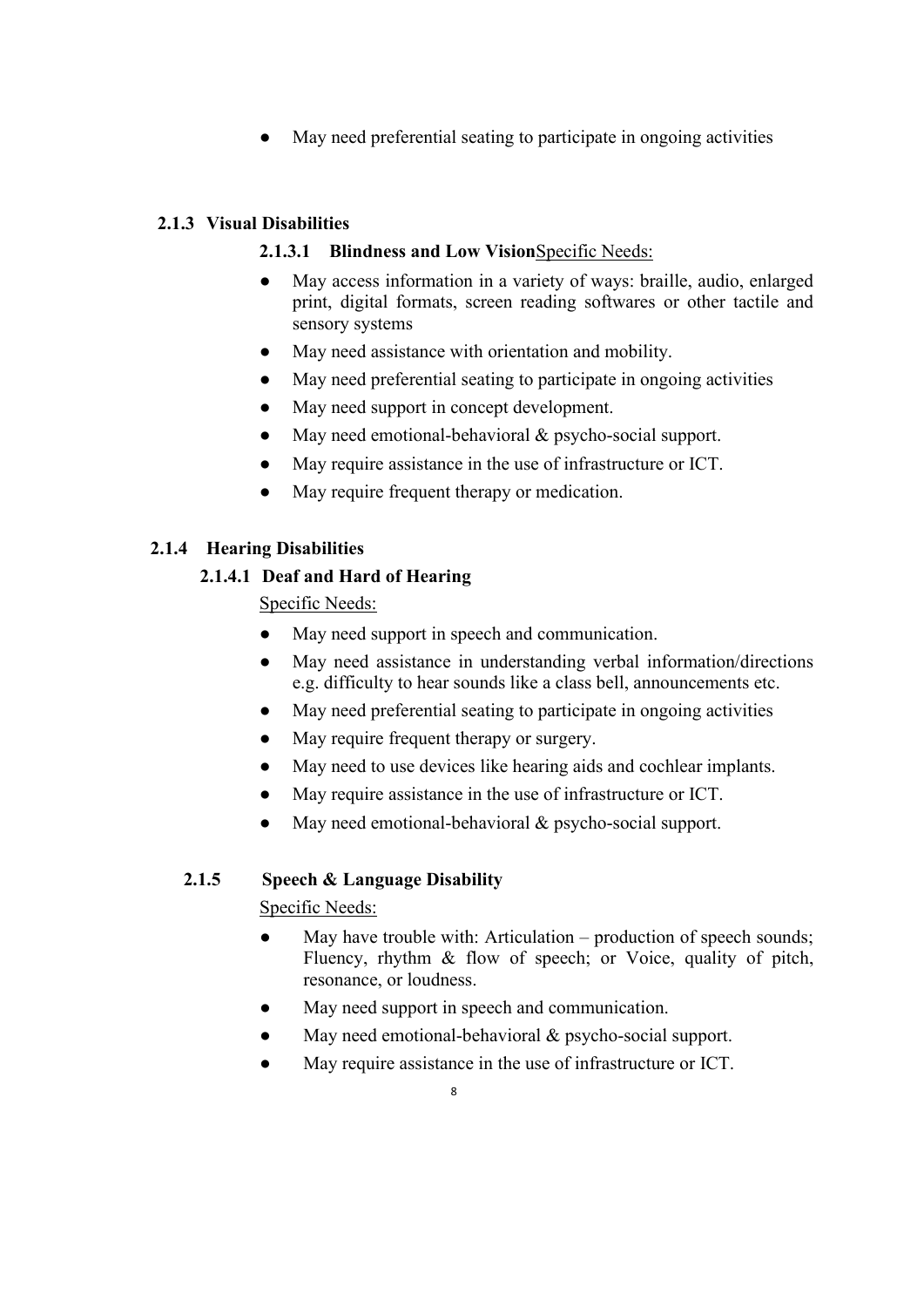- May need preferential seating to participate in ongoing activities

### 2.1.3 Visual Disabilities

#### 2.1.3.1 Blindness and Low Vision

Specific Needs:

- May access information in a variety of ways: braille, audio, enlarged print, digital formats, screen reading softwares or other tactile and sensory systems
- May need assistance with orientation and mobility.
- May need preferential seating to participate in ongoing activities
- May need support in concept development.
- May need emotional-behavioral & psycho-social support.
- May require assistance in the use of infrastructure or ICT.
- May require frequent therapy or medication.

### 2.1.4 Hearing Disabilities

#### 2.1.4.1 Deaf and Hard of Hearing

Specific Needs:

- May need support in speech and communication.
- May need assistance in understanding verbal information/directions e.g. difficulty to hear sounds like a class bell, announcements etc.
- May need preferential seating to participate in ongoing activities
- May require frequent therapy or surgery.
- May need to use devices like hearing aids and cochlear implants.
- May require assistance in the use of infrastructure or ICT.
- May need emotional-behavioral & psycho-social support.

### 2.1.5 Speech & Language Disability

Specific Needs:

- May have trouble with: Articulation – production of speech sounds; Fluency, rhythm & flow of speech; or Voice, quality of pitch, resonance, or loudness.
- May need support in speech and communication.
- May need emotional-behavioral & psycho-social support.
- May require assistance in the use of infrastructure or ICT.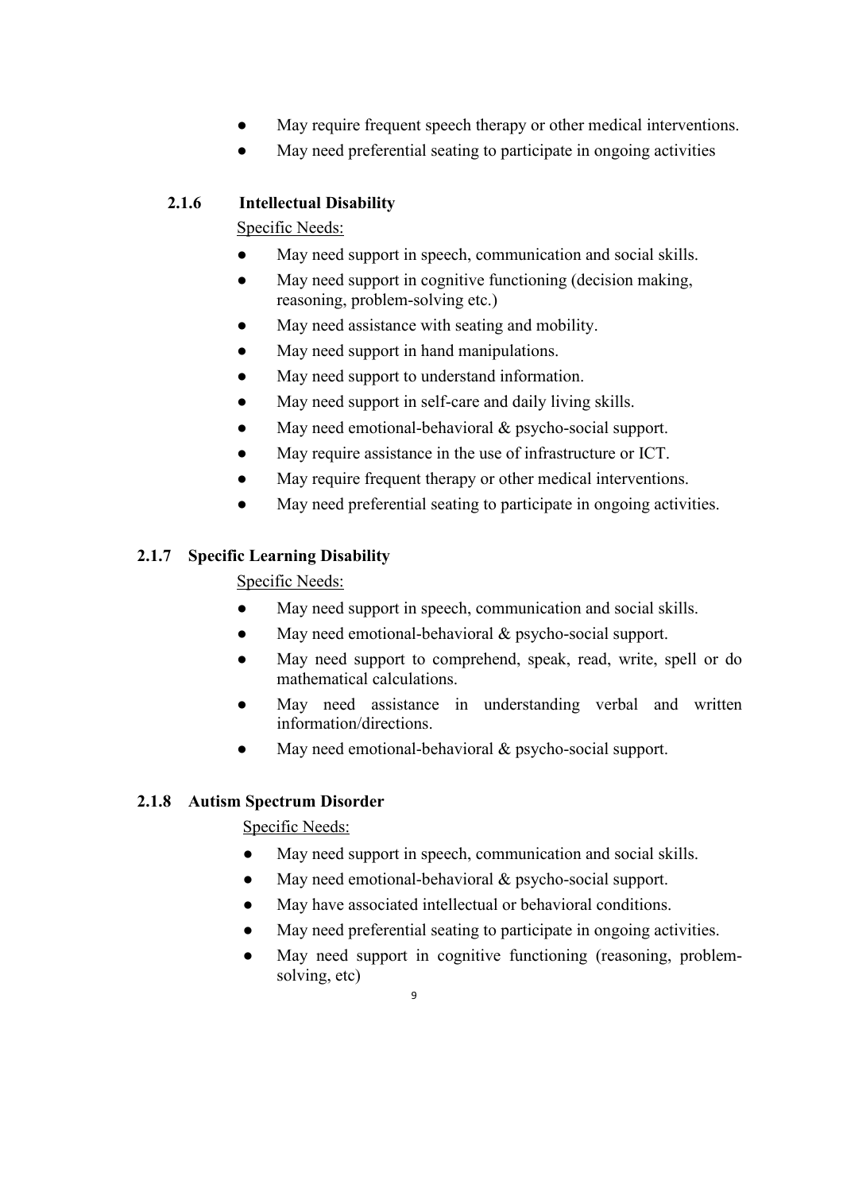- May require frequent speech therapy or other medical interventions.
- May need preferential seating to participate in ongoing activities

### 2.1.6 Intellectual Disability

Specific Needs:

- May need support in speech, communication and social skills.
- May need support in cognitive functioning (decision making, reasoning, problem-solving etc.)
- May need assistance with seating and mobility.
- May need support in hand manipulations.
- May need support to understand information.
- May need support in self-care and daily living skills.
- May need emotional-behavioral & psycho-social support.
- May require assistance in the use of infrastructure or ICT.
- May require frequent therapy or other medical interventions.
- May need preferential seating to participate in ongoing activities.

### 2.1.7 Specific Learning Disability

Specific Needs:

- May need support in speech, communication and social skills.
- May need emotional-behavioral & psycho-social support.
- May need support to comprehend, speak, read, write, spell or do mathematical calculations.
- May need assistance in understanding verbal and written information/directions.
- May need emotional-behavioral & psycho-social support.

### 2.1.8 Autism Spectrum Disorder

Specific Needs:

- May need support in speech, communication and social skills.
- May need emotional-behavioral & psycho-social support.
- May have associated intellectual or behavioral conditions.
- May need preferential seating to participate in ongoing activities.
- May need support in cognitive functioning (reasoning, problem-solving, etc)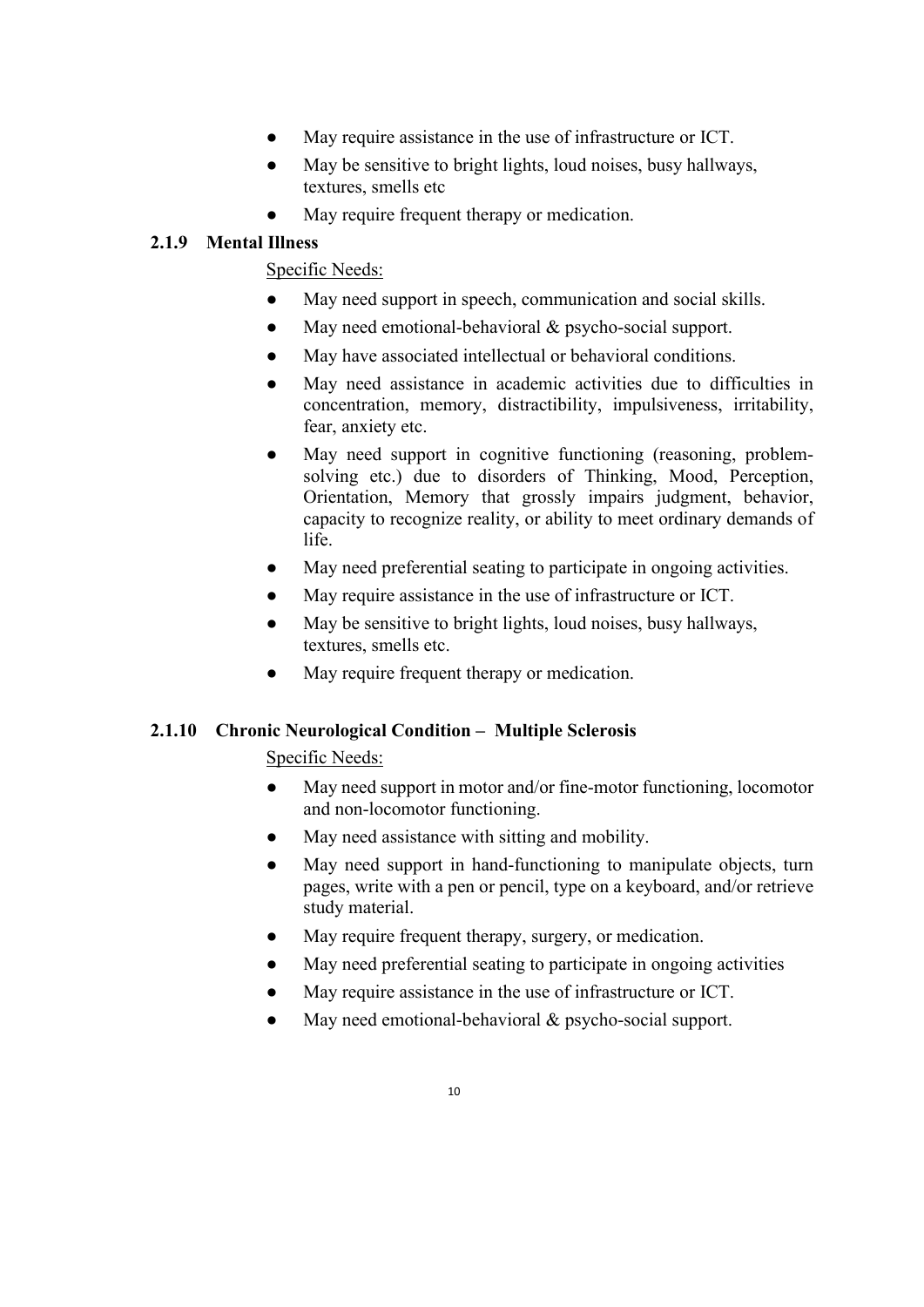- May require assistance in the use of infrastructure or ICT.
- May be sensitive to bright lights, loud noises, busy hallways, textures, smells etc
- May require frequent therapy or medication.

### 2.1.9 Mental Illness

Specific Needs:

- May need support in speech, communication and social skills.
- May need emotional-behavioral & psycho-social support.
- May have associated intellectual or behavioral conditions.
- May need assistance in academic activities due to difficulties in concentration, memory, distractibility, impulsiveness, irritability, fear, anxiety etc.
- May need support in cognitive functioning (reasoning, problem-solving etc.) due to disorders of Thinking, Mood, Perception, Orientation, Memory that grossly impairs judgment, behavior, capacity to recognize reality, or ability to meet ordinary demands of life.
- May need preferential seating to participate in ongoing activities.
- May require assistance in the use of infrastructure or ICT.
- May be sensitive to bright lights, loud noises, busy hallways, textures, smells etc.
- May require frequent therapy or medication.

### 2.1.10 Chronic Neurological Condition – Multiple Sclerosis

Specific Needs:

- May need support in motor and/or fine-motor functioning, locomotor and non-locomotor functioning.
- May need assistance with sitting and mobility.
- May need support in hand-functioning to manipulate objects, turn pages, write with a pen or pencil, type on a keyboard, and/or retrieve study material.
- May require frequent therapy, surgery, or medication.
- May need preferential seating to participate in ongoing activities
- May require assistance in the use of infrastructure or ICT.
- May need emotional-behavioral & psycho-social support.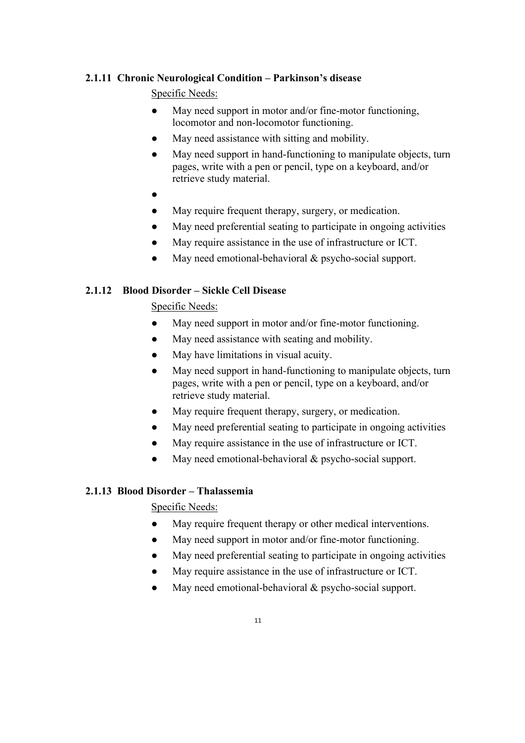#### 2.1.11 Chronic Neurological Condition – Parkinson's disease

Specific Needs:

- May need support in motor and/or fine-motor functioning, locomotor and non-locomotor functioning.
- May need assistance with sitting and mobility.
- May need support in hand-functioning to manipulate objects, turn pages, write with a pen or pencil, type on a keyboard, and/or retrieve study material.
- 
- May require frequent therapy, surgery, or medication.
- May need preferential seating to participate in ongoing activities
- May require assistance in the use of infrastructure or ICT.
- May need emotional-behavioral & psycho-social support.

#### 2.1.12 Blood Disorder – Sickle Cell Disease

Specific Needs:

- May need support in motor and/or fine-motor functioning.
- May need assistance with seating and mobility.
- May have limitations in visual acuity.
- May need support in hand-functioning to manipulate objects, turn pages, write with a pen or pencil, type on a keyboard, and/or retrieve study material.
- May require frequent therapy, surgery, or medication.
- May need preferential seating to participate in ongoing activities
- May require assistance in the use of infrastructure or ICT.
- May need emotional-behavioral & psycho-social support.

#### 2.1.13 Blood Disorder – Thalassemia

Specific Needs:

- May require frequent therapy or other medical interventions.
- May need support in motor and/or fine-motor functioning.
- May need preferential seating to participate in ongoing activities
- May require assistance in the use of infrastructure or ICT.
- May need emotional-behavioral & psycho-social support.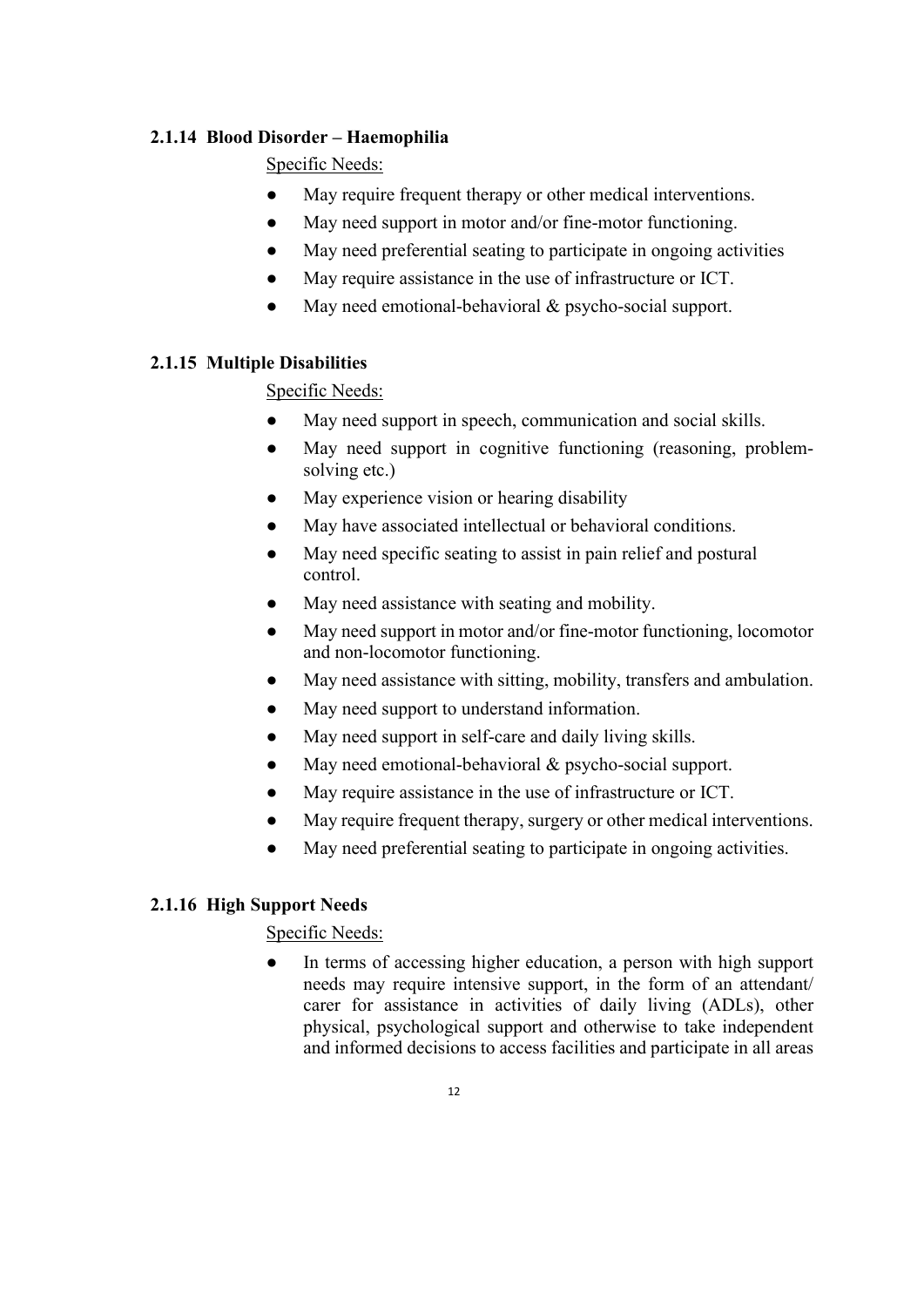### 2.1.14 Blood Disorder – Haemophilia

Specific Needs:

- May require frequent therapy or other medical interventions.
- May need support in motor and/or fine-motor functioning.
- May need preferential seating to participate in ongoing activities
- May require assistance in the use of infrastructure or ICT.
- May need emotional-behavioral & psycho-social support.

### 2.1.15 Multiple Disabilities

Specific Needs:

- May need support in speech, communication and social skills.
- May need support in cognitive functioning (reasoning, problem-solving etc.)
- May experience vision or hearing disability
- May have associated intellectual or behavioral conditions.
- May need specific seating to assist in pain relief and postural control.
- May need assistance with seating and mobility.
- May need support in motor and/or fine-motor functioning, locomotor and non-locomotor functioning.
- May need assistance with sitting, mobility, transfers and ambulation.
- May need support to understand information.
- May need support in self-care and daily living skills.
- May need emotional-behavioral & psycho-social support.
- May require assistance in the use of infrastructure or ICT.
- May require frequent therapy, surgery or other medical interventions.
- May need preferential seating to participate in ongoing activities.

### 2.1.16 High Support Needs

Specific Needs:

- In terms of accessing higher education, a person with high support needs may require intensive support, in the form of an attendant/ carer for assistance in activities of daily living (ADLs), other physical, psychological support and otherwise to take independent and informed decisions to access facilities and participate in all areas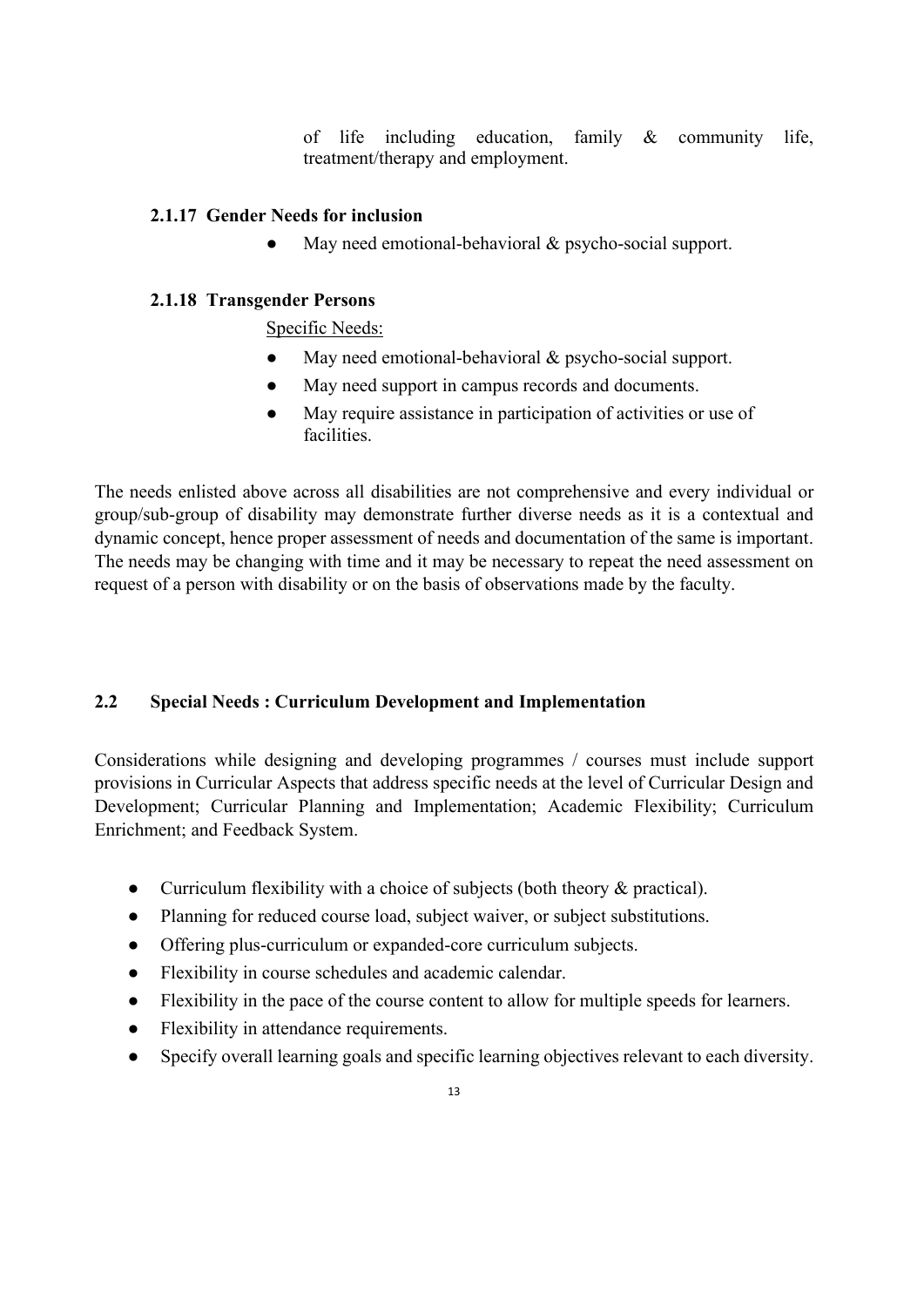of life including education, family & community life, treatment/therapy and employment.

### 2.1.17 Gender Needs for inclusion

- May need emotional-behavioral & psycho-social support.

### 2.1.18 Transgender Persons

Specific Needs:

- May need emotional-behavioral & psycho-social support.
- May need support in campus records and documents.
- May require assistance in participation of activities or use of facilities.

The needs enlisted above across all disabilities are not comprehensive and every individual or group/sub-group of disability may demonstrate further diverse needs as it is a contextual and dynamic concept, hence proper assessment of needs and documentation of the same is important. The needs may be changing with time and it may be necessary to repeat the need assessment on request of a person with disability or on the basis of observations made by the faculty.

## 2.2 Special Needs : Curriculum Development and Implementation

Considerations while designing and developing programmes / courses must include support provisions in Curricular Aspects that address specific needs at the level of Curricular Design and Development; Curricular Planning and Implementation; Academic Flexibility; Curriculum Enrichment; and Feedback System.

- Curriculum flexibility with a choice of subjects (both theory & practical).
- Planning for reduced course load, subject waiver, or subject substitutions.
- Offering plus-curriculum or expanded-core curriculum subjects.
- Flexibility in course schedules and academic calendar.
- Flexibility in the pace of the course content to allow for multiple speeds for learners.
- Flexibility in attendance requirements.
- Specify overall learning goals and specific learning objectives relevant to each diversity.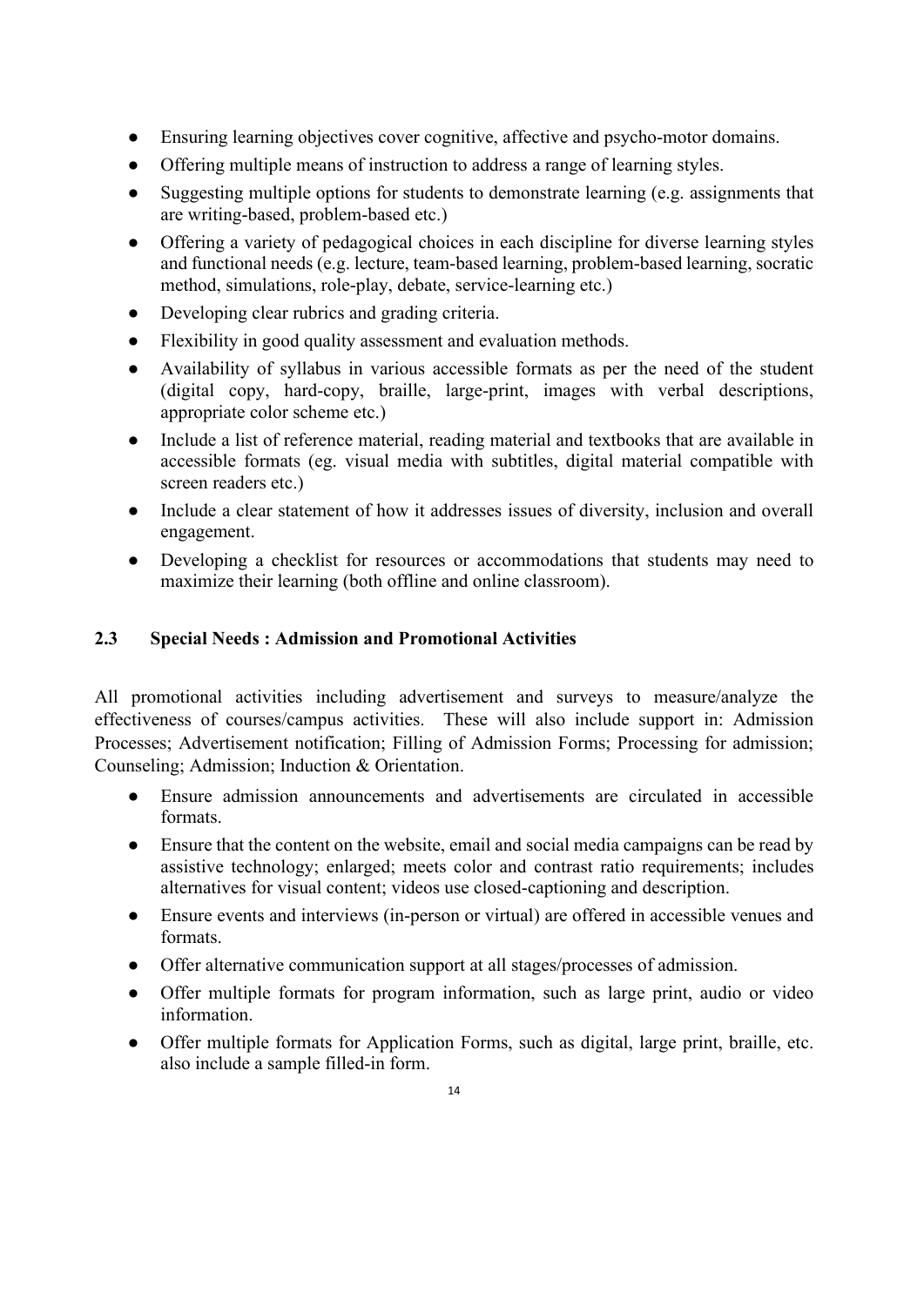- Ensuring learning objectives cover cognitive, affective and psycho-motor domains.
- Offering multiple means of instruction to address a range of learning styles.
- Suggesting multiple options for students to demonstrate learning (e.g. assignments that are writing-based, problem-based etc.)
- Offering a variety of pedagogical choices in each discipline for diverse learning styles and functional needs (e.g. lecture, team-based learning, problem-based learning, socratic method, simulations, role-play, debate, service-learning etc.)
- Developing clear rubrics and grading criteria.
- Flexibility in good quality assessment and evaluation methods.
- Availability of syllabus in various accessible formats as per the need of the student (digital copy, hard-copy, braille, large-print, images with verbal descriptions, appropriate color scheme etc.)
- Include a list of reference material, reading material and textbooks that are available in accessible formats (eg. visual media with subtitles, digital material compatible with screen readers etc.)
- Include a clear statement of how it addresses issues of diversity, inclusion and overall engagement.
- Developing a checklist for resources or accommodations that students may need to maximize their learning (both offline and online classroom).

### 2.3 Special Needs : Admission and Promotional Activities

All promotional activities including advertisement and surveys to measure/analyze the effectiveness of courses/campus activities. These will also include support in: Admission Processes; Advertisement notification; Filling of Admission Forms; Processing for admission; Counseling; Admission; Induction & Orientation.

- Ensure admission announcements and advertisements are circulated in accessible formats.
- Ensure that the content on the website, email and social media campaigns can be read by assistive technology; enlarged; meets color and contrast ratio requirements; includes alternatives for visual content; videos use closed-captioning and description.
- Ensure events and interviews (in-person or virtual) are offered in accessible venues and formats.
- Offer alternative communication support at all stages/processes of admission.
- Offer multiple formats for program information, such as large print, audio or video information.
- Offer multiple formats for Application Forms, such as digital, large print, braille, etc. also include a sample filled-in form.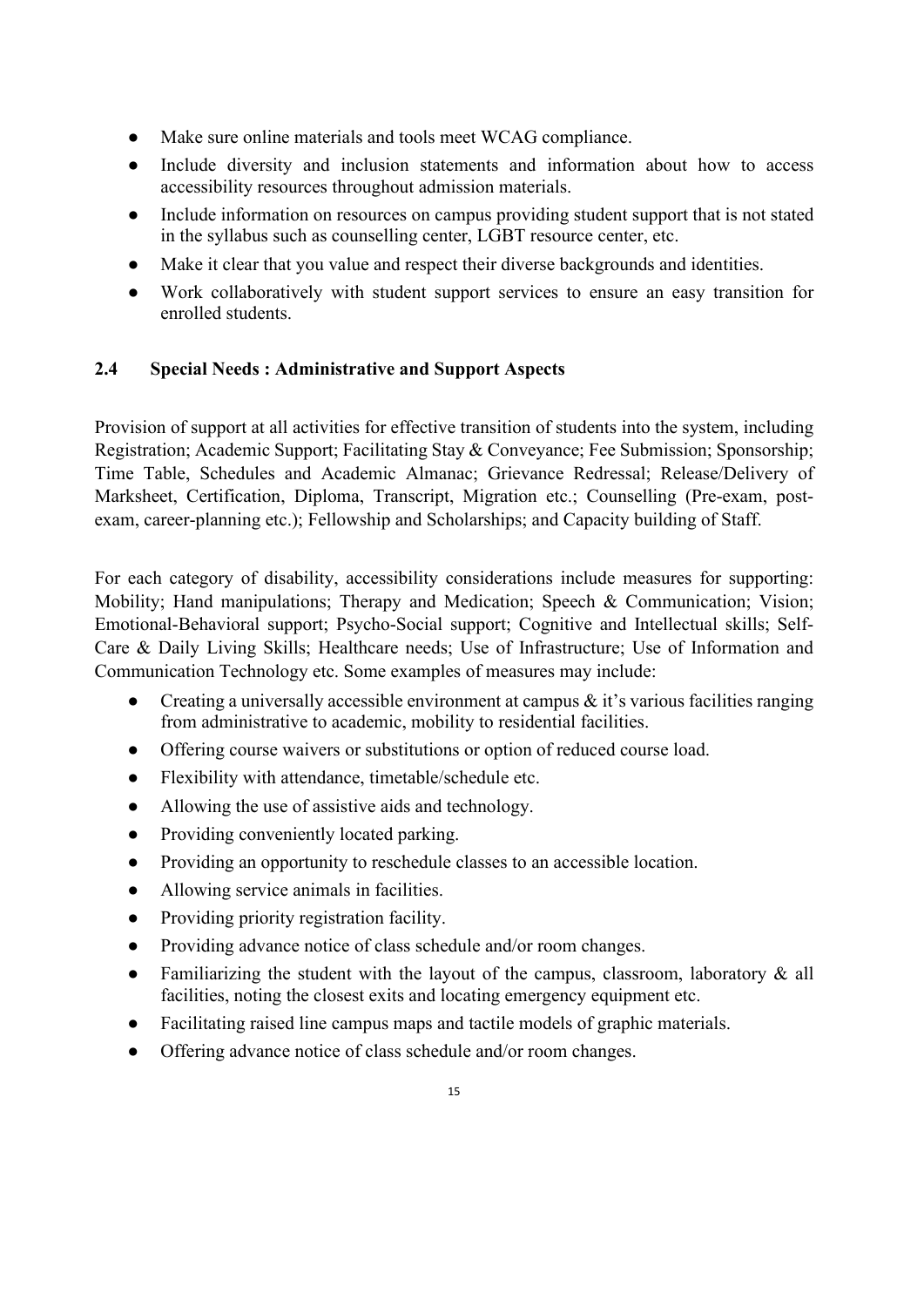- Make sure online materials and tools meet WCAG compliance.
- Include diversity and inclusion statements and information about how to access accessibility resources throughout admission materials.
- Include information on resources on campus providing student support that is not stated in the syllabus such as counselling center, LGBT resource center, etc.
- Make it clear that you value and respect their diverse backgrounds and identities.
- Work collaboratively with student support services to ensure an easy transition for enrolled students.

### 2.4 Special Needs : Administrative and Support Aspects

Provision of support at all activities for effective transition of students into the system, including Registration; Academic Support; Facilitating Stay & Conveyance; Fee Submission; Sponsorship; Time Table, Schedules and Academic Almanac; Grievance Redressal; Release/Delivery of Marksheet, Certification, Diploma, Transcript, Migration etc.; Counselling (Pre-exam, post-exam, career-planning etc.); Fellowship and Scholarships; and Capacity building of Staff.

For each category of disability, accessibility considerations include measures for supporting: Mobility; Hand manipulations; Therapy and Medication; Speech & Communication; Vision; Emotional-Behavioral support; Psycho-Social support; Cognitive and Intellectual skills; Self-Care & Daily Living Skills; Healthcare needs; Use of Infrastructure; Use of Information and Communication Technology etc. Some examples of measures may include:

- Creating a universally accessible environment at campus & it's various facilities ranging from administrative to academic, mobility to residential facilities.
- Offering course waivers or substitutions or option of reduced course load.
- Flexibility with attendance, timetable/schedule etc.
- Allowing the use of assistive aids and technology.
- Providing conveniently located parking.
- Providing an opportunity to reschedule classes to an accessible location.
- Allowing service animals in facilities.
- Providing priority registration facility.
- Providing advance notice of class schedule and/or room changes.
- Familiarizing the student with the layout of the campus, classroom, laboratory & all facilities, noting the closest exits and locating emergency equipment etc.
- Facilitating raised line campus maps and tactile models of graphic materials.
- Offering advance notice of class schedule and/or room changes.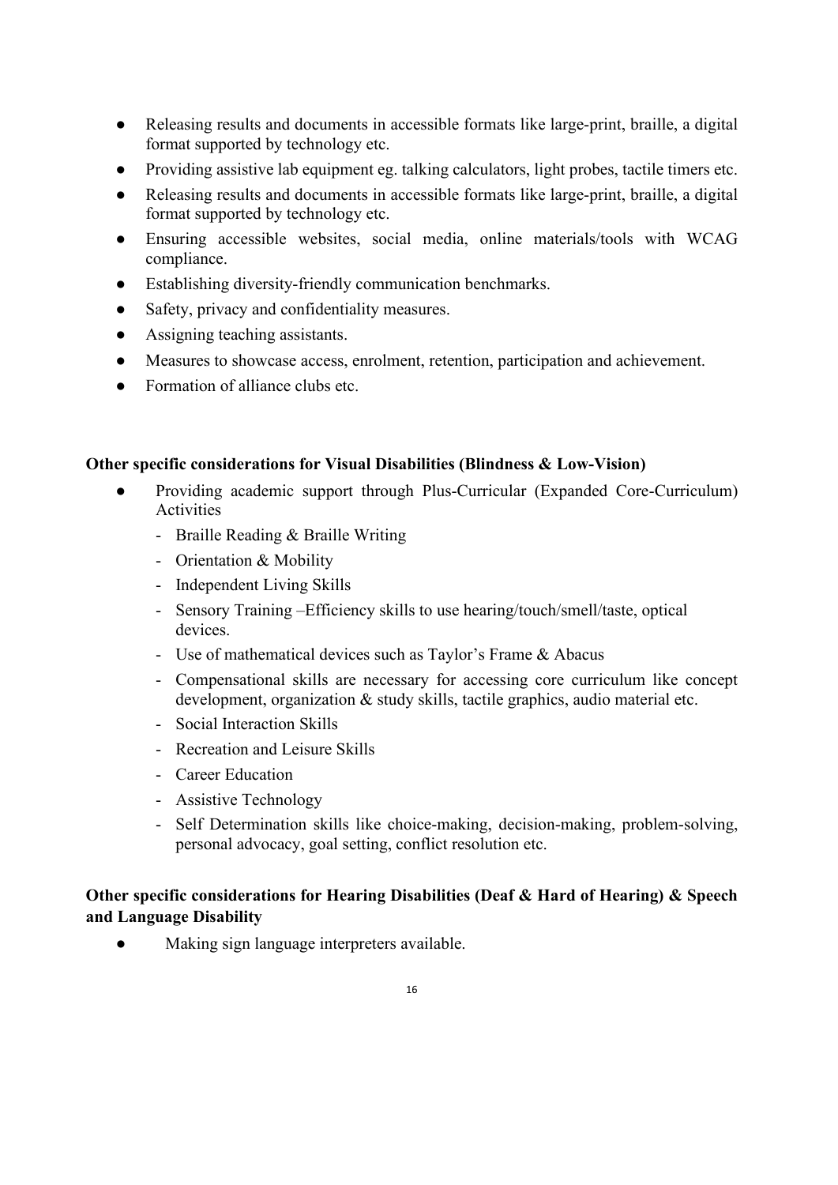- Releasing results and documents in accessible formats like large-print, braille, a digital format supported by technology etc.
- Providing assistive lab equipment eg. talking calculators, light probes, tactile timers etc.
- Releasing results and documents in accessible formats like large-print, braille, a digital format supported by technology etc.
- Ensuring accessible websites, social media, online materials/tools with WCAG compliance.
- Establishing diversity-friendly communication benchmarks.
- Safety, privacy and confidentiality measures.
- Assigning teaching assistants.
- Measures to showcase access, enrolment, retention, participation and achievement.
- Formation of alliance clubs etc.

**Other specific considerations for Visual Disabilities (Blindness & Low-Vision)**

- Providing academic support through Plus-Curricular (Expanded Core-Curriculum) Activities
  - Braille Reading & Braille Writing
  - Orientation & Mobility
  - Independent Living Skills
  - Sensory Training –Efficiency skills to use hearing/touch/smell/taste, optical devices.
  - Use of mathematical devices such as Taylor's Frame & Abacus
  - Compensational skills are necessary for accessing core curriculum like concept development, organization & study skills, tactile graphics, audio material etc.
  - Social Interaction Skills
  - Recreation and Leisure Skills
  - Career Education
  - Assistive Technology
  - Self Determination skills like choice-making, decision-making, problem-solving, personal advocacy, goal setting, conflict resolution etc.

**Other specific considerations for Hearing Disabilities (Deaf & Hard of Hearing) & Speech and Language Disability**

- Making sign language interpreters available.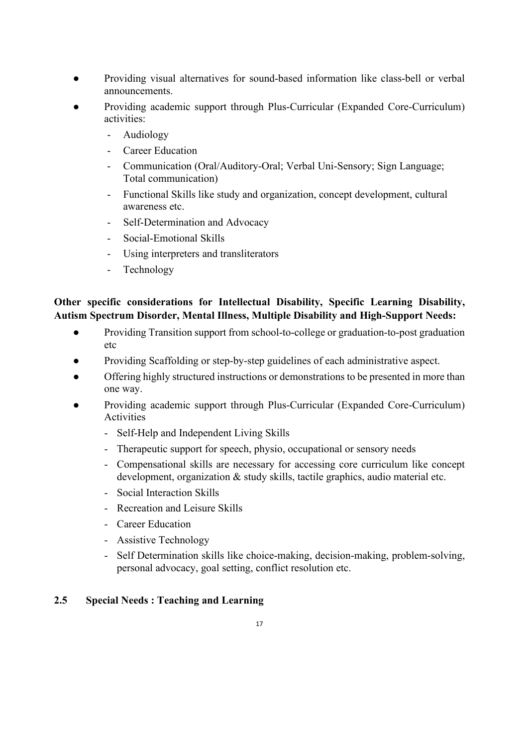- Providing visual alternatives for sound-based information like class-bell or verbal announcements.
- Providing academic support through Plus-Curricular (Expanded Core-Curriculum) activities:
  - Audiology
  - Career Education
  - Communication (Oral/Auditory-Oral; Verbal Uni-Sensory; Sign Language; Total communication)
  - Functional Skills like study and organization, concept development, cultural awareness etc.
  - Self-Determination and Advocacy
  - Social-Emotional Skills
  - Using interpreters and transliterators
  - Technology

**Other specific considerations for Intellectual Disability, Specific Learning Disability, Autism Spectrum Disorder, Mental Illness, Multiple Disability and High-Support Needs:**

- Providing Transition support from school-to-college or graduation-to-post graduation etc
- Providing Scaffolding or step-by-step guidelines of each administrative aspect.
- Offering highly structured instructions or demonstrations to be presented in more than one way.
- Providing academic support through Plus-Curricular (Expanded Core-Curriculum) Activities
  - Self-Help and Independent Living Skills
  - Therapeutic support for speech, physio, occupational or sensory needs
  - Compensational skills are necessary for accessing core curriculum like concept development, organization & study skills, tactile graphics, audio material etc.
  - Social Interaction Skills
  - Recreation and Leisure Skills
  - Career Education
  - Assistive Technology
  - Self Determination skills like choice-making, decision-making, problem-solving, personal advocacy, goal setting, conflict resolution etc.

## 2.5 Special Needs : Teaching and Learning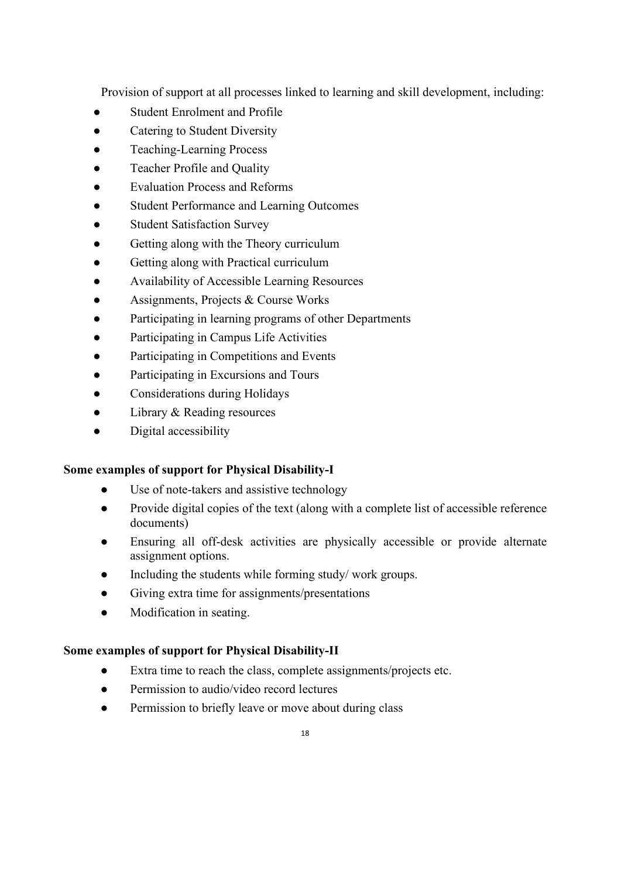Provision of support at all processes linked to learning and skill development, including:

- Student Enrolment and Profile
- Catering to Student Diversity
- Teaching-Learning Process
- Teacher Profile and Quality
- Evaluation Process and Reforms
- Student Performance and Learning Outcomes
- Student Satisfaction Survey
- Getting along with the Theory curriculum
- Getting along with Practical curriculum
- Availability of Accessible Learning Resources
- Assignments, Projects & Course Works
- Participating in learning programs of other Departments
- Participating in Campus Life Activities
- Participating in Competitions and Events
- Participating in Excursions and Tours
- Considerations during Holidays
- Library & Reading resources
- Digital accessibility

**Some examples of support for Physical Disability-I**

- Use of note-takers and assistive technology
- Provide digital copies of the text (along with a complete list of accessible reference documents)
- Ensuring all off-desk activities are physically accessible or provide alternate assignment options.
- Including the students while forming study/ work groups.
- Giving extra time for assignments/presentations
- Modification in seating.

**Some examples of support for Physical Disability-II**

- Extra time to reach the class, complete assignments/projects etc.
- Permission to audio/video record lectures
- Permission to briefly leave or move about during class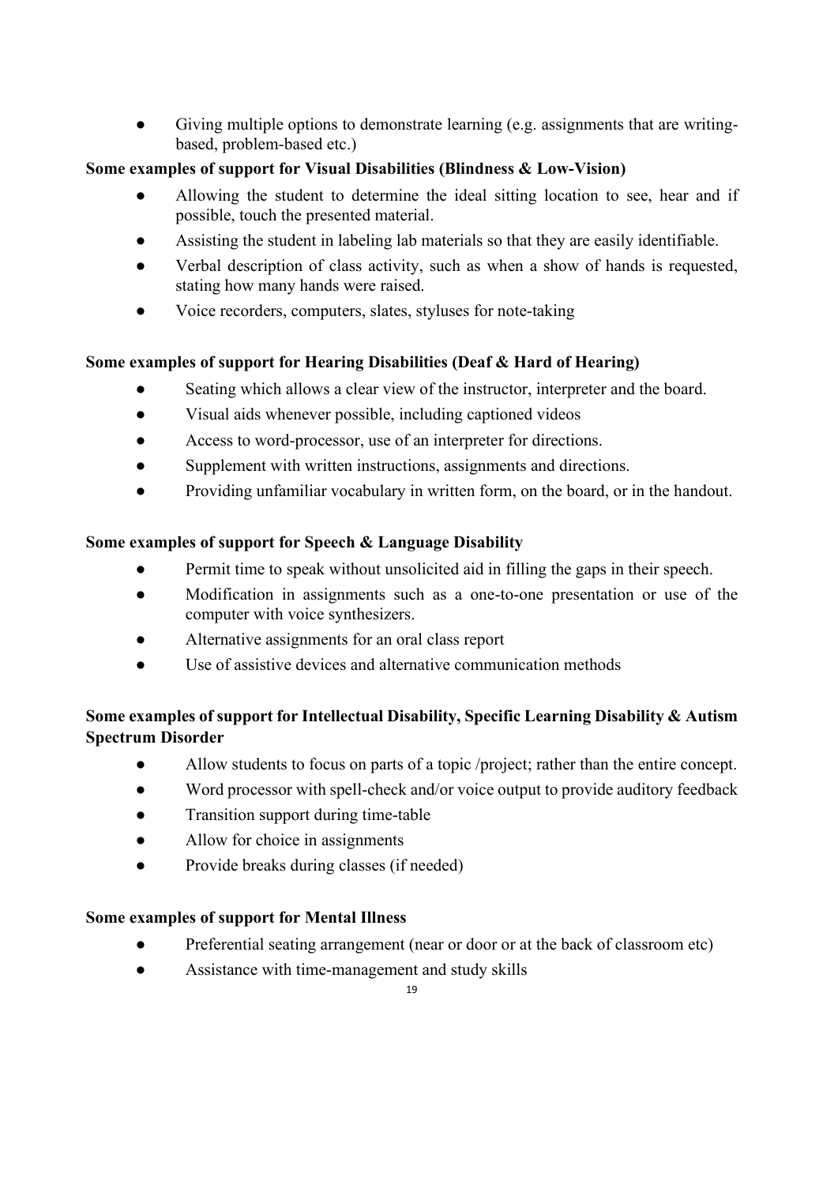- Giving multiple options to demonstrate learning (e.g. assignments that are writing-based, problem-based etc.)

**Some examples of support for Visual Disabilities (Blindness & Low-Vision)**

- Allowing the student to determine the ideal sitting location to see, hear and if possible, touch the presented material.
- Assisting the student in labeling lab materials so that they are easily identifiable.
- Verbal description of class activity, such as when a show of hands is requested, stating how many hands were raised.
- Voice recorders, computers, slates, styluses for note-taking

**Some examples of support for Hearing Disabilities (Deaf & Hard of Hearing)**

- Seating which allows a clear view of the instructor, interpreter and the board.
- Visual aids whenever possible, including captioned videos
- Access to word-processor, use of an interpreter for directions.
- Supplement with written instructions, assignments and directions.
- Providing unfamiliar vocabulary in written form, on the board, or in the handout.

**Some examples of support for Speech & Language Disability**

- Permit time to speak without unsolicited aid in filling the gaps in their speech.
- Modification in assignments such as a one-to-one presentation or use of the computer with voice synthesizers.
- Alternative assignments for an oral class report
- Use of assistive devices and alternative communication methods

**Some examples of support for Intellectual Disability, Specific Learning Disability & Autism Spectrum Disorder**

- Allow students to focus on parts of a topic /project; rather than the entire concept.
- Word processor with spell-check and/or voice output to provide auditory feedback
- Transition support during time-table
- Allow for choice in assignments
- Provide breaks during classes (if needed)

**Some examples of support for Mental Illness**

- Preferential seating arrangement (near or door or at the back of classroom etc)
- Assistance with time-management and study skills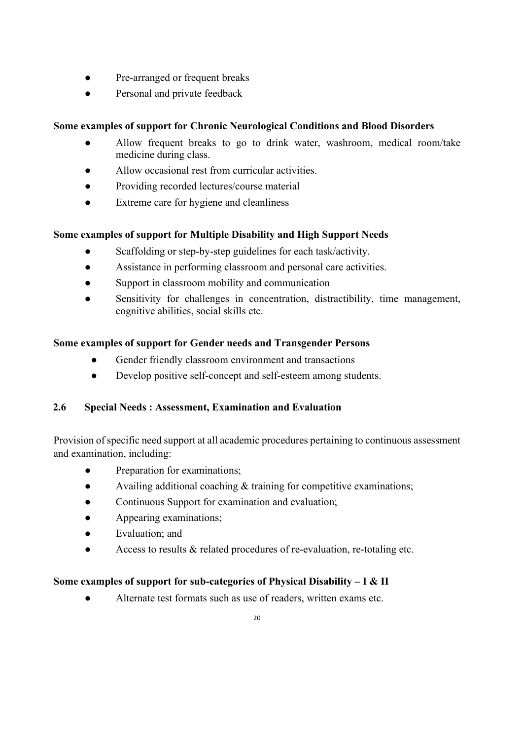- Pre-arranged or frequent breaks
- Personal and private feedback

**Some examples of support for Chronic Neurological Conditions and Blood Disorders**

- Allow frequent breaks to go to drink water, washroom, medical room/take medicine during class.
- Allow occasional rest from curricular activities.
- Providing recorded lectures/course material
- Extreme care for hygiene and cleanliness

**Some examples of support for Multiple Disability and High Support Needs**

- Scaffolding or step-by-step guidelines for each task/activity.
- Assistance in performing classroom and personal care activities.
- Support in classroom mobility and communication
- Sensitivity for challenges in concentration, distractibility, time management, cognitive abilities, social skills etc.

**Some examples of support for Gender needs and Transgender Persons**

- Gender friendly classroom environment and transactions
- Develop positive self-concept and self-esteem among students.

## 2.6 Special Needs : Assessment, Examination and Evaluation

Provision of specific need support at all academic procedures pertaining to continuous assessment and examination, including:

- Preparation for examinations;
- Availing additional coaching & training for competitive examinations;
- Continuous Support for examination and evaluation;
- Appearing examinations;
- Evaluation; and
- Access to results & related procedures of re-evaluation, re-totaling etc.

**Some examples of support for sub-categories of Physical Disability – I & II**

- Alternate test formats such as use of readers, written exams etc.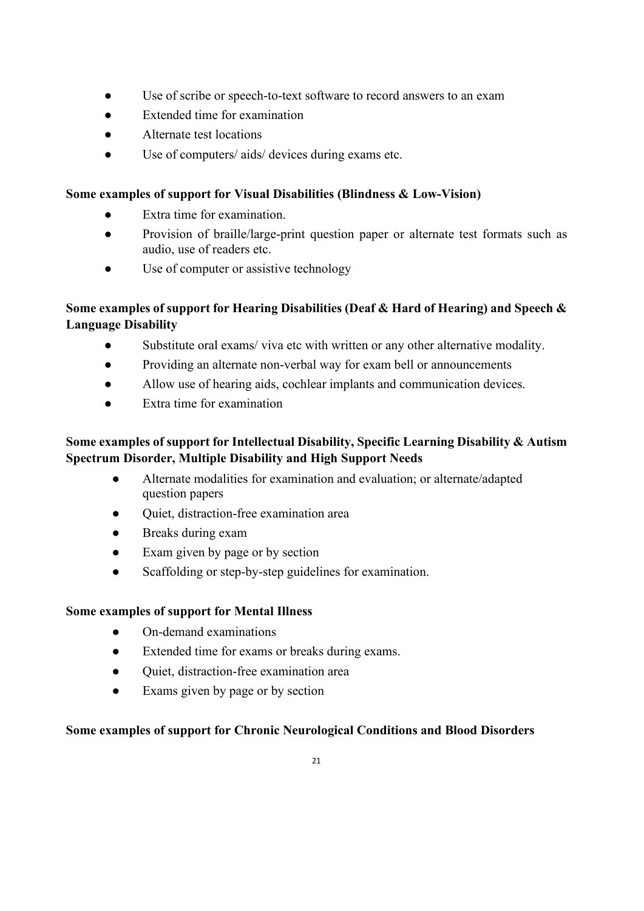- Use of scribe or speech-to-text software to record answers to an exam
- Extended time for examination
- Alternate test locations
- Use of computers/ aids/ devices during exams etc.

**Some examples of support for Visual Disabilities (Blindness & Low-Vision)**

- Extra time for examination.
- Provision of braille/large-print question paper or alternate test formats such as audio, use of readers etc.
- Use of computer or assistive technology

**Some examples of support for Hearing Disabilities (Deaf & Hard of Hearing) and Speech & Language Disability**

- Substitute oral exams/ viva etc with written or any other alternative modality.
- Providing an alternate non-verbal way for exam bell or announcements
- Allow use of hearing aids, cochlear implants and communication devices.
- Extra time for examination

**Some examples of support for Intellectual Disability, Specific Learning Disability & Autism Spectrum Disorder, Multiple Disability and High Support Needs**

- Alternate modalities for examination and evaluation; or alternate/adapted question papers
- Quiet, distraction-free examination area
- Breaks during exam
- Exam given by page or by section
- Scaffolding or step-by-step guidelines for examination.

**Some examples of support for Mental Illness**

- On-demand examinations
- Extended time for exams or breaks during exams.
- Quiet, distraction-free examination area
- Exams given by page or by section

**Some examples of support for Chronic Neurological Conditions and Blood Disorders**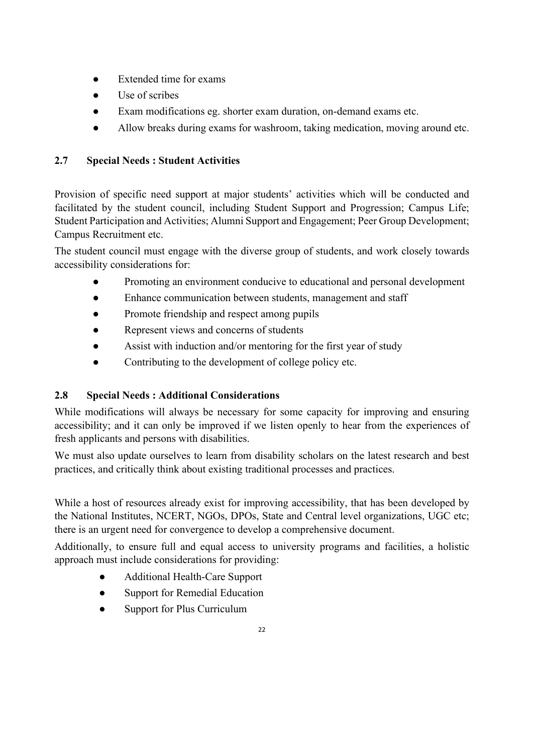- Extended time for exams
- Use of scribes
- Exam modifications eg. shorter exam duration, on-demand exams etc.
- Allow breaks during exams for washroom, taking medication, moving around etc.

### 2.7 Special Needs : Student Activities

Provision of specific need support at major students' activities which will be conducted and facilitated by the student council, including Student Support and Progression; Campus Life; Student Participation and Activities; Alumni Support and Engagement; Peer Group Development; Campus Recruitment etc.

The student council must engage with the diverse group of students, and work closely towards accessibility considerations for:

- Promoting an environment conducive to educational and personal development
- Enhance communication between students, management and staff
- Promote friendship and respect among pupils
- Represent views and concerns of students
- Assist with induction and/or mentoring for the first year of study
- Contributing to the development of college policy etc.

### 2.8 Special Needs : Additional Considerations

While modifications will always be necessary for some capacity for improving and ensuring accessibility; and it can only be improved if we listen openly to hear from the experiences of fresh applicants and persons with disabilities.

We must also update ourselves to learn from disability scholars on the latest research and best practices, and critically think about existing traditional processes and practices.

While a host of resources already exist for improving accessibility, that has been developed by the National Institutes, NCERT, NGOs, DPOs, State and Central level organizations, UGC etc; there is an urgent need for convergence to develop a comprehensive document.

Additionally, to ensure full and equal access to university programs and facilities, a holistic approach must include considerations for providing:

- Additional Health-Care Support
- Support for Remedial Education
- Support for Plus Curriculum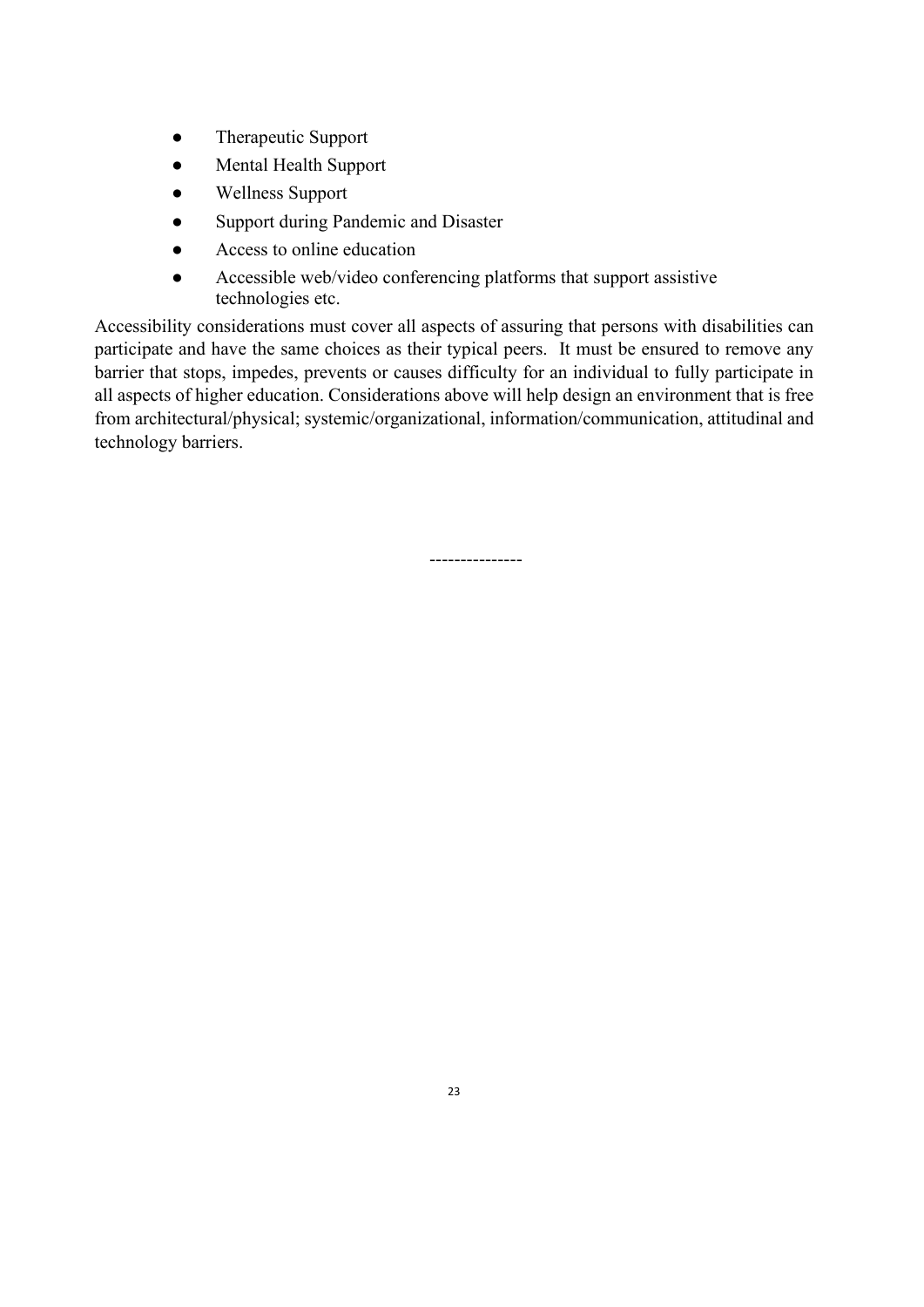- Therapeutic Support
- Mental Health Support
- Wellness Support
- Support during Pandemic and Disaster
- Access to online education
- Accessible web/video conferencing platforms that support assistive technologies etc.

Accessibility considerations must cover all aspects of assuring that persons with disabilities can participate and have the same choices as their typical peers. It must be ensured to remove any barrier that stops, impedes, prevents or causes difficulty for an individual to fully participate in all aspects of higher education. Considerations above will help design an environment that is free from architectural/physical; systemic/organizational, information/communication, attitudinal and technology barriers.

---------------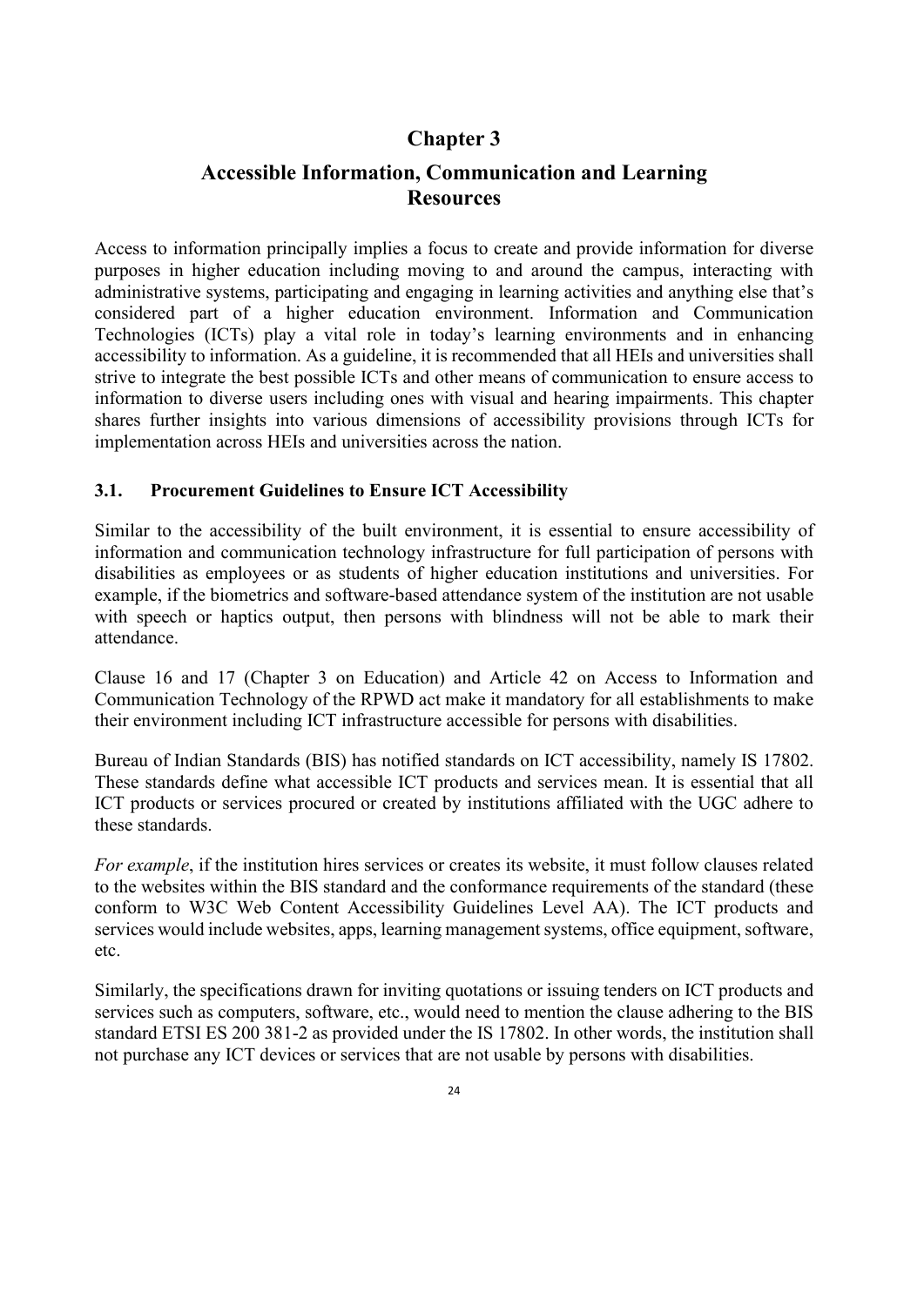# Chapter 3

# Accessible Information, Communication and Learning Resources

Access to information principally implies a focus to create and provide information for diverse purposes in higher education including moving to and around the campus, interacting with administrative systems, participating and engaging in learning activities and anything else that's considered part of a higher education environment. Information and Communication Technologies (ICTs) play a vital role in today's learning environments and in enhancing accessibility to information. As a guideline, it is recommended that all HEIs and universities shall strive to integrate the best possible ICTs and other means of communication to ensure access to information to diverse users including ones with visual and hearing impairments. This chapter shares further insights into various dimensions of accessibility provisions through ICTs for implementation across HEIs and universities across the nation.

## 3.1. Procurement Guidelines to Ensure ICT Accessibility

Similar to the accessibility of the built environment, it is essential to ensure accessibility of information and communication technology infrastructure for full participation of persons with disabilities as employees or as students of higher education institutions and universities. For example, if the biometrics and software-based attendance system of the institution are not usable with speech or haptics output, then persons with blindness will not be able to mark their attendance.

Clause 16 and 17 (Chapter 3 on Education) and Article 42 on Access to Information and Communication Technology of the RPWD act make it mandatory for all establishments to make their environment including ICT infrastructure accessible for persons with disabilities.

Bureau of Indian Standards (BIS) has notified standards on ICT accessibility, namely IS 17802. These standards define what accessible ICT products and services mean. It is essential that all ICT products or services procured or created by institutions affiliated with the UGC adhere to these standards.

*For example*, if the institution hires services or creates its website, it must follow clauses related to the websites within the BIS standard and the conformance requirements of the standard (these conform to W3C Web Content Accessibility Guidelines Level AA). The ICT products and services would include websites, apps, learning management systems, office equipment, software, etc.

Similarly, the specifications drawn for inviting quotations or issuing tenders on ICT products and services such as computers, software, etc., would need to mention the clause adhering to the BIS standard ETSI ES 200 381-2 as provided under the IS 17802. In other words, the institution shall not purchase any ICT devices or services that are not usable by persons with disabilities.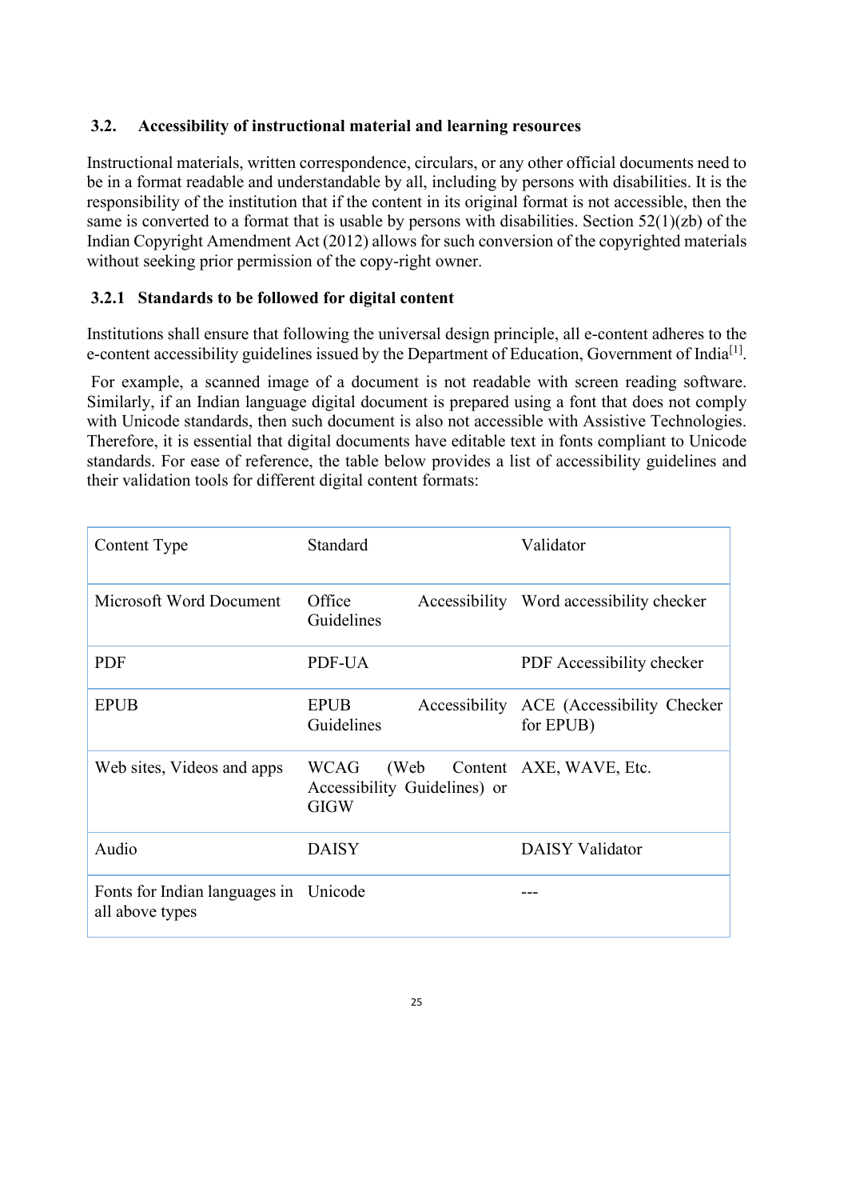### 3.2. Accessibility of instructional material and learning resources

Instructional materials, written correspondence, circulars, or any other official documents need to be in a format readable and understandable by all, including by persons with disabilities. It is the responsibility of the institution that if the content in its original format is not accessible, then the same is converted to a format that is usable by persons with disabilities. Section 52(1)(zb) of the Indian Copyright Amendment Act (2012) allows for such conversion of the copyrighted materials without seeking prior permission of the copy-right owner.

#### 3.2.1 Standards to be followed for digital content

Institutions shall ensure that following the universal design principle, all e-content adheres to the e-content accessibility guidelines issued by the Department of Education, Government of India[1].

For example, a scanned image of a document is not readable with screen reading software. Similarly, if an Indian language digital document is prepared using a font that does not comply with Unicode standards, then such document is also not accessible with Assistive Technologies. Therefore, it is essential that digital documents have editable text in fonts compliant to Unicode standards. For ease of reference, the table below provides a list of accessibility guidelines and their validation tools for different digital content formats:

| Content Type | Standard | Validator |
|---|---|---|
| Microsoft Word Document | Office Accessibility Guidelines | Word accessibility checker |
| PDF | PDF-UA | PDF Accessibility checker |
| EPUB | EPUB Accessibility Guidelines | ACE (Accessibility Checker for EPUB) |
| Web sites, Videos and apps | WCAG (Web Content Accessibility Guidelines) or GIGW | AXE, WAVE, Etc. |
| Audio | DAISY | DAISY Validator |
| Fonts for Indian languages in all above types | Unicode | --- |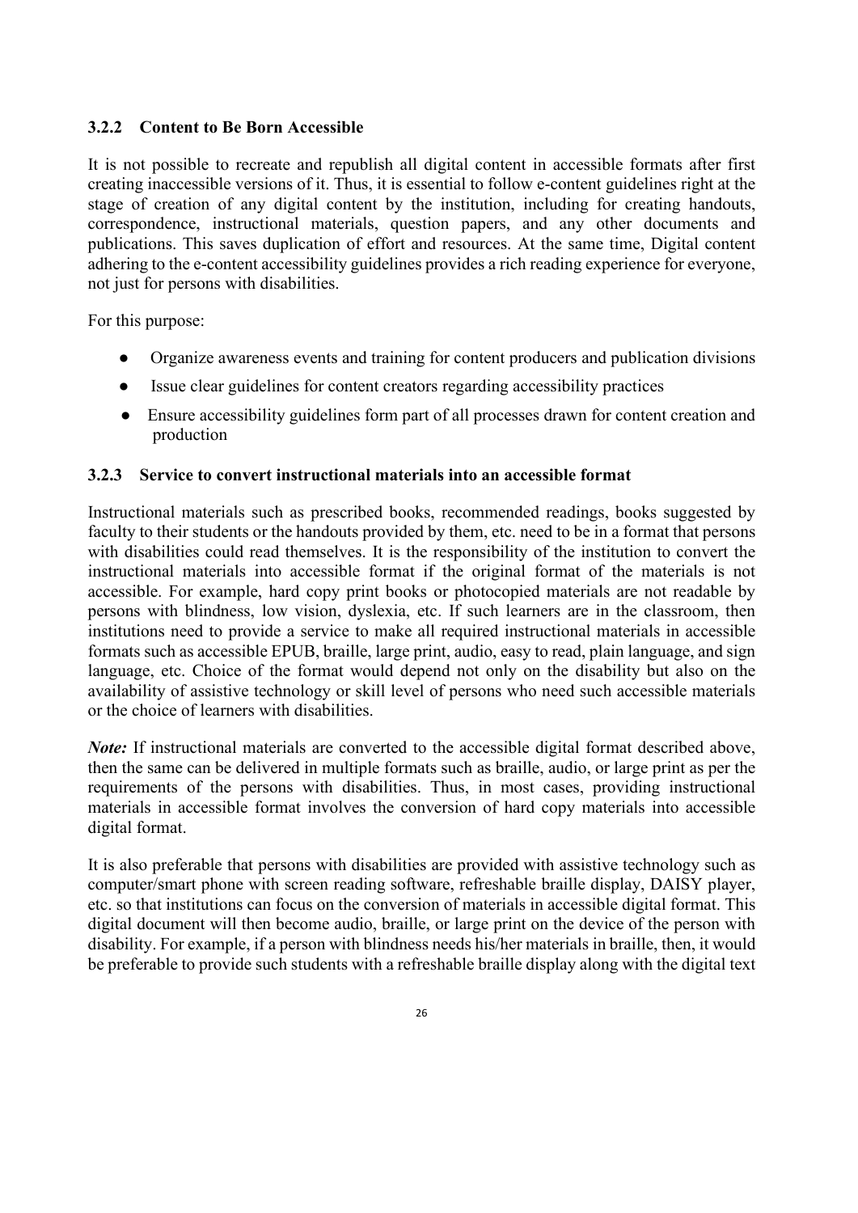### 3.2.2 Content to Be Born Accessible

It is not possible to recreate and republish all digital content in accessible formats after first creating inaccessible versions of it. Thus, it is essential to follow e-content guidelines right at the stage of creation of any digital content by the institution, including for creating handouts, correspondence, instructional materials, question papers, and any other documents and publications. This saves duplication of effort and resources. At the same time, Digital content adhering to the e-content accessibility guidelines provides a rich reading experience for everyone, not just for persons with disabilities.

For this purpose:

- Organize awareness events and training for content producers and publication divisions
- Issue clear guidelines for content creators regarding accessibility practices
- Ensure accessibility guidelines form part of all processes drawn for content creation and production

### 3.2.3 Service to convert instructional materials into an accessible format

Instructional materials such as prescribed books, recommended readings, books suggested by faculty to their students or the handouts provided by them, etc. need to be in a format that persons with disabilities could read themselves. It is the responsibility of the institution to convert the instructional materials into accessible format if the original format of the materials is not accessible. For example, hard copy print books or photocopied materials are not readable by persons with blindness, low vision, dyslexia, etc. If such learners are in the classroom, then institutions need to provide a service to make all required instructional materials in accessible formats such as accessible EPUB, braille, large print, audio, easy to read, plain language, and sign language, etc. Choice of the format would depend not only on the disability but also on the availability of assistive technology or skill level of persons who need such accessible materials or the choice of learners with disabilities.

***Note:*** If instructional materials are converted to the accessible digital format described above, then the same can be delivered in multiple formats such as braille, audio, or large print as per the requirements of the persons with disabilities. Thus, in most cases, providing instructional materials in accessible format involves the conversion of hard copy materials into accessible digital format.

It is also preferable that persons with disabilities are provided with assistive technology such as computer/smart phone with screen reading software, refreshable braille display, DAISY player, etc. so that institutions can focus on the conversion of materials in accessible digital format. This digital document will then become audio, braille, or large print on the device of the person with disability. For example, if a person with blindness needs his/her materials in braille, then, it would be preferable to provide such students with a refreshable braille display along with the digital text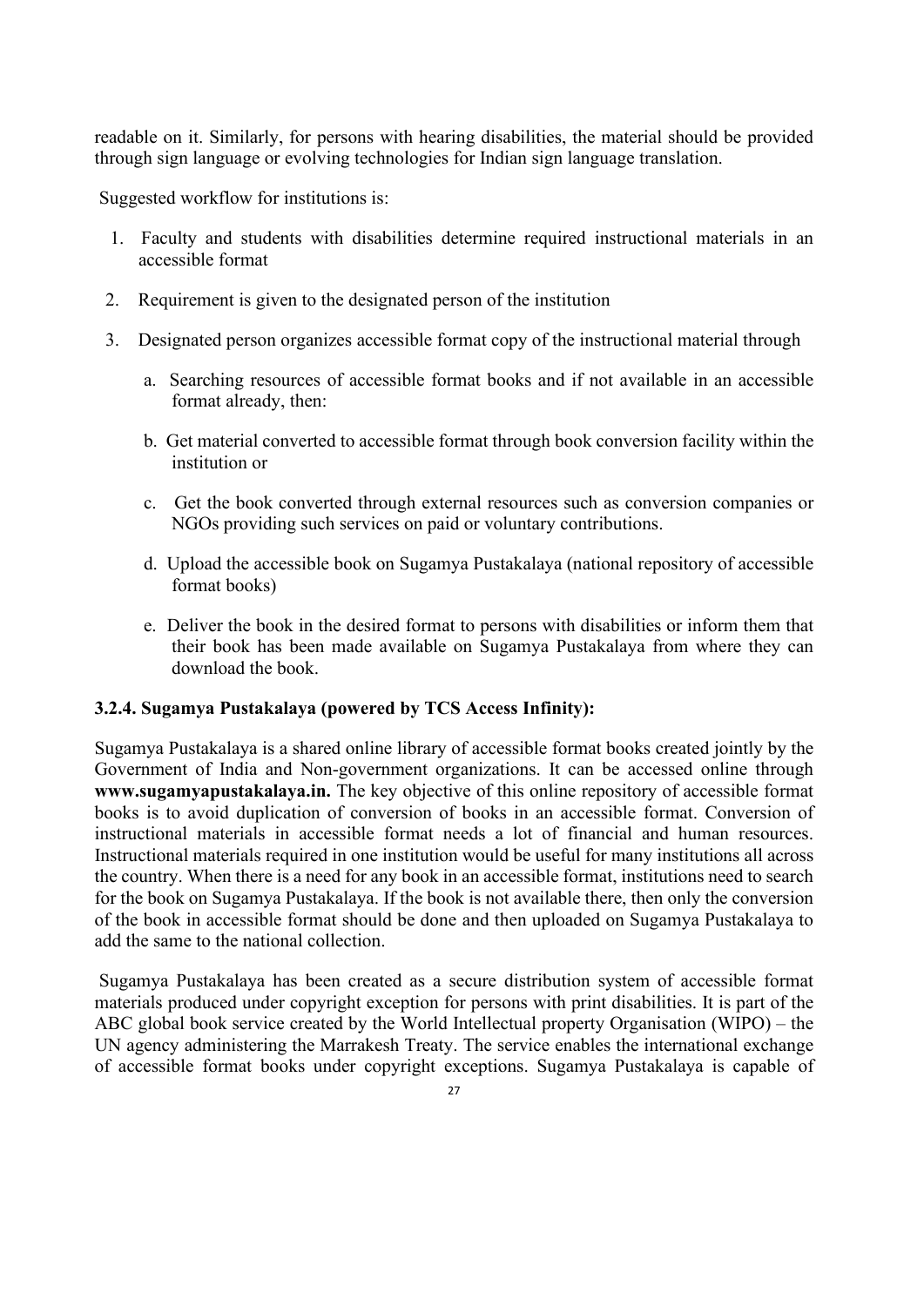readable on it. Similarly, for persons with hearing disabilities, the material should be provided through sign language or evolving technologies for Indian sign language translation.

Suggested workflow for institutions is:

1. Faculty and students with disabilities determine required instructional materials in an accessible format
2. Requirement is given to the designated person of the institution
3. Designated person organizes accessible format copy of the instructional material through
   a. Searching resources of accessible format books and if not available in an accessible format already, then:
   b. Get material converted to accessible format through book conversion facility within the institution or
   c. Get the book converted through external resources such as conversion companies or NGOs providing such services on paid or voluntary contributions.
   d. Upload the accessible book on Sugamya Pustakalaya (national repository of accessible format books)
   e. Deliver the book in the desired format to persons with disabilities or inform them that their book has been made available on Sugamya Pustakalaya from where they can download the book.

### 3.2.4. Sugamya Pustakalaya (powered by TCS Access Infinity):

Sugamya Pustakalaya is a shared online library of accessible format books created jointly by the Government of India and Non-government organizations. It can be accessed online through **www.sugamyapustakalaya.in.** The key objective of this online repository of accessible format books is to avoid duplication of conversion of books in an accessible format. Conversion of instructional materials in accessible format needs a lot of financial and human resources. Instructional materials required in one institution would be useful for many institutions all across the country. When there is a need for any book in an accessible format, institutions need to search for the book on Sugamya Pustakalaya. If the book is not available there, then only the conversion of the book in accessible format should be done and then uploaded on Sugamya Pustakalaya to add the same to the national collection.

Sugamya Pustakalaya has been created as a secure distribution system of accessible format materials produced under copyright exception for persons with print disabilities. It is part of the ABC global book service created by the World Intellectual property Organisation (WIPO) – the UN agency administering the Marrakesh Treaty. The service enables the international exchange of accessible format books under copyright exceptions. Sugamya Pustakalaya is capable of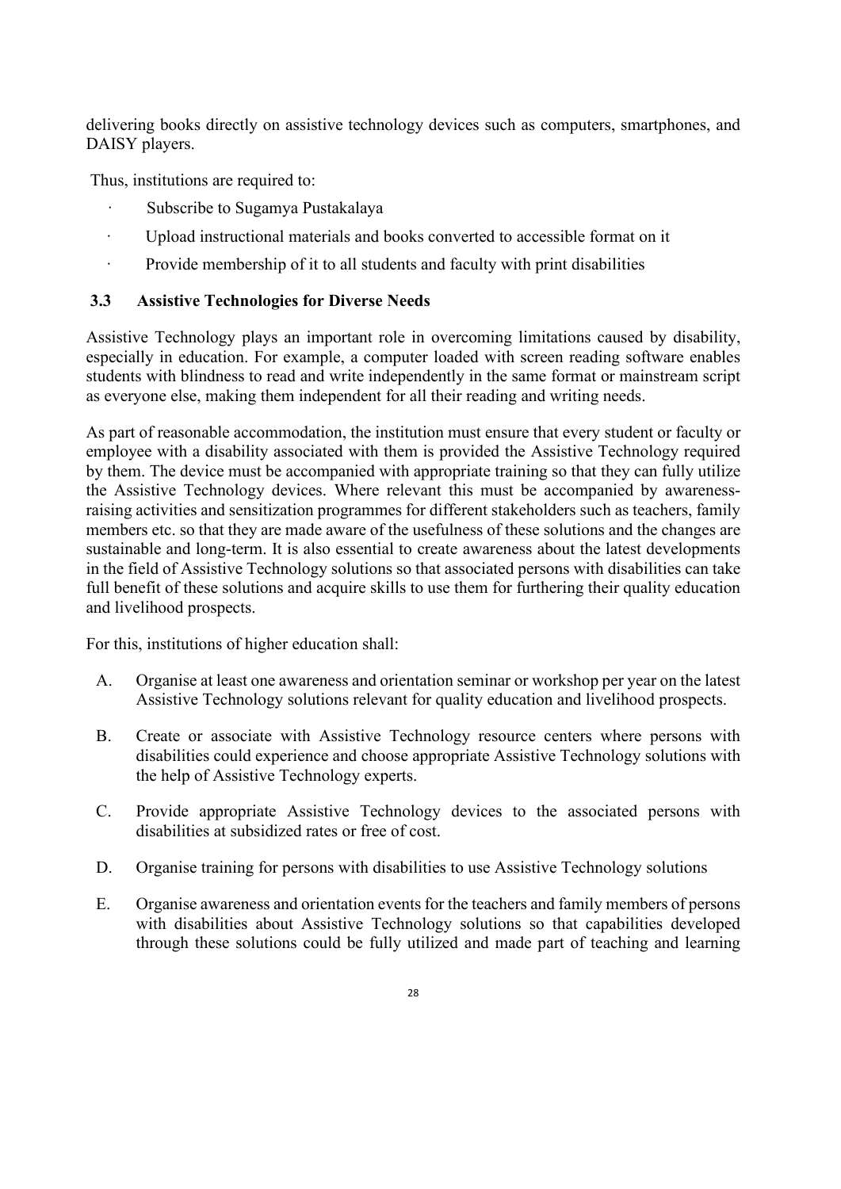delivering books directly on assistive technology devices such as computers, smartphones, and DAISY players.

Thus, institutions are required to:

- Subscribe to Sugamya Pustakalaya
- Upload instructional materials and books converted to accessible format on it
- Provide membership of it to all students and faculty with print disabilities

### 3.3 Assistive Technologies for Diverse Needs

Assistive Technology plays an important role in overcoming limitations caused by disability, especially in education. For example, a computer loaded with screen reading software enables students with blindness to read and write independently in the same format or mainstream script as everyone else, making them independent for all their reading and writing needs.

As part of reasonable accommodation, the institution must ensure that every student or faculty or employee with a disability associated with them is provided the Assistive Technology required by them. The device must be accompanied with appropriate training so that they can fully utilize the Assistive Technology devices. Where relevant this must be accompanied by awareness-raising activities and sensitization programmes for different stakeholders such as teachers, family members etc. so that they are made aware of the usefulness of these solutions and the changes are sustainable and long-term. It is also essential to create awareness about the latest developments in the field of Assistive Technology solutions so that associated persons with disabilities can take full benefit of these solutions and acquire skills to use them for furthering their quality education and livelihood prospects.

For this, institutions of higher education shall:

A. Organise at least one awareness and orientation seminar or workshop per year on the latest Assistive Technology solutions relevant for quality education and livelihood prospects.

B. Create or associate with Assistive Technology resource centers where persons with disabilities could experience and choose appropriate Assistive Technology solutions with the help of Assistive Technology experts.

C. Provide appropriate Assistive Technology devices to the associated persons with disabilities at subsidized rates or free of cost.

D. Organise training for persons with disabilities to use Assistive Technology solutions

E. Organise awareness and orientation events for the teachers and family members of persons with disabilities about Assistive Technology solutions so that capabilities developed through these solutions could be fully utilized and made part of teaching and learning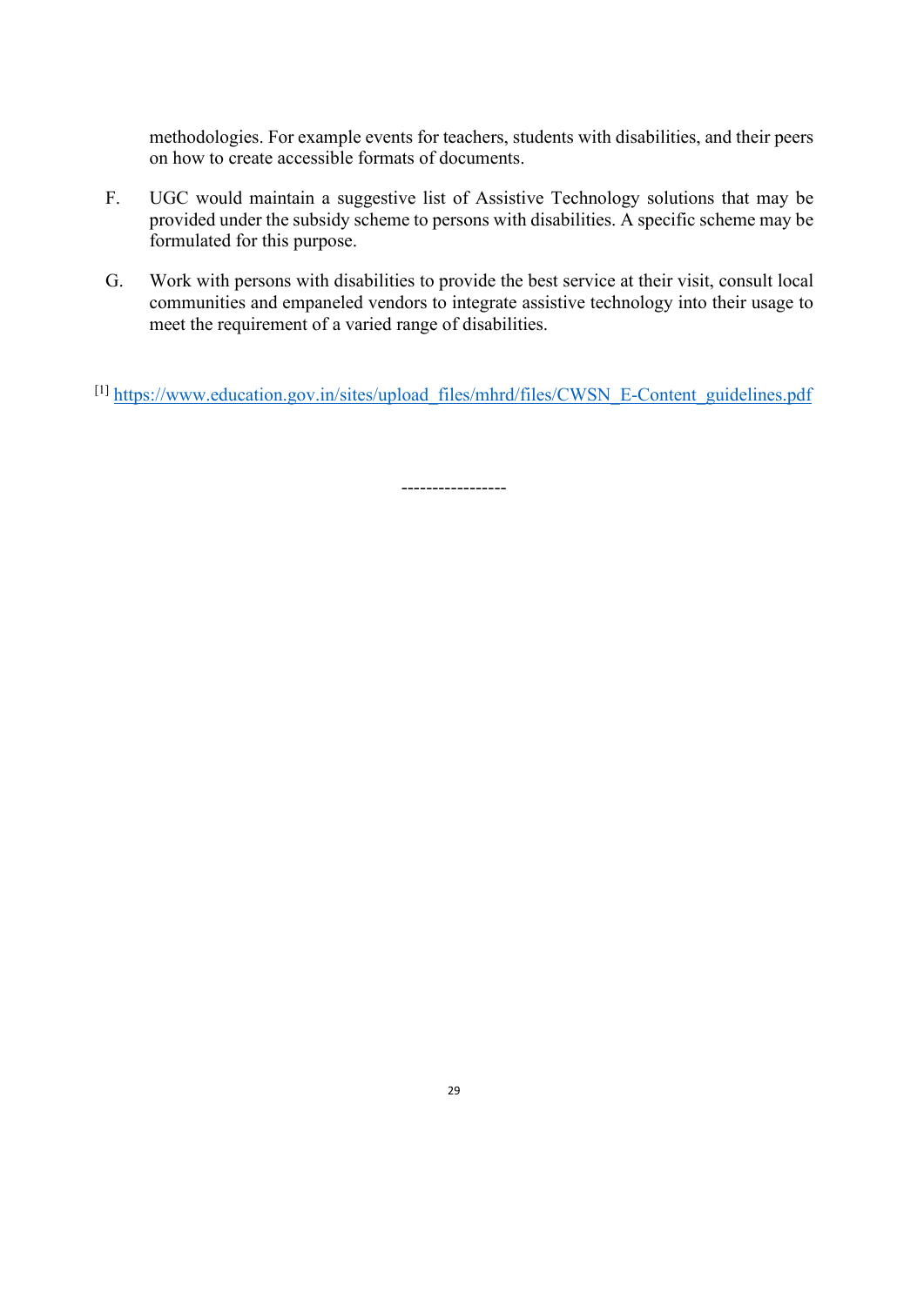methodologies. For example events for teachers, students with disabilities, and their peers on how to create accessible formats of documents.

F. UGC would maintain a suggestive list of Assistive Technology solutions that may be provided under the subsidy scheme to persons with disabilities. A specific scheme may be formulated for this purpose.

G. Work with persons with disabilities to provide the best service at their visit, consult local communities and empaneled vendors to integrate assistive technology into their usage to meet the requirement of a varied range of disabilities.

[1] https://www.education.gov.in/sites/upload_files/mhrd/files/CWSN_E-Content_guidelines.pdf

-----------------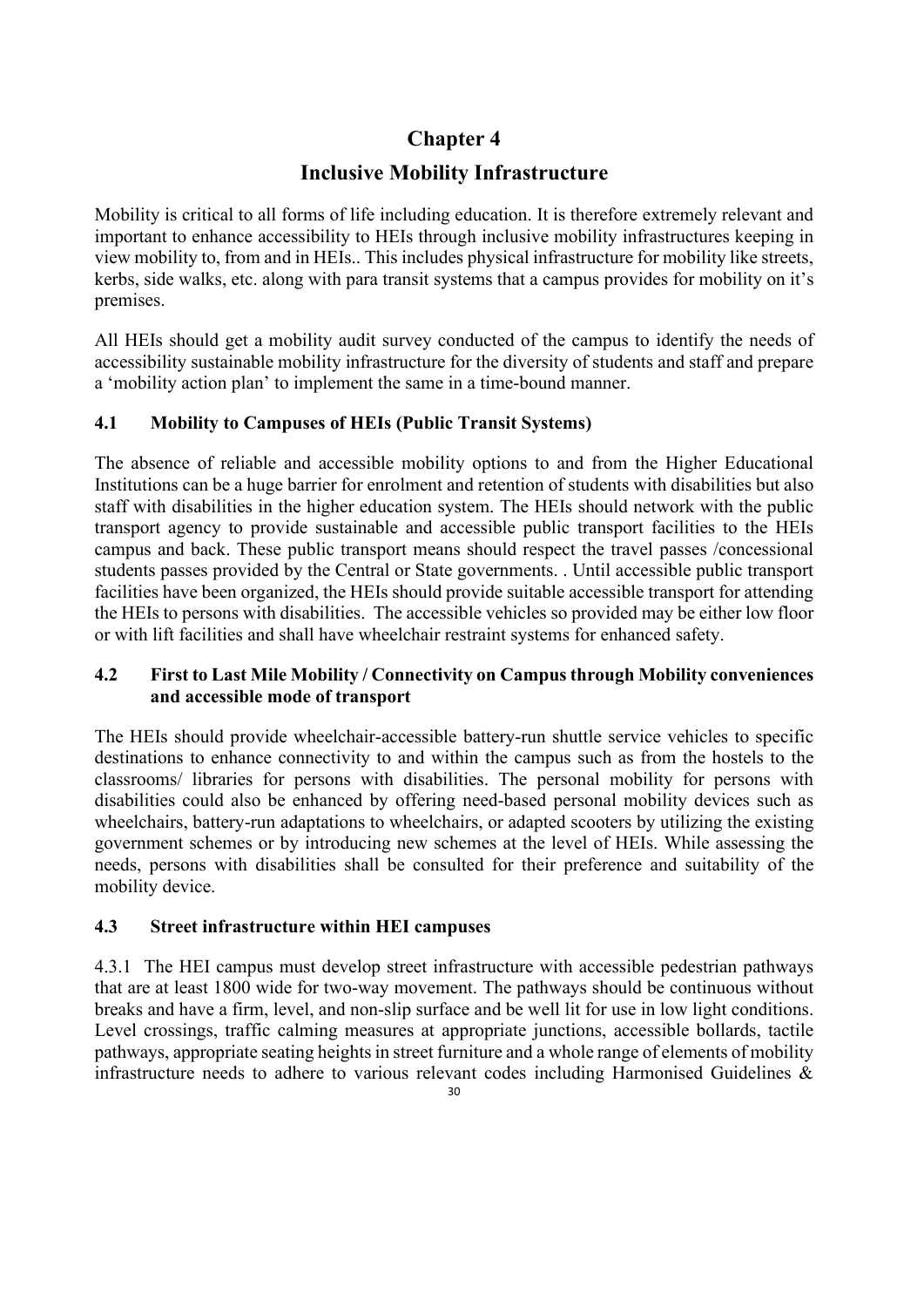# Chapter 4

# Inclusive Mobility Infrastructure

Mobility is critical to all forms of life including education. It is therefore extremely relevant and important to enhance accessibility to HEIs through inclusive mobility infrastructures keeping in view mobility to, from and in HEIs.. This includes physical infrastructure for mobility like streets, kerbs, side walks, etc. along with para transit systems that a campus provides for mobility on it's premises.

All HEIs should get a mobility audit survey conducted of the campus to identify the needs of accessibility sustainable mobility infrastructure for the diversity of students and staff and prepare a 'mobility action plan' to implement the same in a time-bound manner.

### 4.1 Mobility to Campuses of HEIs (Public Transit Systems)

The absence of reliable and accessible mobility options to and from the Higher Educational Institutions can be a huge barrier for enrolment and retention of students with disabilities but also staff with disabilities in the higher education system. The HEIs should network with the public transport agency to provide sustainable and accessible public transport facilities to the HEIs campus and back. These public transport means should respect the travel passes /concessional students passes provided by the Central or State governments. . Until accessible public transport facilities have been organized, the HEIs should provide suitable accessible transport for attending the HEIs to persons with disabilities. The accessible vehicles so provided may be either low floor or with lift facilities and shall have wheelchair restraint systems for enhanced safety.

### 4.2 First to Last Mile Mobility / Connectivity on Campus through Mobility conveniences and accessible mode of transport

The HEIs should provide wheelchair-accessible battery-run shuttle service vehicles to specific destinations to enhance connectivity to and within the campus such as from the hostels to the classrooms/ libraries for persons with disabilities. The personal mobility for persons with disabilities could also be enhanced by offering need-based personal mobility devices such as wheelchairs, battery-run adaptations to wheelchairs, or adapted scooters by utilizing the existing government schemes or by introducing new schemes at the level of HEIs. While assessing the needs, persons with disabilities shall be consulted for their preference and suitability of the mobility device.

### 4.3 Street infrastructure within HEI campuses

4.3.1 The HEI campus must develop street infrastructure with accessible pedestrian pathways that are at least 1800 wide for two-way movement. The pathways should be continuous without breaks and have a firm, level, and non-slip surface and be well lit for use in low light conditions. Level crossings, traffic calming measures at appropriate junctions, accessible bollards, tactile pathways, appropriate seating heights in street furniture and a whole range of elements of mobility infrastructure needs to adhere to various relevant codes including Harmonised Guidelines &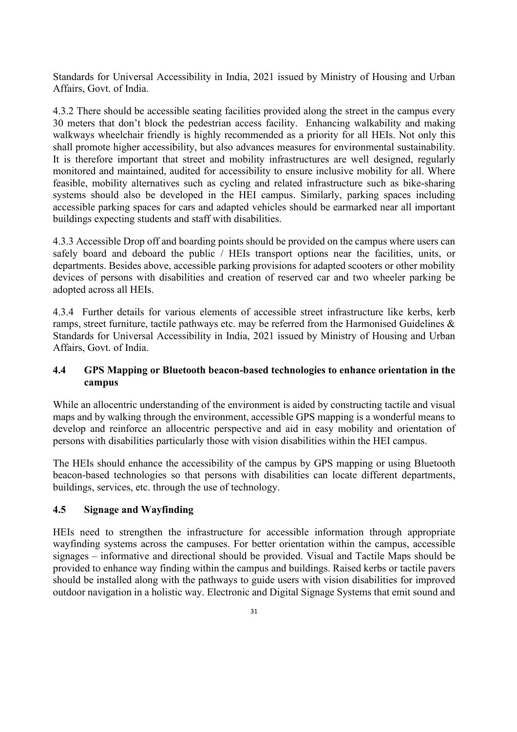Standards for Universal Accessibility in India, 2021 issued by Ministry of Housing and Urban Affairs, Govt. of India.

4.3.2 There should be accessible seating facilities provided along the street in the campus every 30 meters that don't block the pedestrian access facility. Enhancing walkability and making walkways wheelchair friendly is highly recommended as a priority for all HEIs. Not only this shall promote higher accessibility, but also advances measures for environmental sustainability. It is therefore important that street and mobility infrastructures are well designed, regularly monitored and maintained, audited for accessibility to ensure inclusive mobility for all. Where feasible, mobility alternatives such as cycling and related infrastructure such as bike-sharing systems should also be developed in the HEI campus. Similarly, parking spaces including accessible parking spaces for cars and adapted vehicles should be earmarked near all important buildings expecting students and staff with disabilities.

4.3.3 Accessible Drop off and boarding points should be provided on the campus where users can safely board and deboard the public / HEIs transport options near the facilities, units, or departments. Besides above, accessible parking provisions for adapted scooters or other mobility devices of persons with disabilities and creation of reserved car and two wheeler parking be adopted across all HEIs.

4.3.4 Further details for various elements of accessible street infrastructure like kerbs, kerb ramps, street furniture, tactile pathways etc. may be referred from the Harmonised Guidelines & Standards for Universal Accessibility in India, 2021 issued by Ministry of Housing and Urban Affairs, Govt. of India.

### 4.4 GPS Mapping or Bluetooth beacon-based technologies to enhance orientation in the campus

While an allocentric understanding of the environment is aided by constructing tactile and visual maps and by walking through the environment, accessible GPS mapping is a wonderful means to develop and reinforce an allocentric perspective and aid in easy mobility and orientation of persons with disabilities particularly those with vision disabilities within the HEI campus.

The HEIs should enhance the accessibility of the campus by GPS mapping or using Bluetooth beacon-based technologies so that persons with disabilities can locate different departments, buildings, services, etc. through the use of technology.

### 4.5 Signage and Wayfinding

HEIs need to strengthen the infrastructure for accessible information through appropriate wayfinding systems across the campuses. For better orientation within the campus, accessible signages – informative and directional should be provided. Visual and Tactile Maps should be provided to enhance way finding within the campus and buildings. Raised kerbs or tactile pavers should be installed along with the pathways to guide users with vision disabilities for improved outdoor navigation in a holistic way. Electronic and Digital Signage Systems that emit sound and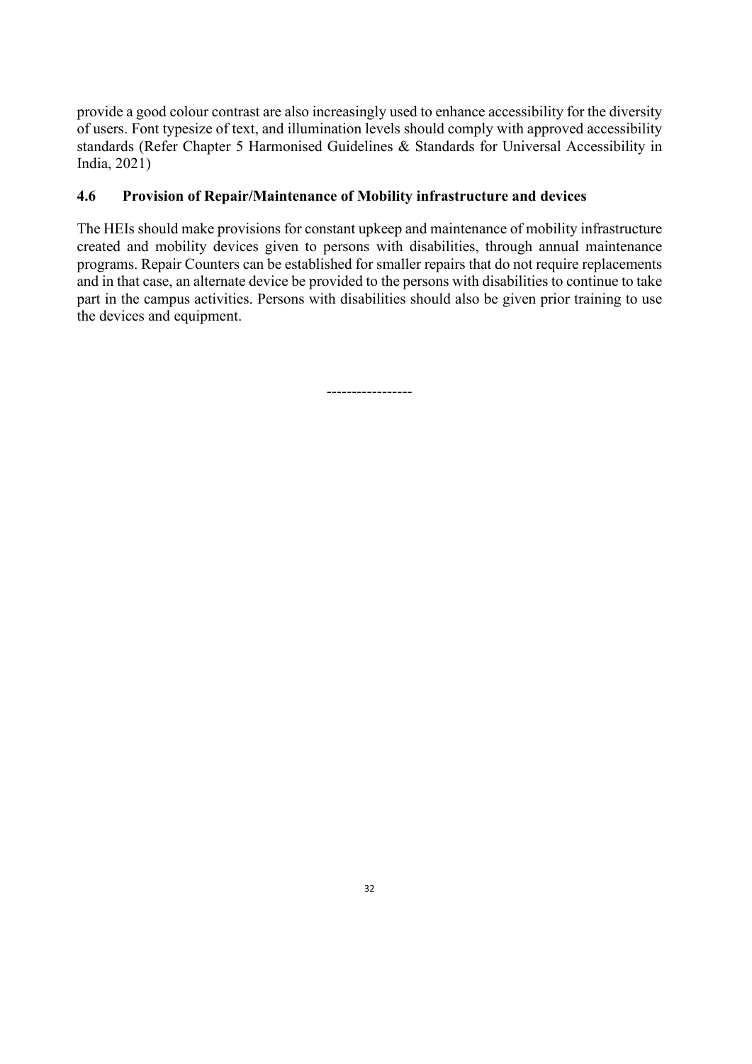provide a good colour contrast are also increasingly used to enhance accessibility for the diversity of users. Font typesize of text, and illumination levels should comply with approved accessibility standards (Refer Chapter 5 Harmonised Guidelines & Standards for Universal Accessibility in India, 2021)

### 4.6 Provision of Repair/Maintenance of Mobility infrastructure and devices

The HEIs should make provisions for constant upkeep and maintenance of mobility infrastructure created and mobility devices given to persons with disabilities, through annual maintenance programs. Repair Counters can be established for smaller repairs that do not require replacements and in that case, an alternate device be provided to the persons with disabilities to continue to take part in the campus activities. Persons with disabilities should also be given prior training to use the devices and equipment.

----------------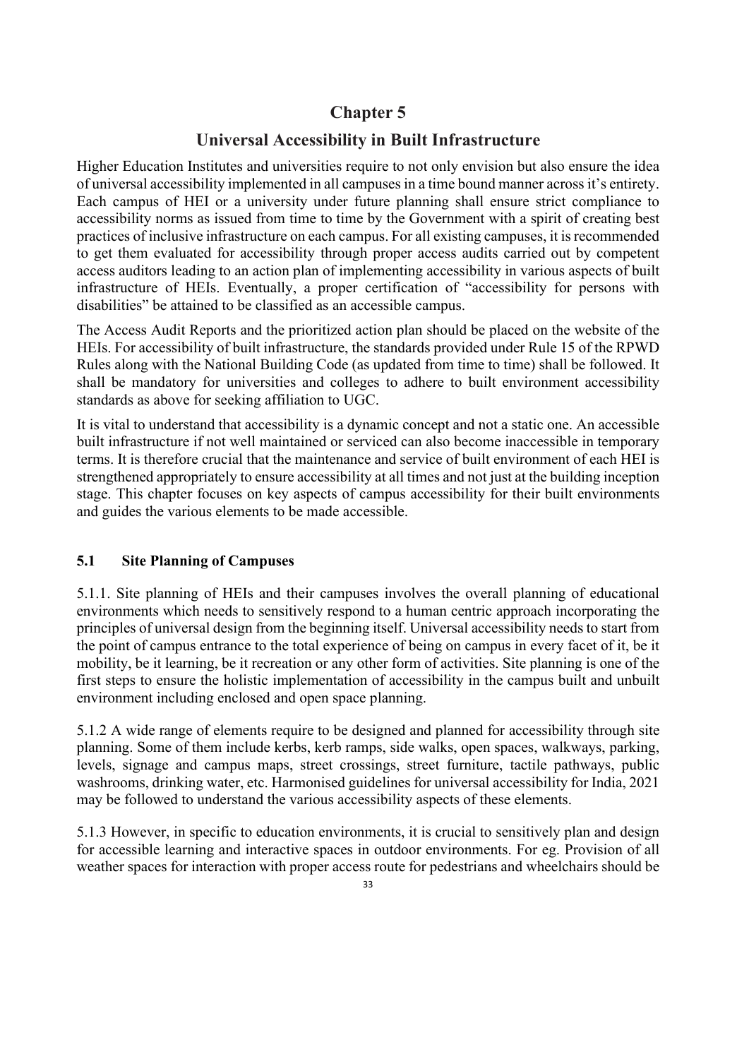# Chapter 5

## Universal Accessibility in Built Infrastructure

Higher Education Institutes and universities require to not only envision but also ensure the idea of universal accessibility implemented in all campuses in a time bound manner across it's entirety. Each campus of HEI or a university under future planning shall ensure strict compliance to accessibility norms as issued from time to time by the Government with a spirit of creating best practices of inclusive infrastructure on each campus. For all existing campuses, it is recommended to get them evaluated for accessibility through proper access audits carried out by competent access auditors leading to an action plan of implementing accessibility in various aspects of built infrastructure of HEIs. Eventually, a proper certification of "accessibility for persons with disabilities" be attained to be classified as an accessible campus.

The Access Audit Reports and the prioritized action plan should be placed on the website of the HEIs. For accessibility of built infrastructure, the standards provided under Rule 15 of the RPWD Rules along with the National Building Code (as updated from time to time) shall be followed. It shall be mandatory for universities and colleges to adhere to built environment accessibility standards as above for seeking affiliation to UGC.

It is vital to understand that accessibility is a dynamic concept and not a static one. An accessible built infrastructure if not well maintained or serviced can also become inaccessible in temporary terms. It is therefore crucial that the maintenance and service of built environment of each HEI is strengthened appropriately to ensure accessibility at all times and not just at the building inception stage. This chapter focuses on key aspects of campus accessibility for their built environments and guides the various elements to be made accessible.

### 5.1 Site Planning of Campuses

5.1.1. Site planning of HEIs and their campuses involves the overall planning of educational environments which needs to sensitively respond to a human centric approach incorporating the principles of universal design from the beginning itself. Universal accessibility needs to start from the point of campus entrance to the total experience of being on campus in every facet of it, be it mobility, be it learning, be it recreation or any other form of activities. Site planning is one of the first steps to ensure the holistic implementation of accessibility in the campus built and unbuilt environment including enclosed and open space planning.

5.1.2 A wide range of elements require to be designed and planned for accessibility through site planning. Some of them include kerbs, kerb ramps, side walks, open spaces, walkways, parking, levels, signage and campus maps, street crossings, street furniture, tactile pathways, public washrooms, drinking water, etc. Harmonised guidelines for universal accessibility for India, 2021 may be followed to understand the various accessibility aspects of these elements.

5.1.3 However, in specific to education environments, it is crucial to sensitively plan and design for accessible learning and interactive spaces in outdoor environments. For eg. Provision of all weather spaces for interaction with proper access route for pedestrians and wheelchairs should be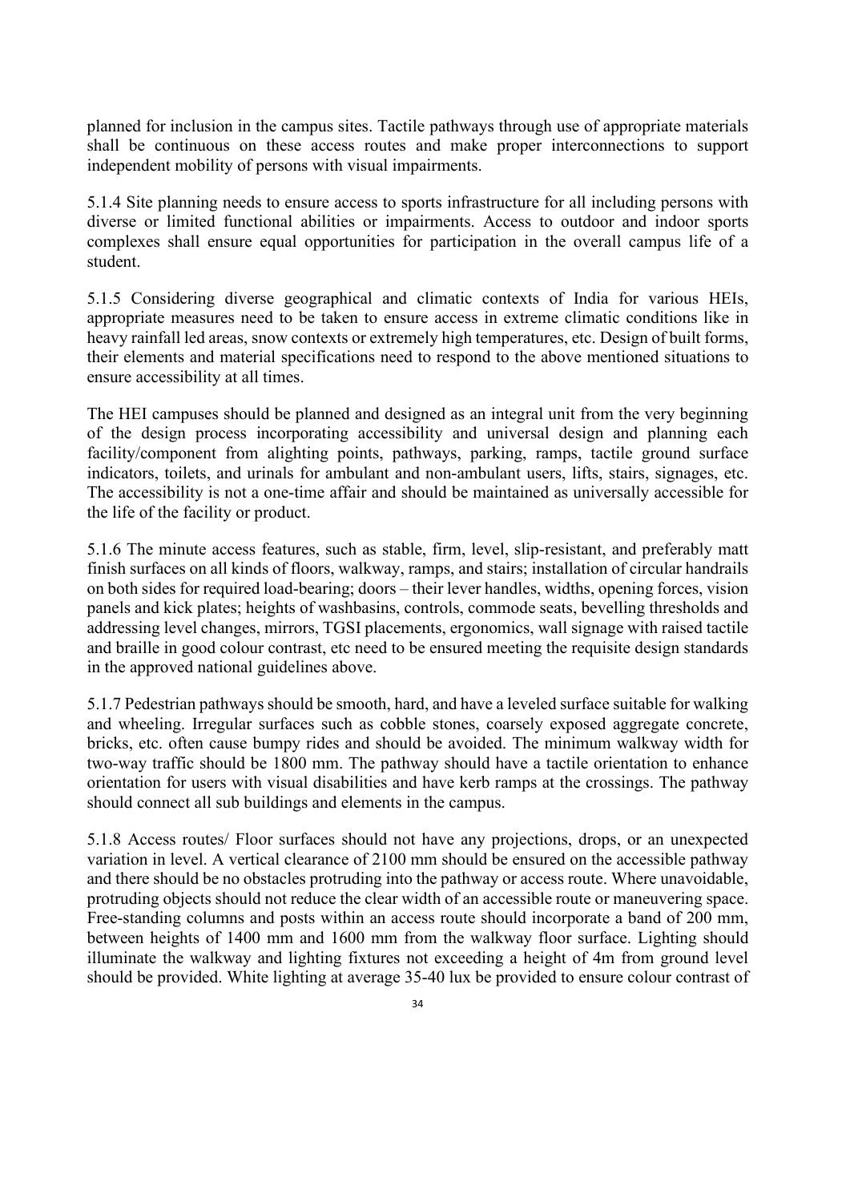planned for inclusion in the campus sites. Tactile pathways through use of appropriate materials shall be continuous on these access routes and make proper interconnections to support independent mobility of persons with visual impairments.

5.1.4 Site planning needs to ensure access to sports infrastructure for all including persons with diverse or limited functional abilities or impairments. Access to outdoor and indoor sports complexes shall ensure equal opportunities for participation in the overall campus life of a student.

5.1.5 Considering diverse geographical and climatic contexts of India for various HEIs, appropriate measures need to be taken to ensure access in extreme climatic conditions like in heavy rainfall led areas, snow contexts or extremely high temperatures, etc. Design of built forms, their elements and material specifications need to respond to the above mentioned situations to ensure accessibility at all times.

The HEI campuses should be planned and designed as an integral unit from the very beginning of the design process incorporating accessibility and universal design and planning each facility/component from alighting points, pathways, parking, ramps, tactile ground surface indicators, toilets, and urinals for ambulant and non-ambulant users, lifts, stairs, signages, etc. The accessibility is not a one-time affair and should be maintained as universally accessible for the life of the facility or product.

5.1.6 The minute access features, such as stable, firm, level, slip-resistant, and preferably matt finish surfaces on all kinds of floors, walkway, ramps, and stairs; installation of circular handrails on both sides for required load-bearing; doors – their lever handles, widths, opening forces, vision panels and kick plates; heights of washbasins, controls, commode seats, bevelling thresholds and addressing level changes, mirrors, TGSI placements, ergonomics, wall signage with raised tactile and braille in good colour contrast, etc need to be ensured meeting the requisite design standards in the approved national guidelines above.

5.1.7 Pedestrian pathways should be smooth, hard, and have a leveled surface suitable for walking and wheeling. Irregular surfaces such as cobble stones, coarsely exposed aggregate concrete, bricks, etc. often cause bumpy rides and should be avoided. The minimum walkway width for two-way traffic should be 1800 mm. The pathway should have a tactile orientation to enhance orientation for users with visual disabilities and have kerb ramps at the crossings. The pathway should connect all sub buildings and elements in the campus.

5.1.8 Access routes/ Floor surfaces should not have any projections, drops, or an unexpected variation in level. A vertical clearance of 2100 mm should be ensured on the accessible pathway and there should be no obstacles protruding into the pathway or access route. Where unavoidable, protruding objects should not reduce the clear width of an accessible route or maneuvering space. Free-standing columns and posts within an access route should incorporate a band of 200 mm, between heights of 1400 mm and 1600 mm from the walkway floor surface. Lighting should illuminate the walkway and lighting fixtures not exceeding a height of 4m from ground level should be provided. White lighting at average 35-40 lux be provided to ensure colour contrast of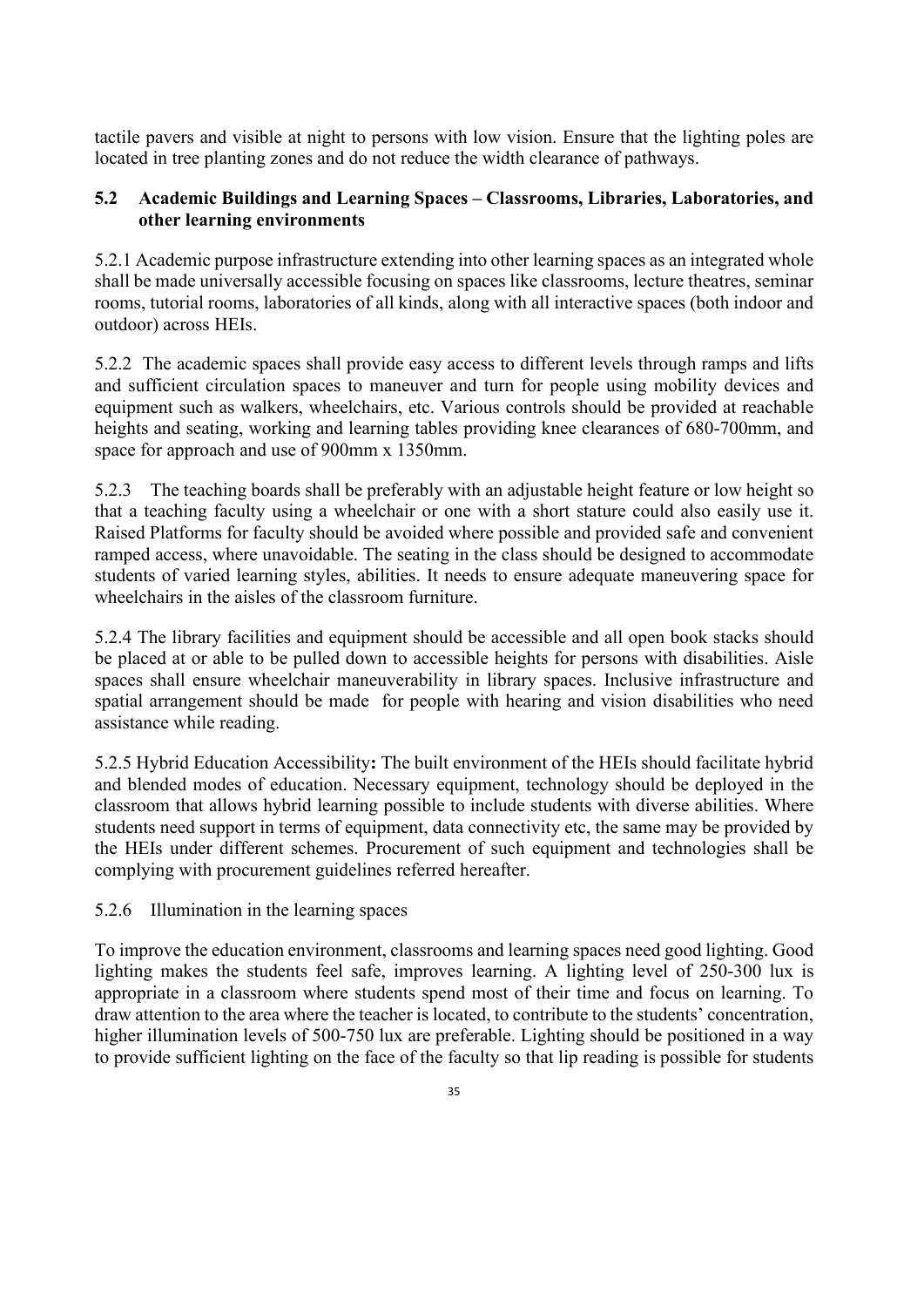tactile pavers and visible at night to persons with low vision. Ensure that the lighting poles are located in tree planting zones and do not reduce the width clearance of pathways.

### 5.2 Academic Buildings and Learning Spaces – Classrooms, Libraries, Laboratories, and other learning environments

5.2.1 Academic purpose infrastructure extending into other learning spaces as an integrated whole shall be made universally accessible focusing on spaces like classrooms, lecture theatres, seminar rooms, tutorial rooms, laboratories of all kinds, along with all interactive spaces (both indoor and outdoor) across HEIs.

5.2.2 The academic spaces shall provide easy access to different levels through ramps and lifts and sufficient circulation spaces to maneuver and turn for people using mobility devices and equipment such as walkers, wheelchairs, etc. Various controls should be provided at reachable heights and seating, working and learning tables providing knee clearances of 680-700mm, and space for approach and use of 900mm x 1350mm.

5.2.3 The teaching boards shall be preferably with an adjustable height feature or low height so that a teaching faculty using a wheelchair or one with a short stature could also easily use it. Raised Platforms for faculty should be avoided where possible and provided safe and convenient ramped access, where unavoidable. The seating in the class should be designed to accommodate students of varied learning styles, abilities. It needs to ensure adequate maneuvering space for wheelchairs in the aisles of the classroom furniture.

5.2.4 The library facilities and equipment should be accessible and all open book stacks should be placed at or able to be pulled down to accessible heights for persons with disabilities. Aisle spaces shall ensure wheelchair maneuverability in library spaces. Inclusive infrastructure and spatial arrangement should be made for people with hearing and vision disabilities who need assistance while reading.

5.2.5 Hybrid Education Accessibility**:** The built environment of the HEIs should facilitate hybrid and blended modes of education. Necessary equipment, technology should be deployed in the classroom that allows hybrid learning possible to include students with diverse abilities. Where students need support in terms of equipment, data connectivity etc, the same may be provided by the HEIs under different schemes. Procurement of such equipment and technologies shall be complying with procurement guidelines referred hereafter.

5.2.6 Illumination in the learning spaces

To improve the education environment, classrooms and learning spaces need good lighting. Good lighting makes the students feel safe, improves learning. A lighting level of 250-300 lux is appropriate in a classroom where students spend most of their time and focus on learning. To draw attention to the area where the teacher is located, to contribute to the students' concentration, higher illumination levels of 500-750 lux are preferable. Lighting should be positioned in a way to provide sufficient lighting on the face of the faculty so that lip reading is possible for students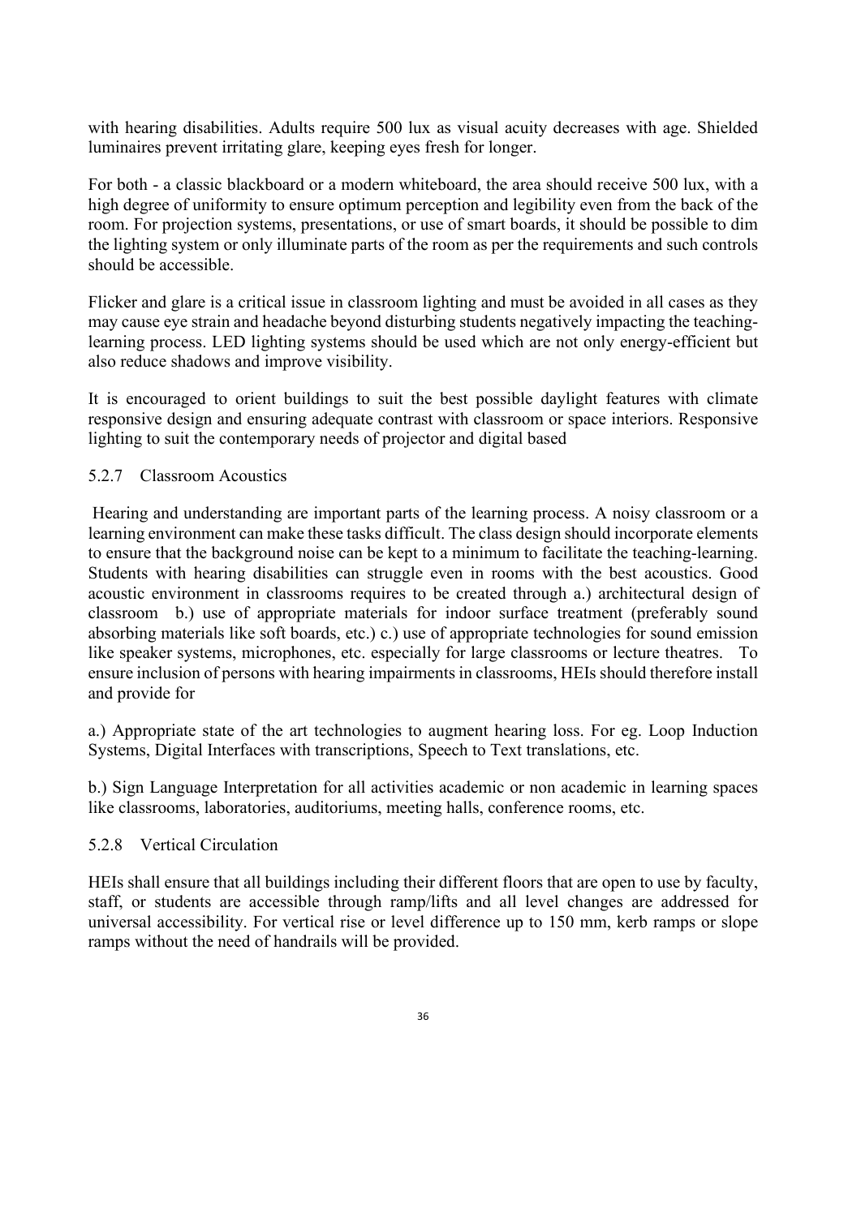with hearing disabilities. Adults require 500 lux as visual acuity decreases with age. Shielded luminaires prevent irritating glare, keeping eyes fresh for longer.

For both - a classic blackboard or a modern whiteboard, the area should receive 500 lux, with a high degree of uniformity to ensure optimum perception and legibility even from the back of the room. For projection systems, presentations, or use of smart boards, it should be possible to dim the lighting system or only illuminate parts of the room as per the requirements and such controls should be accessible.

Flicker and glare is a critical issue in classroom lighting and must be avoided in all cases as they may cause eye strain and headache beyond disturbing students negatively impacting the teaching-learning process. LED lighting systems should be used which are not only energy-efficient but also reduce shadows and improve visibility.

It is encouraged to orient buildings to suit the best possible daylight features with climate responsive design and ensuring adequate contrast with classroom or space interiors. Responsive lighting to suit the contemporary needs of projector and digital based

### 5.2.7 Classroom Acoustics

Hearing and understanding are important parts of the learning process. A noisy classroom or a learning environment can make these tasks difficult. The class design should incorporate elements to ensure that the background noise can be kept to a minimum to facilitate the teaching-learning. Students with hearing disabilities can struggle even in rooms with the best acoustics. Good acoustic environment in classrooms requires to be created through a.) architectural design of classroom b.) use of appropriate materials for indoor surface treatment (preferably sound absorbing materials like soft boards, etc.) c.) use of appropriate technologies for sound emission like speaker systems, microphones, etc. especially for large classrooms or lecture theatres. To ensure inclusion of persons with hearing impairments in classrooms, HEIs should therefore install and provide for

a.) Appropriate state of the art technologies to augment hearing loss. For eg. Loop Induction Systems, Digital Interfaces with transcriptions, Speech to Text translations, etc.

b.) Sign Language Interpretation for all activities academic or non academic in learning spaces like classrooms, laboratories, auditoriums, meeting halls, conference rooms, etc.

### 5.2.8 Vertical Circulation

HEIs shall ensure that all buildings including their different floors that are open to use by faculty, staff, or students are accessible through ramp/lifts and all level changes are addressed for universal accessibility. For vertical rise or level difference up to 150 mm, kerb ramps or slope ramps without the need of handrails will be provided.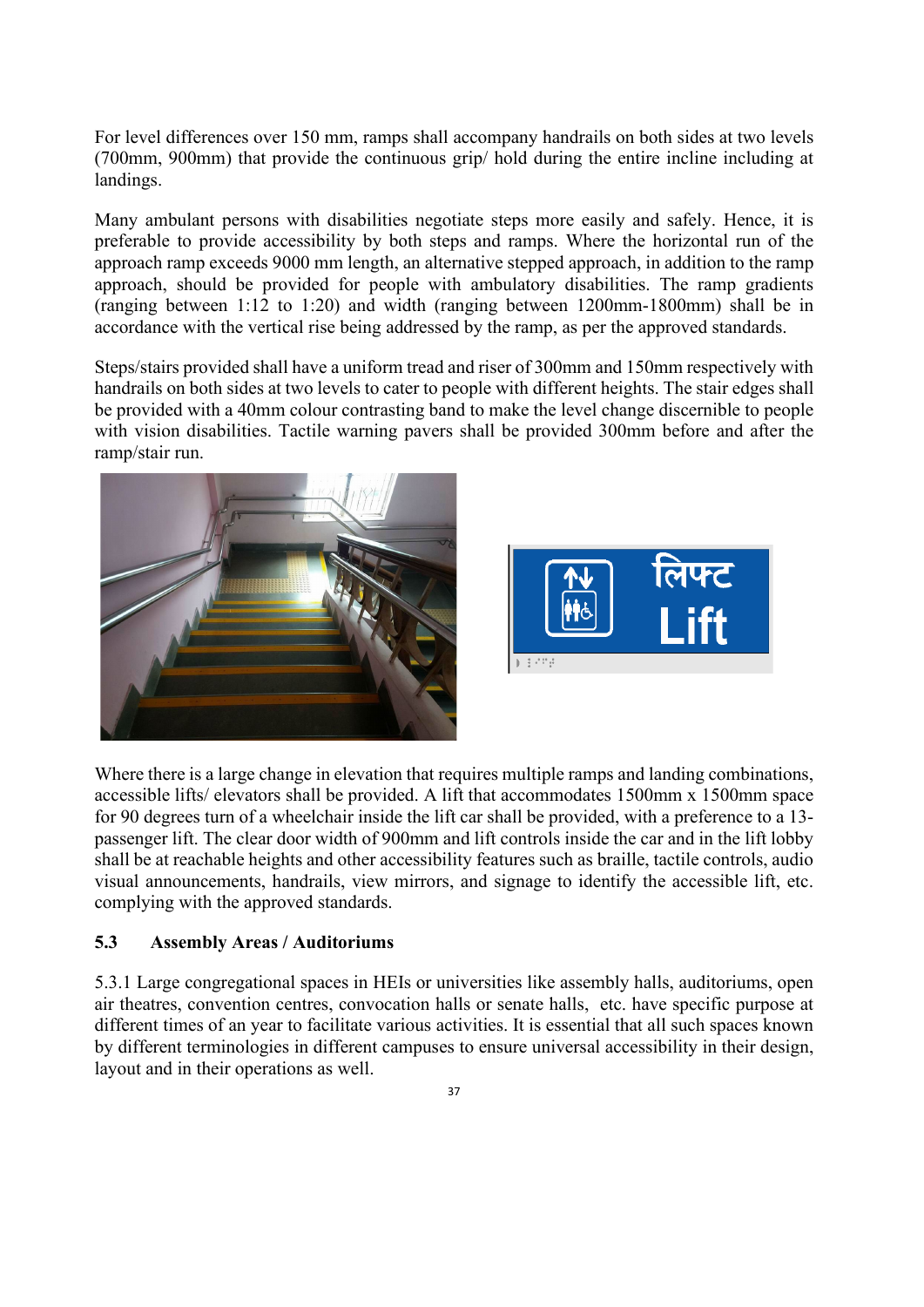For level differences over 150 mm, ramps shall accompany handrails on both sides at two levels (700mm, 900mm) that provide the continuous grip/ hold during the entire incline including at landings.

Many ambulant persons with disabilities negotiate steps more easily and safely. Hence, it is preferable to provide accessibility by both steps and ramps. Where the horizontal run of the approach ramp exceeds 9000 mm length, an alternative stepped approach, in addition to the ramp approach, should be provided for people with ambulatory disabilities. The ramp gradients (ranging between 1:12 to 1:20) and width (ranging between 1200mm-1800mm) shall be in accordance with the vertical rise being addressed by the ramp, as per the approved standards.

Steps/stairs provided shall have a uniform tread and riser of 300mm and 150mm respectively with handrails on both sides at two levels to cater to people with different heights. The stair edges shall be provided with a 40mm colour contrasting band to make the level change discernible to people with vision disabilities. Tactile warning pavers shall be provided 300mm before and after the ramp/stair run.

Where there is a large change in elevation that requires multiple ramps and landing combinations, accessible lifts/ elevators shall be provided. A lift that accommodates 1500mm x 1500mm space for 90 degrees turn of a wheelchair inside the lift car shall be provided, with a preference to a 13-passenger lift. The clear door width of 900mm and lift controls inside the car and in the lift lobby shall be at reachable heights and other accessibility features such as braille, tactile controls, audio visual announcements, handrails, view mirrors, and signage to identify the accessible lift, etc. complying with the approved standards.

## 5.3 Assembly Areas / Auditoriums

5.3.1 Large congregational spaces in HEIs or universities like assembly halls, auditoriums, open air theatres, convention centres, convocation halls or senate halls, etc. have specific purpose at different times of an year to facilitate various activities. It is essential that all such spaces known by different terminologies in different campuses to ensure universal accessibility in their design, layout and in their operations as well.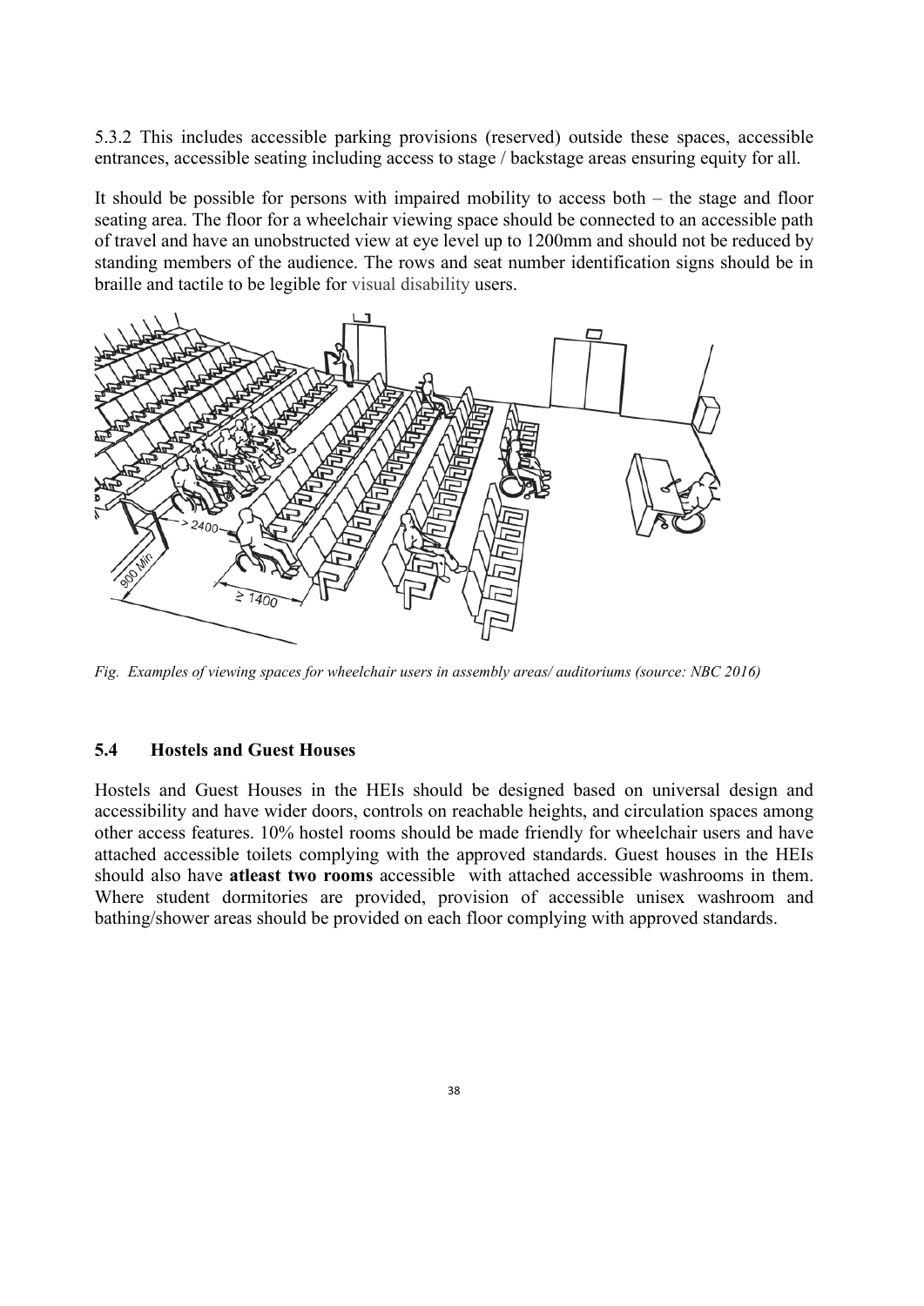5.3.2 This includes accessible parking provisions (reserved) outside these spaces, accessible entrances, accessible seating including access to stage / backstage areas ensuring equity for all.

It should be possible for persons with impaired mobility to access both – the stage and floor seating area. The floor for a wheelchair viewing space should be connected to an accessible path of travel and have an unobstructed view at eye level up to 1200mm and should not be reduced by standing members of the audience. The rows and seat number identification signs should be in braille and tactile to be legible for visual disability users.

*Fig. Examples of viewing spaces for wheelchair users in assembly areas/ auditoriums (source: NBC 2016)*

## 5.4 Hostels and Guest Houses

Hostels and Guest Houses in the HEIs should be designed based on universal design and accessibility and have wider doors, controls on reachable heights, and circulation spaces among other access features. 10% hostel rooms should be made friendly for wheelchair users and have attached accessible toilets complying with the approved standards. Guest houses in the HEIs should also have **atleast two rooms** accessible with attached accessible washrooms in them. Where student dormitories are provided, provision of accessible unisex washroom and bathing/shower areas should be provided on each floor complying with approved standards.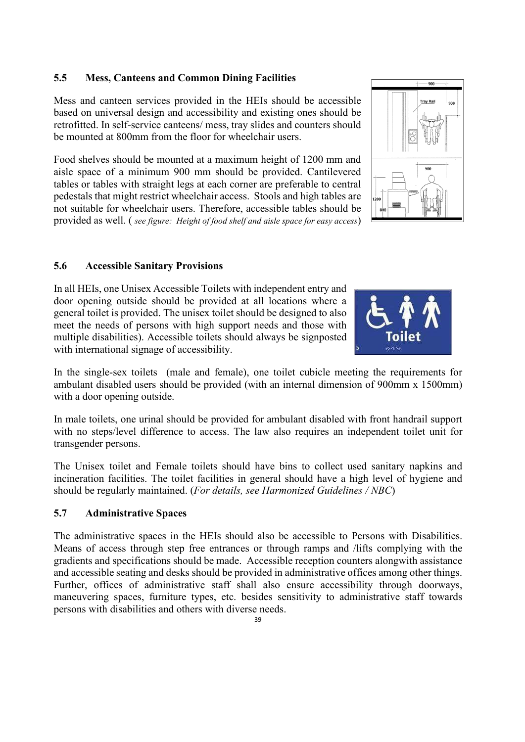### 5.5 Mess, Canteens and Common Dining Facilities

Mess and canteen services provided in the HEIs should be accessible based on universal design and accessibility and existing ones should be retrofitted. In self-service canteens/ mess, tray slides and counters should be mounted at 800mm from the floor for wheelchair users.

Food shelves should be mounted at a maximum height of 1200 mm and aisle space of a minimum 900 mm should be provided. Cantilevered tables or tables with straight legs at each corner are preferable to central pedestals that might restrict wheelchair access. Stools and high tables are not suitable for wheelchair users. Therefore, accessible tables should be provided as well. ( *see figure: Height of food shelf and aisle space for easy access*)

### 5.6 Accessible Sanitary Provisions

In all HEIs, one Unisex Accessible Toilets with independent entry and door opening outside should be provided at all locations where a general toilet is provided. The unisex toilet should be designed to also meet the needs of persons with high support needs and those with multiple disabilities). Accessible toilets should always be signposted with international signage of accessibility.

In the single-sex toilets (male and female), one toilet cubicle meeting the requirements for ambulant disabled users should be provided (with an internal dimension of 900mm x 1500mm) with a door opening outside.

In male toilets, one urinal should be provided for ambulant disabled with front handrail support with no steps/level difference to access. The law also requires an independent toilet unit for transgender persons.

The Unisex toilet and Female toilets should have bins to collect used sanitary napkins and incineration facilities. The toilet facilities in general should have a high level of hygiene and should be regularly maintained. (*For details, see Harmonized Guidelines / NBC*)

### 5.7 Administrative Spaces

The administrative spaces in the HEIs should also be accessible to Persons with Disabilities. Means of access through step free entrances or through ramps and /lifts complying with the gradients and specifications should be made. Accessible reception counters alongwith assistance and accessible seating and desks should be provided in administrative offices among other things. Further, offices of administrative staff shall also ensure accessibility through doorways, maneuvering spaces, furniture types, etc. besides sensitivity to administrative staff towards persons with disabilities and others with diverse needs.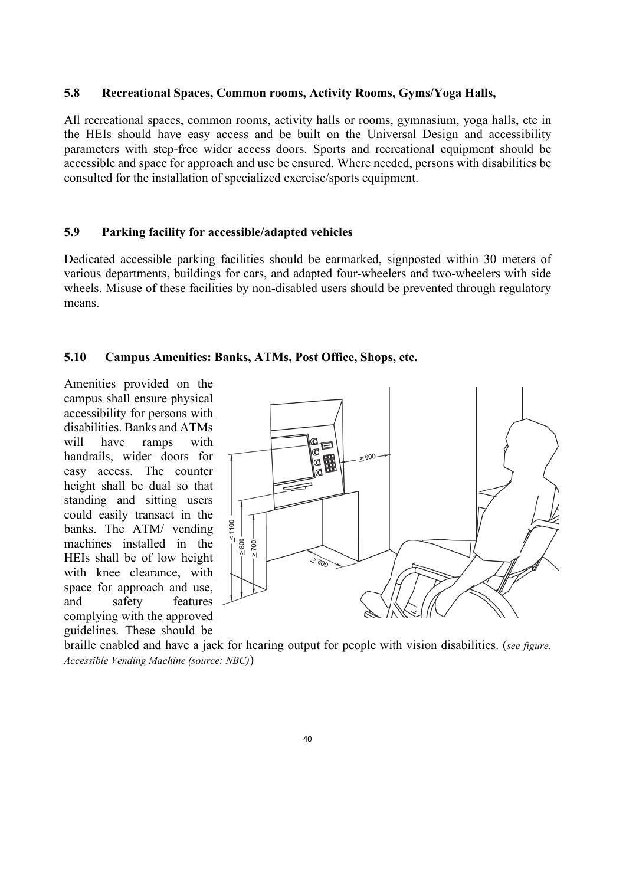### 5.8 Recreational Spaces, Common rooms, Activity Rooms, Gyms/Yoga Halls,

All recreational spaces, common rooms, activity halls or rooms, gymnasium, yoga halls, etc in the HEIs should have easy access and be built on the Universal Design and accessibility parameters with step-free wider access doors. Sports and recreational equipment should be accessible and space for approach and use be ensured. Where needed, persons with disabilities be consulted for the installation of specialized exercise/sports equipment.

### 5.9 Parking facility for accessible/adapted vehicles

Dedicated accessible parking facilities should be earmarked, signposted within 30 meters of various departments, buildings for cars, and adapted four-wheelers and two-wheelers with side wheels. Misuse of these facilities by non-disabled users should be prevented through regulatory means.

### 5.10 Campus Amenities: Banks, ATMs, Post Office, Shops, etc.

Amenities provided on the campus shall ensure physical accessibility for persons with disabilities. Banks and ATMs will have ramps with handrails, wider doors for easy access. The counter height shall be dual so that standing and sitting users could easily transact in the banks. The ATM/ vending machines installed in the HEIs shall be of low height with knee clearance, with space for approach and use, and safety features complying with the approved guidelines. These should be braille enabled and have a jack for hearing output for people with vision disabilities. (*see figure. Accessible Vending Machine (source: NBC)*)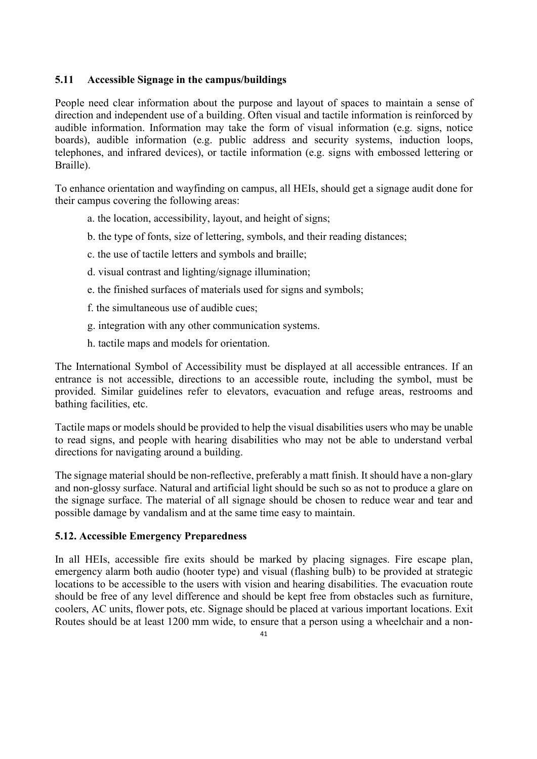### 5.11 Accessible Signage in the campus/buildings

People need clear information about the purpose and layout of spaces to maintain a sense of direction and independent use of a building. Often visual and tactile information is reinforced by audible information. Information may take the form of visual information (e.g. signs, notice boards), audible information (e.g. public address and security systems, induction loops, telephones, and infrared devices), or tactile information (e.g. signs with embossed lettering or Braille).

To enhance orientation and wayfinding on campus, all HEIs, should get a signage audit done for their campus covering the following areas:

a. the location, accessibility, layout, and height of signs;

b. the type of fonts, size of lettering, symbols, and their reading distances;

c. the use of tactile letters and symbols and braille;

d. visual contrast and lighting/signage illumination;

e. the finished surfaces of materials used for signs and symbols;

f. the simultaneous use of audible cues;

g. integration with any other communication systems.

h. tactile maps and models for orientation.

The International Symbol of Accessibility must be displayed at all accessible entrances. If an entrance is not accessible, directions to an accessible route, including the symbol, must be provided. Similar guidelines refer to elevators, evacuation and refuge areas, restrooms and bathing facilities, etc.

Tactile maps or models should be provided to help the visual disabilities users who may be unable to read signs, and people with hearing disabilities who may not be able to understand verbal directions for navigating around a building.

The signage material should be non-reflective, preferably a matt finish. It should have a non-glary and non-glossy surface. Natural and artificial light should be such so as not to produce a glare on the signage surface. The material of all signage should be chosen to reduce wear and tear and possible damage by vandalism and at the same time easy to maintain.

### 5.12. Accessible Emergency Preparedness

In all HEIs, accessible fire exits should be marked by placing signages. Fire escape plan, emergency alarm both audio (hooter type) and visual (flashing bulb) to be provided at strategic locations to be accessible to the users with vision and hearing disabilities. The evacuation route should be free of any level difference and should be kept free from obstacles such as furniture, coolers, AC units, flower pots, etc. Signage should be placed at various important locations. Exit Routes should be at least 1200 mm wide, to ensure that a person using a wheelchair and a non-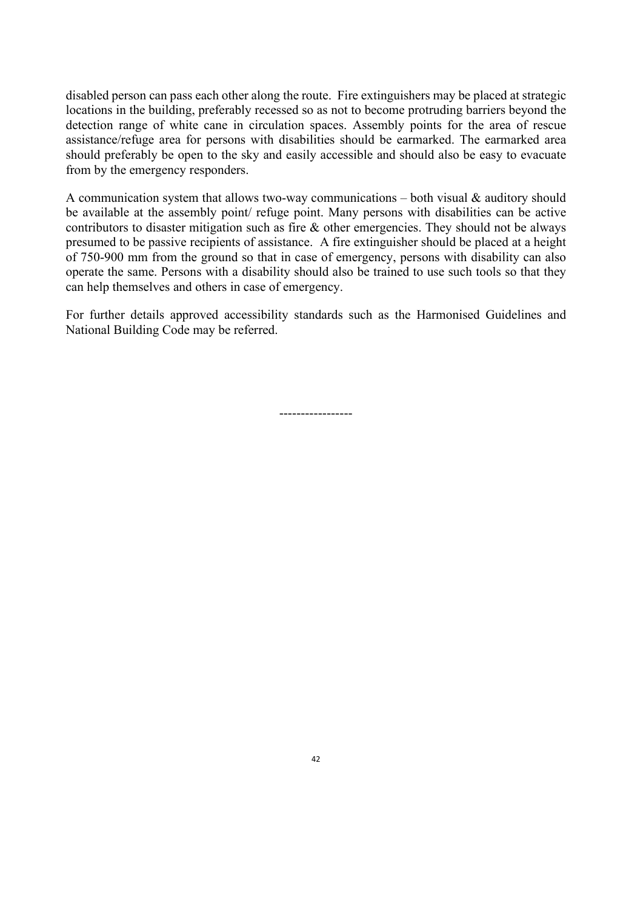disabled person can pass each other along the route. Fire extinguishers may be placed at strategic locations in the building, preferably recessed so as not to become protruding barriers beyond the detection range of white cane in circulation spaces. Assembly points for the area of rescue assistance/refuge area for persons with disabilities should be earmarked. The earmarked area should preferably be open to the sky and easily accessible and should also be easy to evacuate from by the emergency responders.

A communication system that allows two-way communications – both visual & auditory should be available at the assembly point/ refuge point. Many persons with disabilities can be active contributors to disaster mitigation such as fire & other emergencies. They should not be always presumed to be passive recipients of assistance. A fire extinguisher should be placed at a height of 750-900 mm from the ground so that in case of emergency, persons with disability can also operate the same. Persons with a disability should also be trained to use such tools so that they can help themselves and others in case of emergency.

For further details approved accessibility standards such as the Harmonised Guidelines and National Building Code may be referred.

-----------------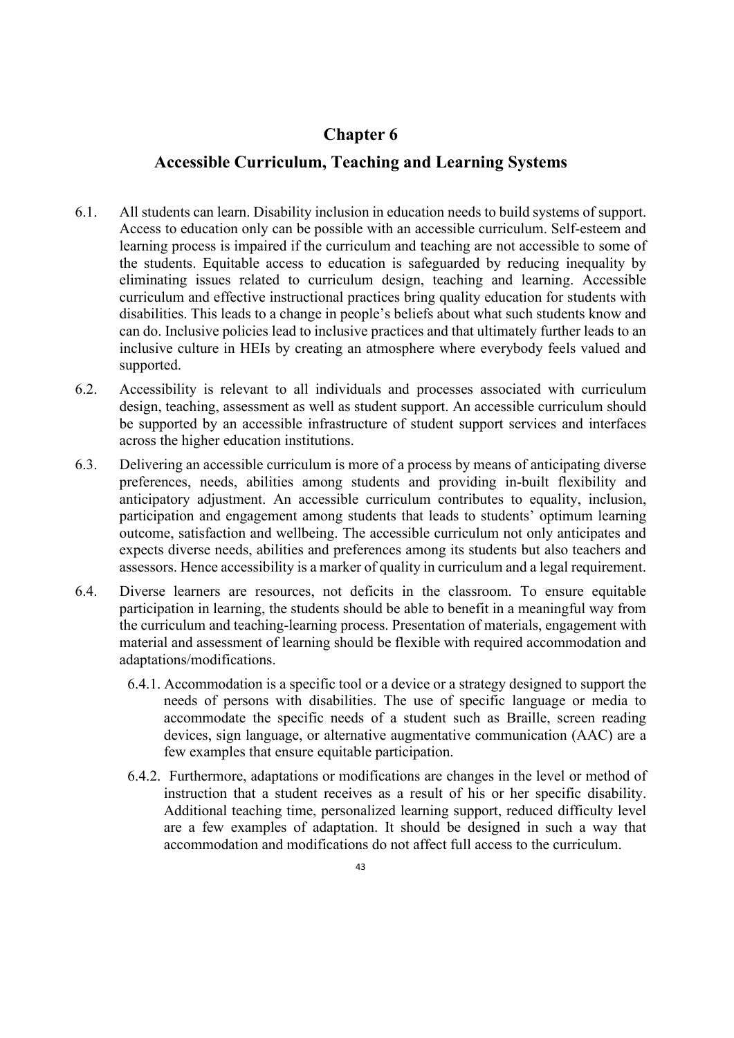# Chapter 6

## Accessible Curriculum, Teaching and Learning Systems

6.1. All students can learn. Disability inclusion in education needs to build systems of support. Access to education only can be possible with an accessible curriculum. Self-esteem and learning process is impaired if the curriculum and teaching are not accessible to some of the students. Equitable access to education is safeguarded by reducing inequality by eliminating issues related to curriculum design, teaching and learning. Accessible curriculum and effective instructional practices bring quality education for students with disabilities. This leads to a change in people's beliefs about what such students know and can do. Inclusive policies lead to inclusive practices and that ultimately further leads to an inclusive culture in HEIs by creating an atmosphere where everybody feels valued and supported.

6.2. Accessibility is relevant to all individuals and processes associated with curriculum design, teaching, assessment as well as student support. An accessible curriculum should be supported by an accessible infrastructure of student support services and interfaces across the higher education institutions.

6.3. Delivering an accessible curriculum is more of a process by means of anticipating diverse preferences, needs, abilities among students and providing in-built flexibility and anticipatory adjustment. An accessible curriculum contributes to equality, inclusion, participation and engagement among students that leads to students' optimum learning outcome, satisfaction and wellbeing. The accessible curriculum not only anticipates and expects diverse needs, abilities and preferences among its students but also teachers and assessors. Hence accessibility is a marker of quality in curriculum and a legal requirement.

6.4. Diverse learners are resources, not deficits in the classroom. To ensure equitable participation in learning, the students should be able to benefit in a meaningful way from the curriculum and teaching-learning process. Presentation of materials, engagement with material and assessment of learning should be flexible with required accommodation and adaptations/modifications.

   6.4.1. Accommodation is a specific tool or a device or a strategy designed to support the needs of persons with disabilities. The use of specific language or media to accommodate the specific needs of a student such as Braille, screen reading devices, sign language, or alternative augmentative communication (AAC) are a few examples that ensure equitable participation.

   6.4.2. Furthermore, adaptations or modifications are changes in the level or method of instruction that a student receives as a result of his or her specific disability. Additional teaching time, personalized learning support, reduced difficulty level are a few examples of adaptation. It should be designed in such a way that accommodation and modifications do not affect full access to the curriculum.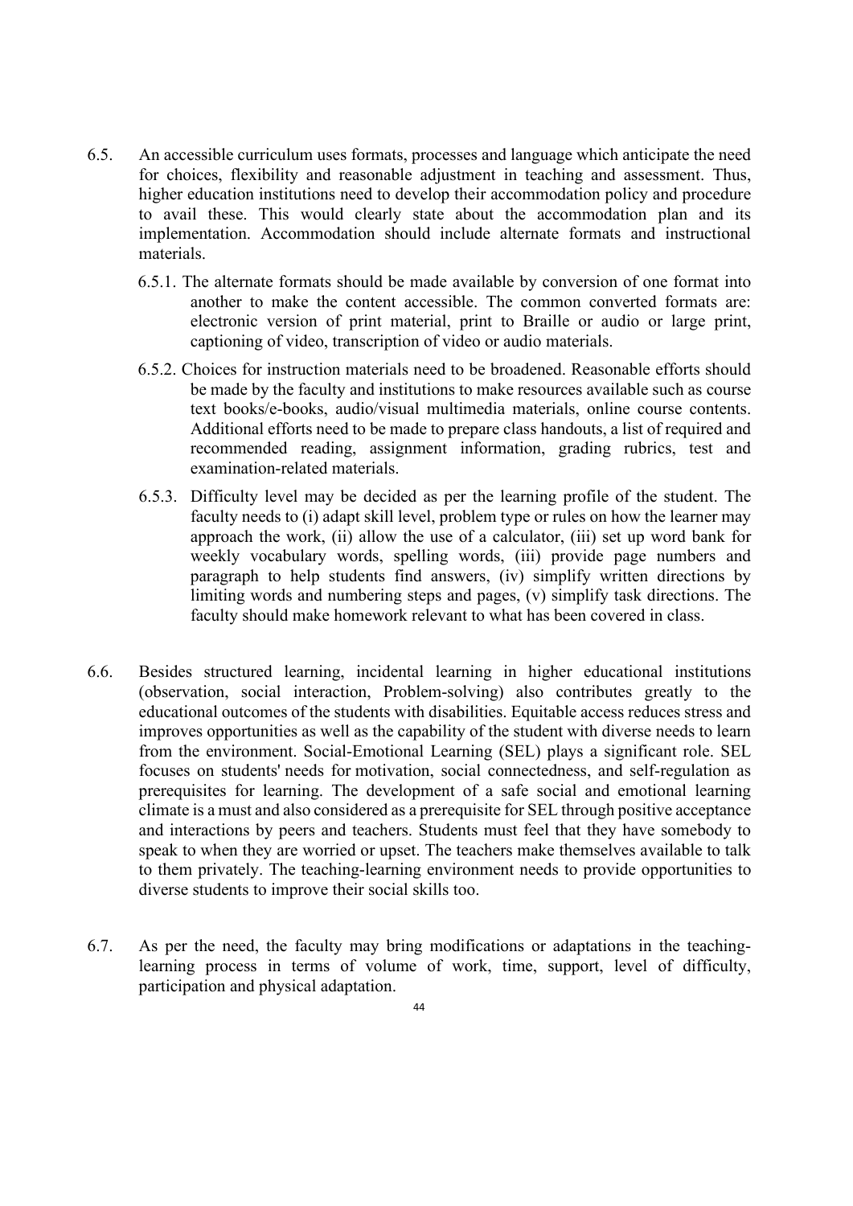6.5. An accessible curriculum uses formats, processes and language which anticipate the need for choices, flexibility and reasonable adjustment in teaching and assessment. Thus, higher education institutions need to develop their accommodation policy and procedure to avail these. This would clearly state about the accommodation plan and its implementation. Accommodation should include alternate formats and instructional materials.

6.5.1. The alternate formats should be made available by conversion of one format into another to make the content accessible. The common converted formats are: electronic version of print material, print to Braille or audio or large print, captioning of video, transcription of video or audio materials.

6.5.2. Choices for instruction materials need to be broadened. Reasonable efforts should be made by the faculty and institutions to make resources available such as course text books/e-books, audio/visual multimedia materials, online course contents. Additional efforts need to be made to prepare class handouts, a list of required and recommended reading, assignment information, grading rubrics, test and examination-related materials.

6.5.3. Difficulty level may be decided as per the learning profile of the student. The faculty needs to (i) adapt skill level, problem type or rules on how the learner may approach the work, (ii) allow the use of a calculator, (iii) set up word bank for weekly vocabulary words, spelling words, (iii) provide page numbers and paragraph to help students find answers, (iv) simplify written directions by limiting words and numbering steps and pages, (v) simplify task directions. The faculty should make homework relevant to what has been covered in class.

6.6. Besides structured learning, incidental learning in higher educational institutions (observation, social interaction, Problem-solving) also contributes greatly to the educational outcomes of the students with disabilities. Equitable access reduces stress and improves opportunities as well as the capability of the student with diverse needs to learn from the environment. Social-Emotional Learning (SEL) plays a significant role. SEL focuses on students' needs for motivation, social connectedness, and self-regulation as prerequisites for learning. The development of a safe social and emotional learning climate is a must and also considered as a prerequisite for SEL through positive acceptance and interactions by peers and teachers. Students must feel that they have somebody to speak to when they are worried or upset. The teachers make themselves available to talk to them privately. The teaching-learning environment needs to provide opportunities to diverse students to improve their social skills too.

6.7. As per the need, the faculty may bring modifications or adaptations in the teaching-learning process in terms of volume of work, time, support, level of difficulty, participation and physical adaptation.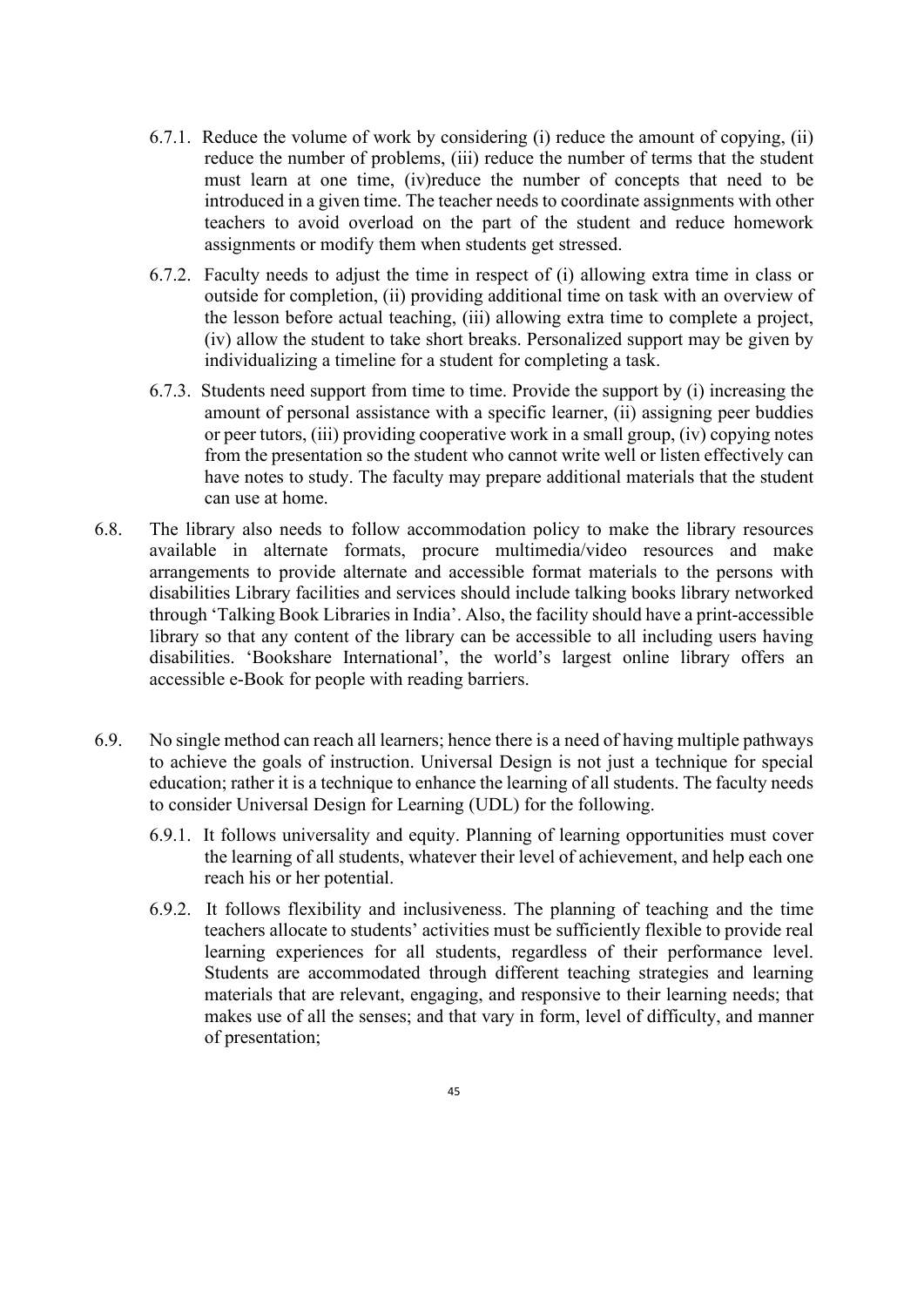6.7.1. Reduce the volume of work by considering (i) reduce the amount of copying, (ii) reduce the number of problems, (iii) reduce the number of terms that the student must learn at one time, (iv)reduce the number of concepts that need to be introduced in a given time. The teacher needs to coordinate assignments with other teachers to avoid overload on the part of the student and reduce homework assignments or modify them when students get stressed.

6.7.2. Faculty needs to adjust the time in respect of (i) allowing extra time in class or outside for completion, (ii) providing additional time on task with an overview of the lesson before actual teaching, (iii) allowing extra time to complete a project, (iv) allow the student to take short breaks. Personalized support may be given by individualizing a timeline for a student for completing a task.

6.7.3. Students need support from time to time. Provide the support by (i) increasing the amount of personal assistance with a specific learner, (ii) assigning peer buddies or peer tutors, (iii) providing cooperative work in a small group, (iv) copying notes from the presentation so the student who cannot write well or listen effectively can have notes to study. The faculty may prepare additional materials that the student can use at home.

6.8. The library also needs to follow accommodation policy to make the library resources available in alternate formats, procure multimedia/video resources and make arrangements to provide alternate and accessible format materials to the persons with disabilities Library facilities and services should include talking books library networked through 'Talking Book Libraries in India'. Also, the facility should have a print-accessible library so that any content of the library can be accessible to all including users having disabilities. 'Bookshare International', the world's largest online library offers an accessible e-Book for people with reading barriers.

6.9. No single method can reach all learners; hence there is a need of having multiple pathways to achieve the goals of instruction. Universal Design is not just a technique for special education; rather it is a technique to enhance the learning of all students. The faculty needs to consider Universal Design for Learning (UDL) for the following.

6.9.1. It follows universality and equity. Planning of learning opportunities must cover the learning of all students, whatever their level of achievement, and help each one reach his or her potential.

6.9.2. It follows flexibility and inclusiveness. The planning of teaching and the time teachers allocate to students' activities must be sufficiently flexible to provide real learning experiences for all students, regardless of their performance level. Students are accommodated through different teaching strategies and learning materials that are relevant, engaging, and responsive to their learning needs; that makes use of all the senses; and that vary in form, level of difficulty, and manner of presentation;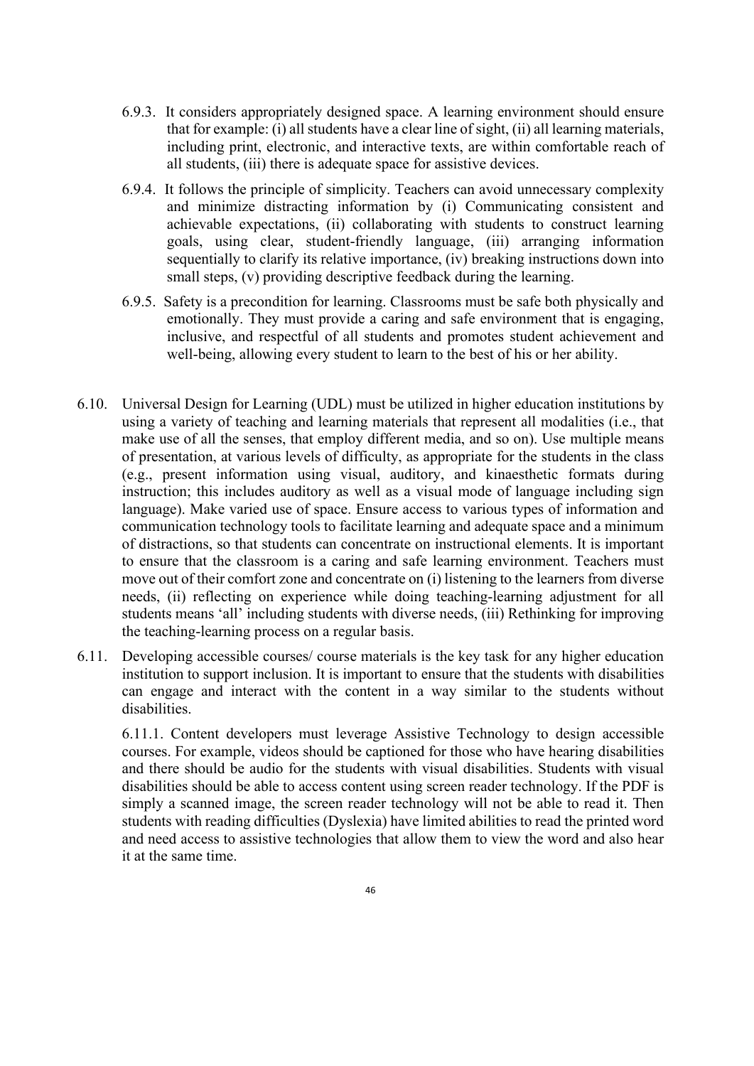6.9.3. It considers appropriately designed space. A learning environment should ensure that for example: (i) all students have a clear line of sight, (ii) all learning materials, including print, electronic, and interactive texts, are within comfortable reach of all students, (iii) there is adequate space for assistive devices.

6.9.4. It follows the principle of simplicity. Teachers can avoid unnecessary complexity and minimize distracting information by (i) Communicating consistent and achievable expectations, (ii) collaborating with students to construct learning goals, using clear, student-friendly language, (iii) arranging information sequentially to clarify its relative importance, (iv) breaking instructions down into small steps, (v) providing descriptive feedback during the learning.

6.9.5. Safety is a precondition for learning. Classrooms must be safe both physically and emotionally. They must provide a caring and safe environment that is engaging, inclusive, and respectful of all students and promotes student achievement and well-being, allowing every student to learn to the best of his or her ability.

6.10. Universal Design for Learning (UDL) must be utilized in higher education institutions by using a variety of teaching and learning materials that represent all modalities (i.e., that make use of all the senses, that employ different media, and so on). Use multiple means of presentation, at various levels of difficulty, as appropriate for the students in the class (e.g., present information using visual, auditory, and kinaesthetic formats during instruction; this includes auditory as well as a visual mode of language including sign language). Make varied use of space. Ensure access to various types of information and communication technology tools to facilitate learning and adequate space and a minimum of distractions, so that students can concentrate on instructional elements. It is important to ensure that the classroom is a caring and safe learning environment. Teachers must move out of their comfort zone and concentrate on (i) listening to the learners from diverse needs, (ii) reflecting on experience while doing teaching-learning adjustment for all students means 'all' including students with diverse needs, (iii) Rethinking for improving the teaching-learning process on a regular basis.

6.11. Developing accessible courses/ course materials is the key task for any higher education institution to support inclusion. It is important to ensure that the students with disabilities can engage and interact with the content in a way similar to the students without disabilities.

6.11.1. Content developers must leverage Assistive Technology to design accessible courses. For example, videos should be captioned for those who have hearing disabilities and there should be audio for the students with visual disabilities. Students with visual disabilities should be able to access content using screen reader technology. If the PDF is simply a scanned image, the screen reader technology will not be able to read it. Then students with reading difficulties (Dyslexia) have limited abilities to read the printed word and need access to assistive technologies that allow them to view the word and also hear it at the same time.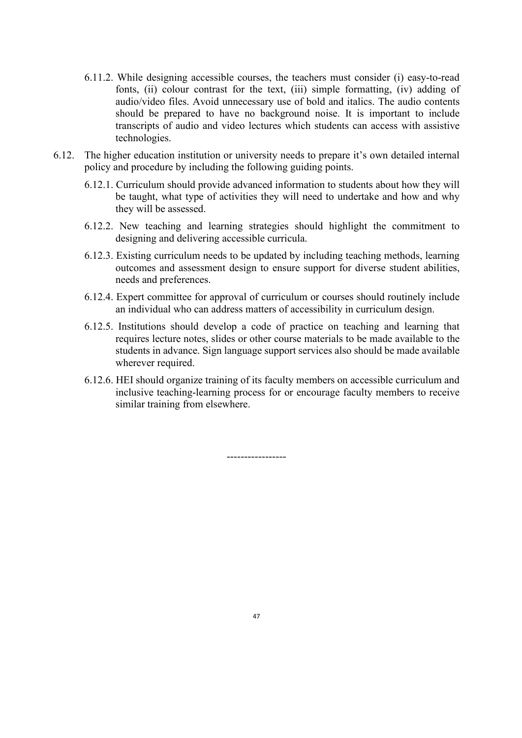6.11.2. While designing accessible courses, the teachers must consider (i) easy-to-read fonts, (ii) colour contrast for the text, (iii) simple formatting, (iv) adding of audio/video files. Avoid unnecessary use of bold and italics. The audio contents should be prepared to have no background noise. It is important to include transcripts of audio and video lectures which students can access with assistive technologies.

6.12. The higher education institution or university needs to prepare it's own detailed internal policy and procedure by including the following guiding points.

6.12.1. Curriculum should provide advanced information to students about how they will be taught, what type of activities they will need to undertake and how and why they will be assessed.

6.12.2. New teaching and learning strategies should highlight the commitment to designing and delivering accessible curricula.

6.12.3. Existing curriculum needs to be updated by including teaching methods, learning outcomes and assessment design to ensure support for diverse student abilities, needs and preferences.

6.12.4. Expert committee for approval of curriculum or courses should routinely include an individual who can address matters of accessibility in curriculum design.

6.12.5. Institutions should develop a code of practice on teaching and learning that requires lecture notes, slides or other course materials to be made available to the students in advance. Sign language support services also should be made available wherever required.

6.12.6. HEI should organize training of its faculty members on accessible curriculum and inclusive teaching-learning process for or encourage faculty members to receive similar training from elsewhere.

-----------------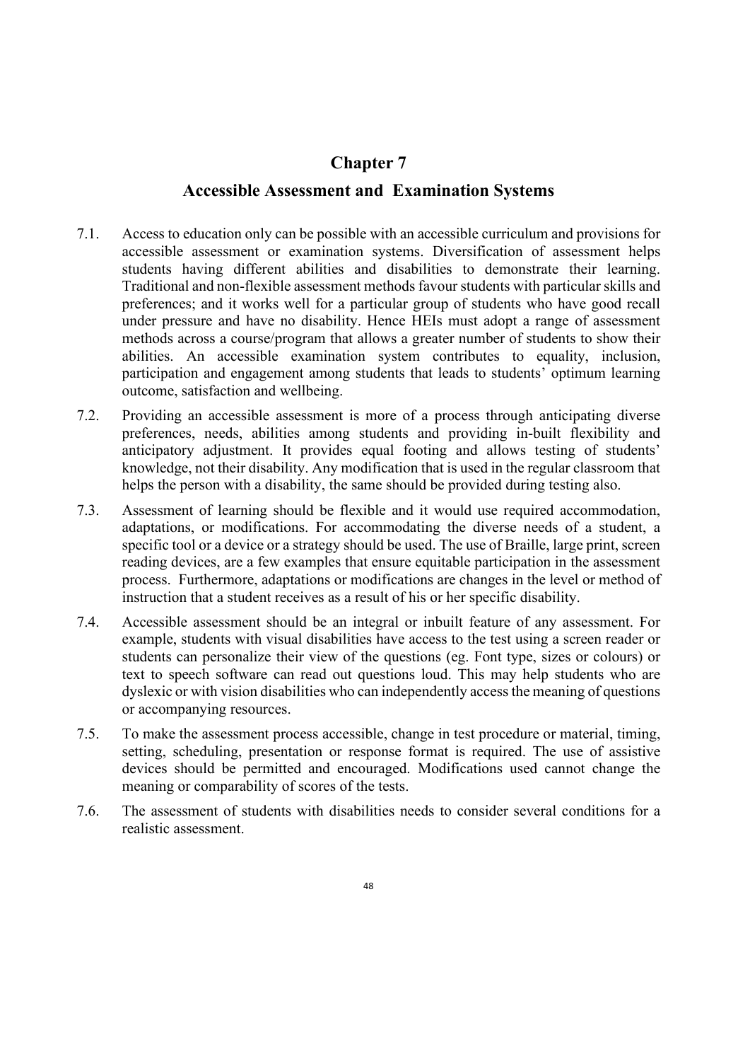# Chapter 7

## Accessible Assessment and Examination Systems

7.1. Access to education only can be possible with an accessible curriculum and provisions for accessible assessment or examination systems. Diversification of assessment helps students having different abilities and disabilities to demonstrate their learning. Traditional and non-flexible assessment methods favour students with particular skills and preferences; and it works well for a particular group of students who have good recall under pressure and have no disability. Hence HEIs must adopt a range of assessment methods across a course/program that allows a greater number of students to show their abilities. An accessible examination system contributes to equality, inclusion, participation and engagement among students that leads to students' optimum learning outcome, satisfaction and wellbeing.

7.2. Providing an accessible assessment is more of a process through anticipating diverse preferences, needs, abilities among students and providing in-built flexibility and anticipatory adjustment. It provides equal footing and allows testing of students' knowledge, not their disability. Any modification that is used in the regular classroom that helps the person with a disability, the same should be provided during testing also.

7.3. Assessment of learning should be flexible and it would use required accommodation, adaptations, or modifications. For accommodating the diverse needs of a student, a specific tool or a device or a strategy should be used. The use of Braille, large print, screen reading devices, are a few examples that ensure equitable participation in the assessment process. Furthermore, adaptations or modifications are changes in the level or method of instruction that a student receives as a result of his or her specific disability.

7.4. Accessible assessment should be an integral or inbuilt feature of any assessment. For example, students with visual disabilities have access to the test using a screen reader or students can personalize their view of the questions (eg. Font type, sizes or colours) or text to speech software can read out questions loud. This may help students who are dyslexic or with vision disabilities who can independently access the meaning of questions or accompanying resources.

7.5. To make the assessment process accessible, change in test procedure or material, timing, setting, scheduling, presentation or response format is required. The use of assistive devices should be permitted and encouraged. Modifications used cannot change the meaning or comparability of scores of the tests.

7.6. The assessment of students with disabilities needs to consider several conditions for a realistic assessment.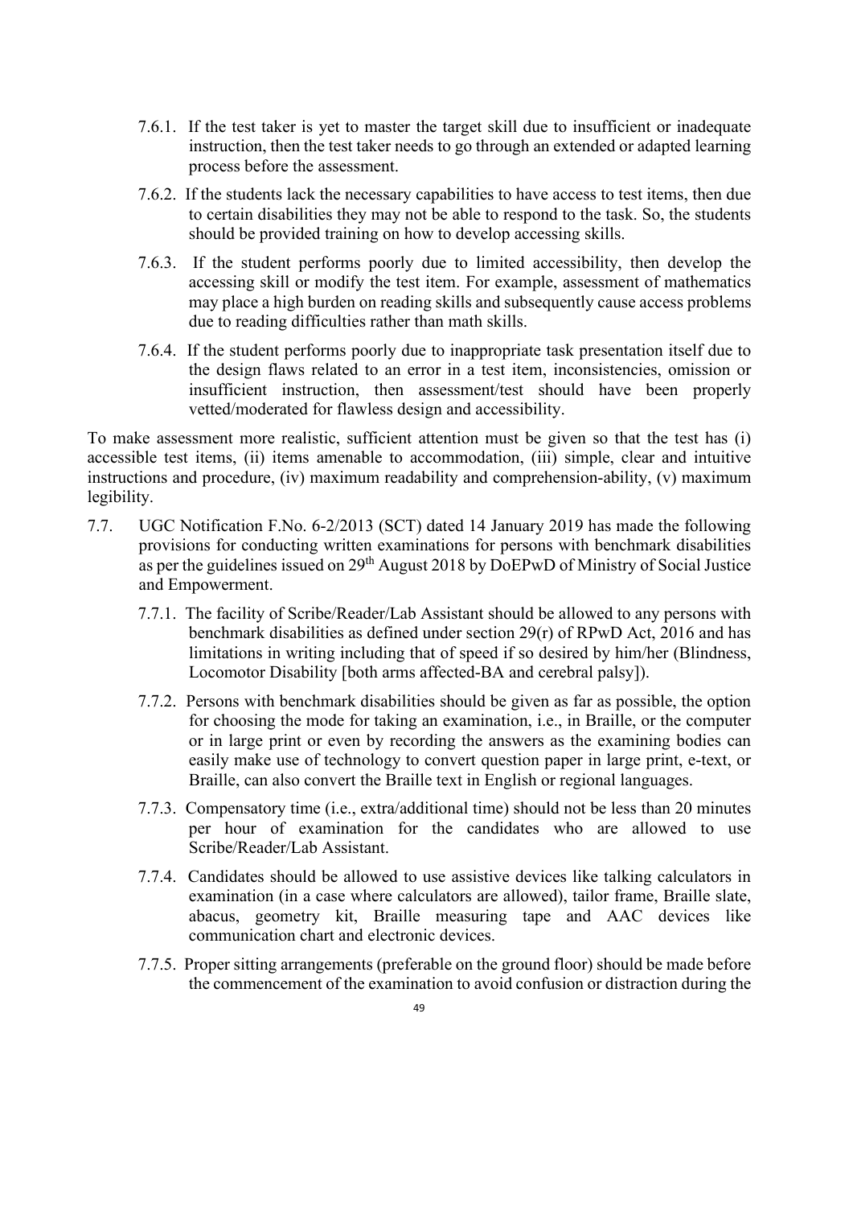7.6.1. If the test taker is yet to master the target skill due to insufficient or inadequate instruction, then the test taker needs to go through an extended or adapted learning process before the assessment.

7.6.2. If the students lack the necessary capabilities to have access to test items, then due to certain disabilities they may not be able to respond to the task. So, the students should be provided training on how to develop accessing skills.

7.6.3. If the student performs poorly due to limited accessibility, then develop the accessing skill or modify the test item. For example, assessment of mathematics may place a high burden on reading skills and subsequently cause access problems due to reading difficulties rather than math skills.

7.6.4. If the student performs poorly due to inappropriate task presentation itself due to the design flaws related to an error in a test item, inconsistencies, omission or insufficient instruction, then assessment/test should have been properly vetted/moderated for flawless design and accessibility.

To make assessment more realistic, sufficient attention must be given so that the test has (i) accessible test items, (ii) items amenable to accommodation, (iii) simple, clear and intuitive instructions and procedure, (iv) maximum readability and comprehension-ability, (v) maximum legibility.

7.7. UGC Notification F.No. 6-2/2013 (SCT) dated 14 January 2019 has made the following provisions for conducting written examinations for persons with benchmark disabilities as per the guidelines issued on 29th August 2018 by DoEPwD of Ministry of Social Justice and Empowerment.

7.7.1. The facility of Scribe/Reader/Lab Assistant should be allowed to any persons with benchmark disabilities as defined under section 29(r) of RPwD Act, 2016 and has limitations in writing including that of speed if so desired by him/her (Blindness, Locomotor Disability [both arms affected-BA and cerebral palsy]).

7.7.2. Persons with benchmark disabilities should be given as far as possible, the option for choosing the mode for taking an examination, i.e., in Braille, or the computer or in large print or even by recording the answers as the examining bodies can easily make use of technology to convert question paper in large print, e-text, or Braille, can also convert the Braille text in English or regional languages.

7.7.3. Compensatory time (i.e., extra/additional time) should not be less than 20 minutes per hour of examination for the candidates who are allowed to use Scribe/Reader/Lab Assistant.

7.7.4. Candidates should be allowed to use assistive devices like talking calculators in examination (in a case where calculators are allowed), tailor frame, Braille slate, abacus, geometry kit, Braille measuring tape and AAC devices like communication chart and electronic devices.

7.7.5. Proper sitting arrangements (preferable on the ground floor) should be made before the commencement of the examination to avoid confusion or distraction during the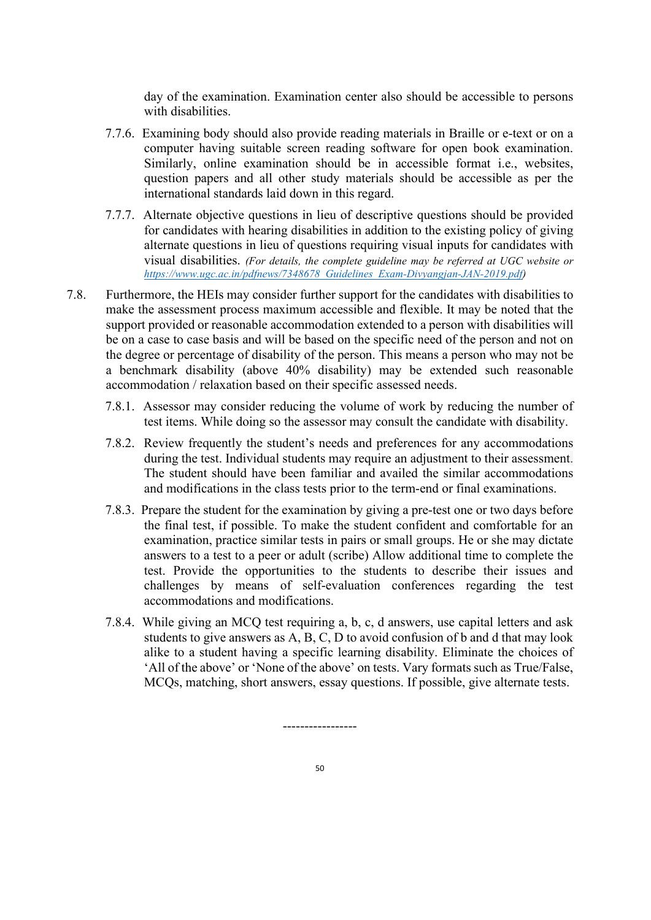day of the examination. Examination center also should be accessible to persons with disabilities.

7.7.6. Examining body should also provide reading materials in Braille or e-text or on a computer having suitable screen reading software for open book examination. Similarly, online examination should be in accessible format i.e., websites, question papers and all other study materials should be accessible as per the international standards laid down in this regard.

7.7.7. Alternate objective questions in lieu of descriptive questions should be provided for candidates with hearing disabilities in addition to the existing policy of giving alternate questions in lieu of questions requiring visual inputs for candidates with visual disabilities. *(For details, the complete guideline may be referred at UGC website or [https://www.ugc.ac.in/pdfnews/7348678_Guidelines_Exam-Divyangjan-JAN-2019.pdf](https://www.ugc.ac.in/pdfnews/7348678_Guidelines_Exam-Divyangjan-JAN-2019.pdf))*

7.8. Furthermore, the HEIs may consider further support for the candidates with disabilities to make the assessment process maximum accessible and flexible. It may be noted that the support provided or reasonable accommodation extended to a person with disabilities will be on a case to case basis and will be based on the specific need of the person and not on the degree or percentage of disability of the person. This means a person who may not be a benchmark disability (above 40% disability) may be extended such reasonable accommodation / relaxation based on their specific assessed needs.

7.8.1. Assessor may consider reducing the volume of work by reducing the number of test items. While doing so the assessor may consult the candidate with disability.

7.8.2. Review frequently the student's needs and preferences for any accommodations during the test. Individual students may require an adjustment to their assessment. The student should have been familiar and availed the similar accommodations and modifications in the class tests prior to the term-end or final examinations.

7.8.3. Prepare the student for the examination by giving a pre-test one or two days before the final test, if possible. To make the student confident and comfortable for an examination, practice similar tests in pairs or small groups. He or she may dictate answers to a test to a peer or adult (scribe) Allow additional time to complete the test. Provide the opportunities to the students to describe their issues and challenges by means of self-evaluation conferences regarding the test accommodations and modifications.

7.8.4. While giving an MCQ test requiring a, b, c, d answers, use capital letters and ask students to give answers as A, B, C, D to avoid confusion of b and d that may look alike to a student having a specific learning disability. Eliminate the choices of 'All of the above' or 'None of the above' on tests. Vary formats such as True/False, MCQs, matching, short answers, essay questions. If possible, give alternate tests.

-----------------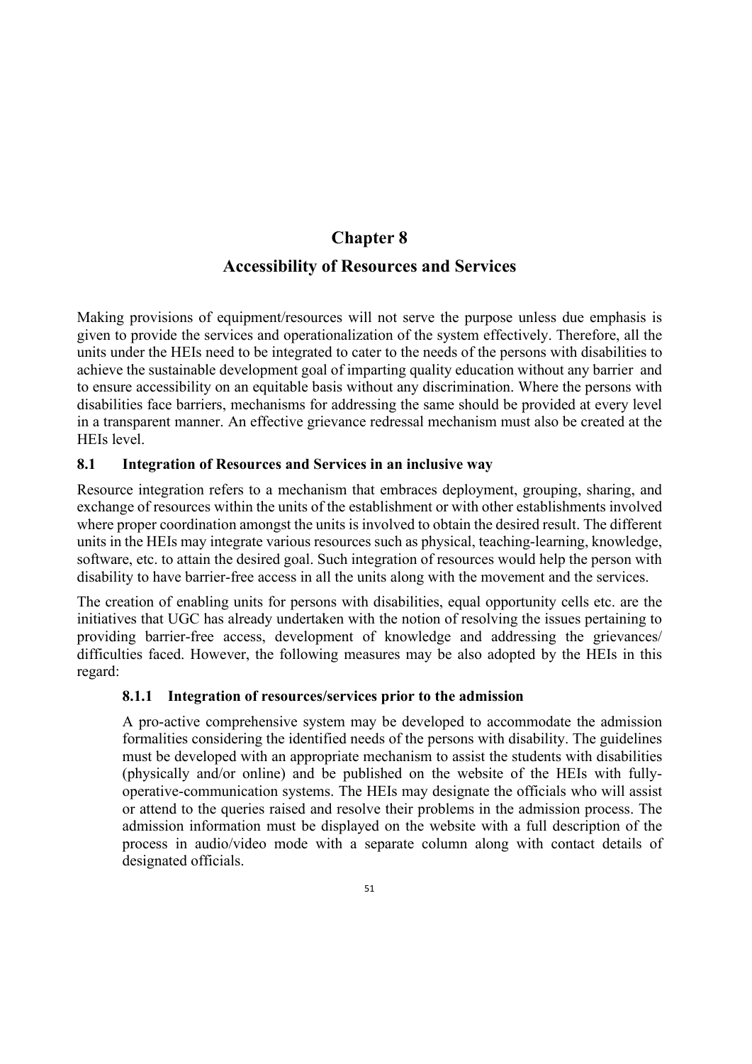# Chapter 8

# Accessibility of Resources and Services

Making provisions of equipment/resources will not serve the purpose unless due emphasis is given to provide the services and operationalization of the system effectively. Therefore, all the units under the HEIs need to be integrated to cater to the needs of the persons with disabilities to achieve the sustainable development goal of imparting quality education without any barrier and to ensure accessibility on an equitable basis without any discrimination. Where the persons with disabilities face barriers, mechanisms for addressing the same should be provided at every level in a transparent manner. An effective grievance redressal mechanism must also be created at the HEIs level.

## 8.1 Integration of Resources and Services in an inclusive way

Resource integration refers to a mechanism that embraces deployment, grouping, sharing, and exchange of resources within the units of the establishment or with other establishments involved where proper coordination amongst the units is involved to obtain the desired result. The different units in the HEIs may integrate various resources such as physical, teaching-learning, knowledge, software, etc. to attain the desired goal. Such integration of resources would help the person with disability to have barrier-free access in all the units along with the movement and the services.

The creation of enabling units for persons with disabilities, equal opportunity cells etc. are the initiatives that UGC has already undertaken with the notion of resolving the issues pertaining to providing barrier-free access, development of knowledge and addressing the grievances/ difficulties faced. However, the following measures may be also adopted by the HEIs in this regard:

### 8.1.1 Integration of resources/services prior to the admission

A pro-active comprehensive system may be developed to accommodate the admission formalities considering the identified needs of the persons with disability. The guidelines must be developed with an appropriate mechanism to assist the students with disabilities (physically and/or online) and be published on the website of the HEIs with fully-operative-communication systems. The HEIs may designate the officials who will assist or attend to the queries raised and resolve their problems in the admission process. The admission information must be displayed on the website with a full description of the process in audio/video mode with a separate column along with contact details of designated officials.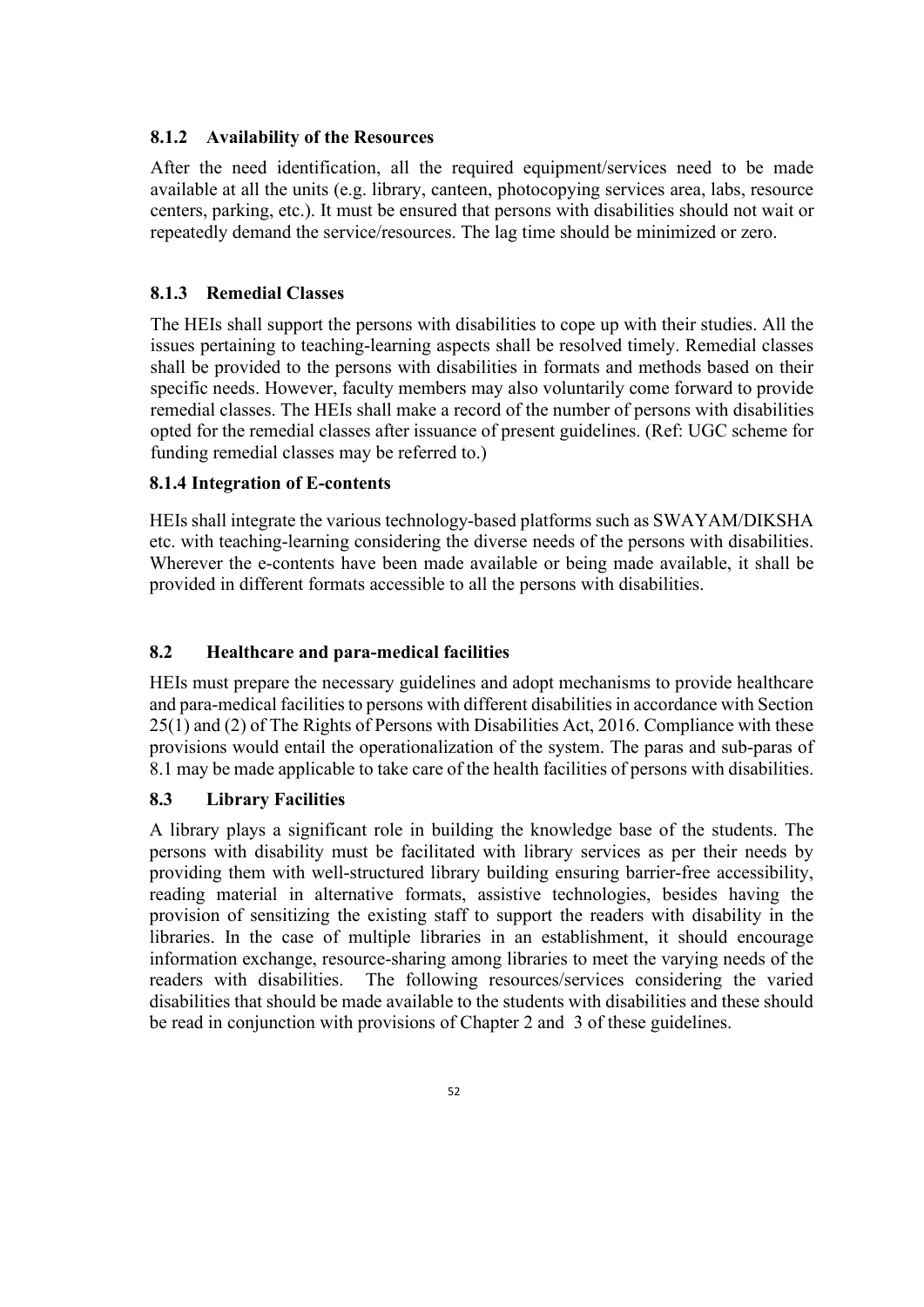### 8.1.2 Availability of the Resources

After the need identification, all the required equipment/services need to be made available at all the units (e.g. library, canteen, photocopying services area, labs, resource centers, parking, etc.). It must be ensured that persons with disabilities should not wait or repeatedly demand the service/resources. The lag time should be minimized or zero.

### 8.1.3 Remedial Classes

The HEIs shall support the persons with disabilities to cope up with their studies. All the issues pertaining to teaching-learning aspects shall be resolved timely. Remedial classes shall be provided to the persons with disabilities in formats and methods based on their specific needs. However, faculty members may also voluntarily come forward to provide remedial classes. The HEIs shall make a record of the number of persons with disabilities opted for the remedial classes after issuance of present guidelines. (Ref: UGC scheme for funding remedial classes may be referred to.)

### 8.1.4 Integration of E-contents

HEIs shall integrate the various technology-based platforms such as SWAYAM/DIKSHA etc. with teaching-learning considering the diverse needs of the persons with disabilities. Wherever the e-contents have been made available or being made available, it shall be provided in different formats accessible to all the persons with disabilities.

## 8.2 Healthcare and para-medical facilities

HEIs must prepare the necessary guidelines and adopt mechanisms to provide healthcare and para-medical facilities to persons with different disabilities in accordance with Section 25(1) and (2) of The Rights of Persons with Disabilities Act, 2016. Compliance with these provisions would entail the operationalization of the system. The paras and sub-paras of 8.1 may be made applicable to take care of the health facilities of persons with disabilities.

## 8.3 Library Facilities

A library plays a significant role in building the knowledge base of the students. The persons with disability must be facilitated with library services as per their needs by providing them with well-structured library building ensuring barrier-free accessibility, reading material in alternative formats, assistive technologies, besides having the provision of sensitizing the existing staff to support the readers with disability in the libraries. In the case of multiple libraries in an establishment, it should encourage information exchange, resource-sharing among libraries to meet the varying needs of the readers with disabilities. The following resources/services considering the varied disabilities that should be made available to the students with disabilities and these should be read in conjunction with provisions of Chapter 2 and 3 of these guidelines.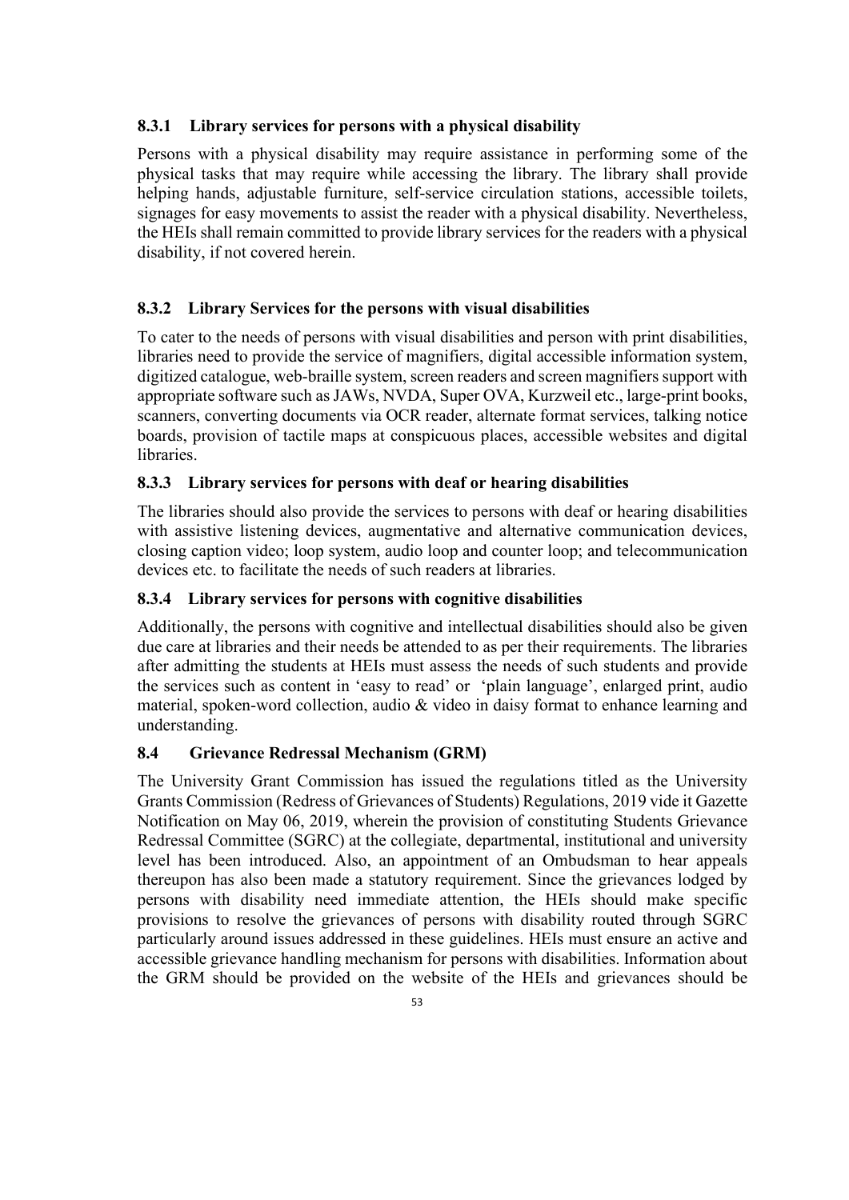### 8.3.1 Library services for persons with a physical disability

Persons with a physical disability may require assistance in performing some of the physical tasks that may require while accessing the library. The library shall provide helping hands, adjustable furniture, self-service circulation stations, accessible toilets, signages for easy movements to assist the reader with a physical disability. Nevertheless, the HEIs shall remain committed to provide library services for the readers with a physical disability, if not covered herein.

### 8.3.2 Library Services for the persons with visual disabilities

To cater to the needs of persons with visual disabilities and person with print disabilities, libraries need to provide the service of magnifiers, digital accessible information system, digitized catalogue, web-braille system, screen readers and screen magnifiers support with appropriate software such as JAWs, NVDA, Super OVA, Kurzweil etc., large-print books, scanners, converting documents via OCR reader, alternate format services, talking notice boards, provision of tactile maps at conspicuous places, accessible websites and digital libraries.

### 8.3.3 Library services for persons with deaf or hearing disabilities

The libraries should also provide the services to persons with deaf or hearing disabilities with assistive listening devices, augmentative and alternative communication devices, closing caption video; loop system, audio loop and counter loop; and telecommunication devices etc. to facilitate the needs of such readers at libraries.

### 8.3.4 Library services for persons with cognitive disabilities

Additionally, the persons with cognitive and intellectual disabilities should also be given due care at libraries and their needs be attended to as per their requirements. The libraries after admitting the students at HEIs must assess the needs of such students and provide the services such as content in 'easy to read' or 'plain language', enlarged print, audio material, spoken-word collection, audio & video in daisy format to enhance learning and understanding.

## 8.4 Grievance Redressal Mechanism (GRM)

The University Grant Commission has issued the regulations titled as the University Grants Commission (Redress of Grievances of Students) Regulations, 2019 vide it Gazette Notification on May 06, 2019, wherein the provision of constituting Students Grievance Redressal Committee (SGRC) at the collegiate, departmental, institutional and university level has been introduced. Also, an appointment of an Ombudsman to hear appeals thereupon has also been made a statutory requirement. Since the grievances lodged by persons with disability need immediate attention, the HEIs should make specific provisions to resolve the grievances of persons with disability routed through SGRC particularly around issues addressed in these guidelines. HEIs must ensure an active and accessible grievance handling mechanism for persons with disabilities. Information about the GRM should be provided on the website of the HEIs and grievances should be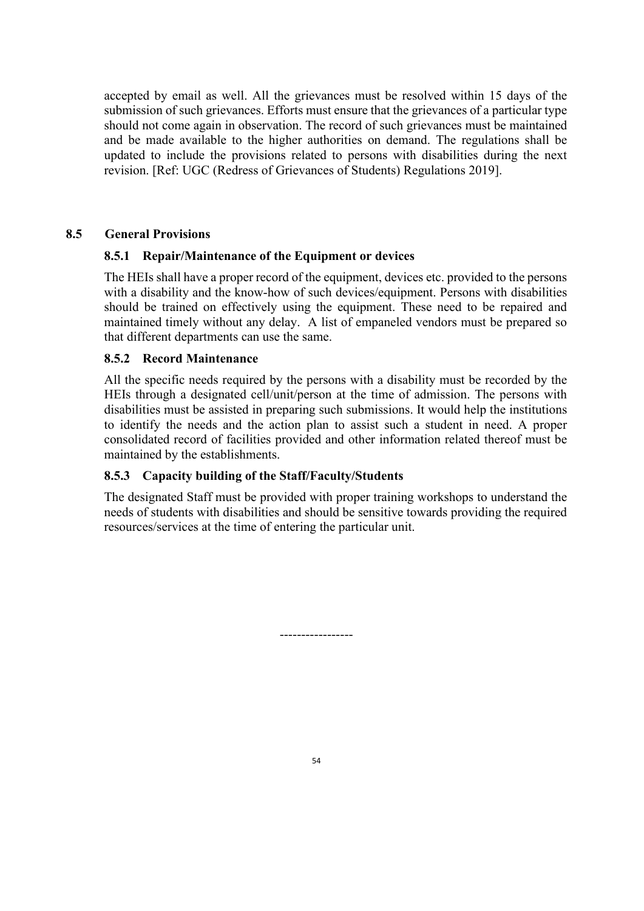accepted by email as well. All the grievances must be resolved within 15 days of the submission of such grievances. Efforts must ensure that the grievances of a particular type should not come again in observation. The record of such grievances must be maintained and be made available to the higher authorities on demand. The regulations shall be updated to include the provisions related to persons with disabilities during the next revision. [Ref: UGC (Redress of Grievances of Students) Regulations 2019].

## 8.5 General Provisions

### 8.5.1 Repair/Maintenance of the Equipment or devices

The HEIs shall have a proper record of the equipment, devices etc. provided to the persons with a disability and the know-how of such devices/equipment. Persons with disabilities should be trained on effectively using the equipment. These need to be repaired and maintained timely without any delay. A list of empaneled vendors must be prepared so that different departments can use the same.

### 8.5.2 Record Maintenance

All the specific needs required by the persons with a disability must be recorded by the HEIs through a designated cell/unit/person at the time of admission. The persons with disabilities must be assisted in preparing such submissions. It would help the institutions to identify the needs and the action plan to assist such a student in need. A proper consolidated record of facilities provided and other information related thereof must be maintained by the establishments.

### 8.5.3 Capacity building of the Staff/Faculty/Students

The designated Staff must be provided with proper training workshops to understand the needs of students with disabilities and should be sensitive towards providing the required resources/services at the time of entering the particular unit.

-----------------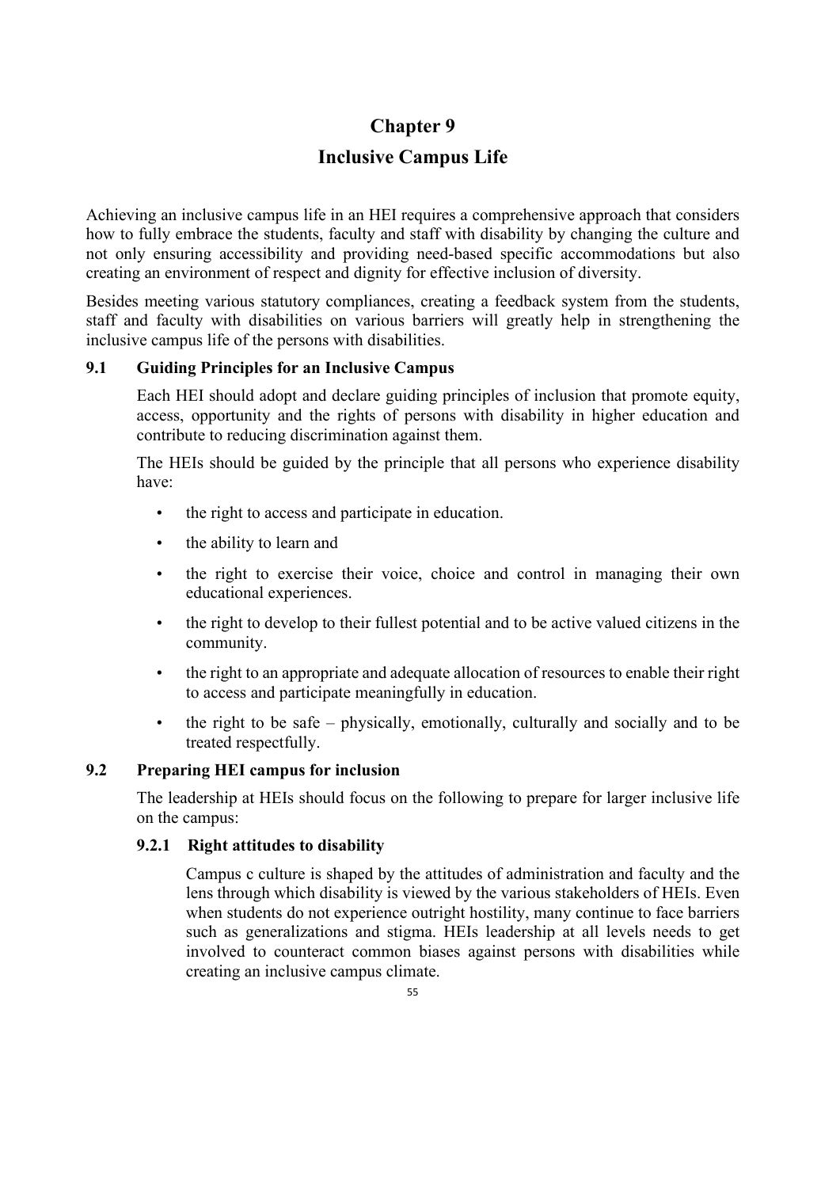# Chapter 9

# Inclusive Campus Life

Achieving an inclusive campus life in an HEI requires a comprehensive approach that considers how to fully embrace the students, faculty and staff with disability by changing the culture and not only ensuring accessibility and providing need-based specific accommodations but also creating an environment of respect and dignity for effective inclusion of diversity.

Besides meeting various statutory compliances, creating a feedback system from the students, staff and faculty with disabilities on various barriers will greatly help in strengthening the inclusive campus life of the persons with disabilities.

## 9.1 Guiding Principles for an Inclusive Campus

Each HEI should adopt and declare guiding principles of inclusion that promote equity, access, opportunity and the rights of persons with disability in higher education and contribute to reducing discrimination against them.

The HEIs should be guided by the principle that all persons who experience disability have:

- the right to access and participate in education.
- the ability to learn and
- the right to exercise their voice, choice and control in managing their own educational experiences.
- the right to develop to their fullest potential and to be active valued citizens in the community.
- the right to an appropriate and adequate allocation of resources to enable their right to access and participate meaningfully in education.
- the right to be safe – physically, emotionally, culturally and socially and to be treated respectfully.

## 9.2 Preparing HEI campus for inclusion

The leadership at HEIs should focus on the following to prepare for larger inclusive life on the campus:

### 9.2.1 Right attitudes to disability

Campus c culture is shaped by the attitudes of administration and faculty and the lens through which disability is viewed by the various stakeholders of HEIs. Even when students do not experience outright hostility, many continue to face barriers such as generalizations and stigma. HEIs leadership at all levels needs to get involved to counteract common biases against persons with disabilities while creating an inclusive campus climate.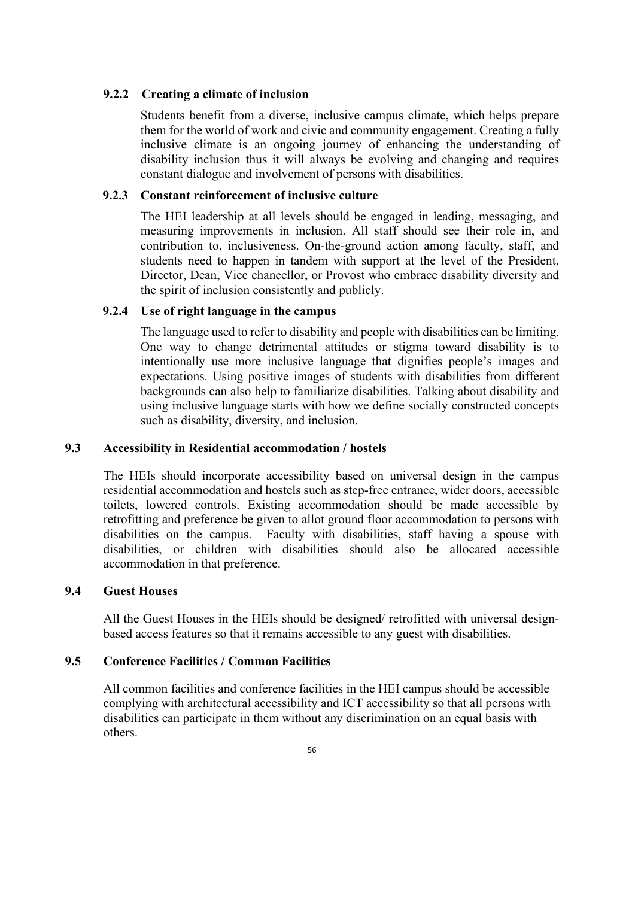#### 9.2.2 Creating a climate of inclusion

Students benefit from a diverse, inclusive campus climate, which helps prepare them for the world of work and civic and community engagement. Creating a fully inclusive climate is an ongoing journey of enhancing the understanding of disability inclusion thus it will always be evolving and changing and requires constant dialogue and involvement of persons with disabilities.

#### 9.2.3 Constant reinforcement of inclusive culture

The HEI leadership at all levels should be engaged in leading, messaging, and measuring improvements in inclusion. All staff should see their role in, and contribution to, inclusiveness. On-the-ground action among faculty, staff, and students need to happen in tandem with support at the level of the President, Director, Dean, Vice chancellor, or Provost who embrace disability diversity and the spirit of inclusion consistently and publicly.

#### 9.2.4 Use of right language in the campus

The language used to refer to disability and people with disabilities can be limiting. One way to change detrimental attitudes or stigma toward disability is to intentionally use more inclusive language that dignifies people's images and expectations. Using positive images of students with disabilities from different backgrounds can also help to familiarize disabilities. Talking about disability and using inclusive language starts with how we define socially constructed concepts such as disability, diversity, and inclusion.

### 9.3 Accessibility in Residential accommodation / hostels

The HEIs should incorporate accessibility based on universal design in the campus residential accommodation and hostels such as step-free entrance, wider doors, accessible toilets, lowered controls. Existing accommodation should be made accessible by retrofitting and preference be given to allot ground floor accommodation to persons with disabilities on the campus. Faculty with disabilities, staff having a spouse with disabilities, or children with disabilities should also be allocated accessible accommodation in that preference.

### 9.4 Guest Houses

All the Guest Houses in the HEIs should be designed/ retrofitted with universal design-based access features so that it remains accessible to any guest with disabilities.

### 9.5 Conference Facilities / Common Facilities

All common facilities and conference facilities in the HEI campus should be accessible complying with architectural accessibility and ICT accessibility so that all persons with disabilities can participate in them without any discrimination on an equal basis with others.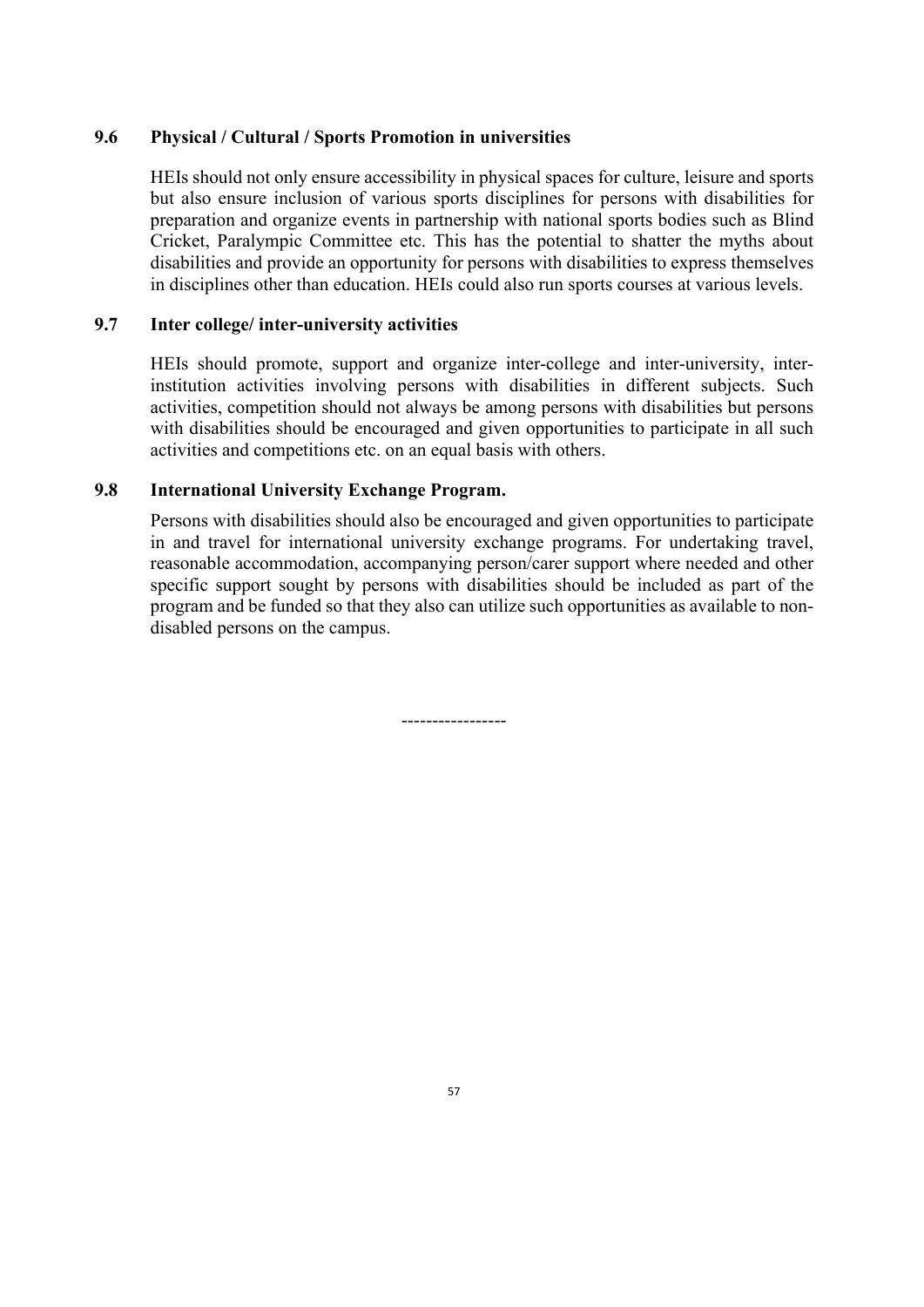### 9.6 Physical / Cultural / Sports Promotion in universities

HEIs should not only ensure accessibility in physical spaces for culture, leisure and sports but also ensure inclusion of various sports disciplines for persons with disabilities for preparation and organize events in partnership with national sports bodies such as Blind Cricket, Paralympic Committee etc. This has the potential to shatter the myths about disabilities and provide an opportunity for persons with disabilities to express themselves in disciplines other than education. HEIs could also run sports courses at various levels.

### 9.7 Inter college/ inter-university activities

HEIs should promote, support and organize inter-college and inter-university, inter-institution activities involving persons with disabilities in different subjects. Such activities, competition should not always be among persons with disabilities but persons with disabilities should be encouraged and given opportunities to participate in all such activities and competitions etc. on an equal basis with others.

### 9.8 International University Exchange Program.

Persons with disabilities should also be encouraged and given opportunities to participate in and travel for international university exchange programs. For undertaking travel, reasonable accommodation, accompanying person/carer support where needed and other specific support sought by persons with disabilities should be included as part of the program and be funded so that they also can utilize such opportunities as available to non-disabled persons on the campus.

-----------------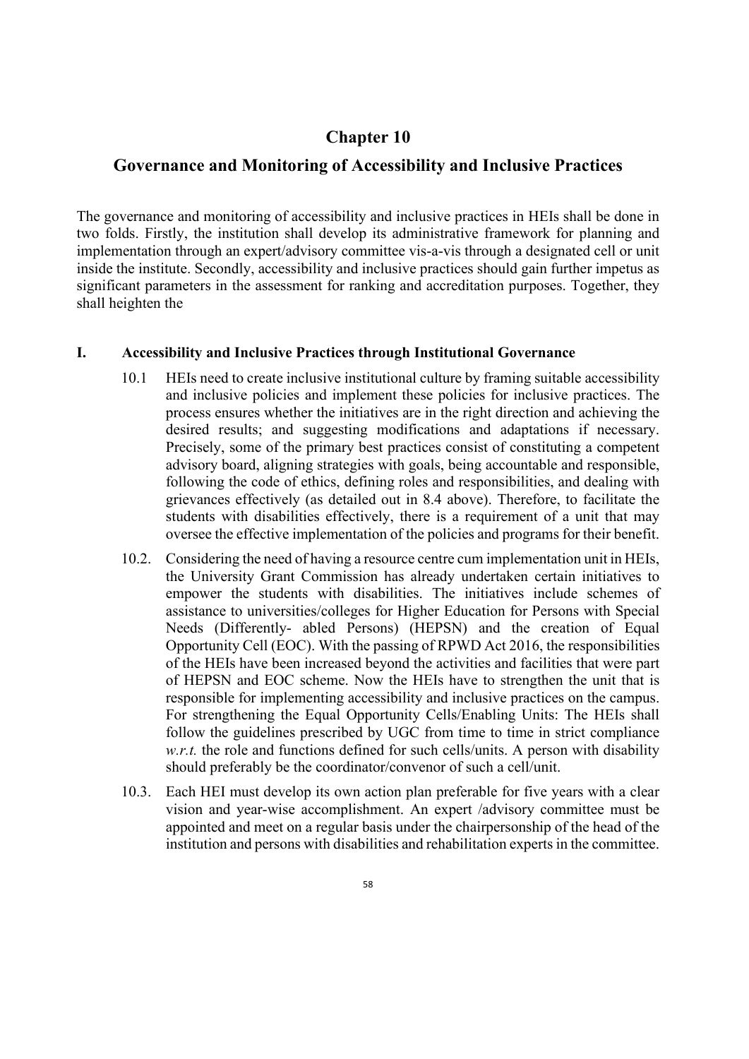# Chapter 10

## Governance and Monitoring of Accessibility and Inclusive Practices

The governance and monitoring of accessibility and inclusive practices in HEIs shall be done in two folds. Firstly, the institution shall develop its administrative framework for planning and implementation through an expert/advisory committee vis-a-vis through a designated cell or unit inside the institute. Secondly, accessibility and inclusive practices should gain further impetus as significant parameters in the assessment for ranking and accreditation purposes. Together, they shall heighten the

### I. Accessibility and Inclusive Practices through Institutional Governance

10.1 HEIs need to create inclusive institutional culture by framing suitable accessibility and inclusive policies and implement these policies for inclusive practices. The process ensures whether the initiatives are in the right direction and achieving the desired results; and suggesting modifications and adaptations if necessary. Precisely, some of the primary best practices consist of constituting a competent advisory board, aligning strategies with goals, being accountable and responsible, following the code of ethics, defining roles and responsibilities, and dealing with grievances effectively (as detailed out in 8.4 above). Therefore, to facilitate the students with disabilities effectively, there is a requirement of a unit that may oversee the effective implementation of the policies and programs for their benefit.

10.2. Considering the need of having a resource centre cum implementation unit in HEIs, the University Grant Commission has already undertaken certain initiatives to empower the students with disabilities. The initiatives include schemes of assistance to universities/colleges for Higher Education for Persons with Special Needs (Differently- abled Persons) (HEPSN) and the creation of Equal Opportunity Cell (EOC). With the passing of RPWD Act 2016, the responsibilities of the HEIs have been increased beyond the activities and facilities that were part of HEPSN and EOC scheme. Now the HEIs have to strengthen the unit that is responsible for implementing accessibility and inclusive practices on the campus. For strengthening the Equal Opportunity Cells/Enabling Units: The HEIs shall follow the guidelines prescribed by UGC from time to time in strict compliance *w.r.t.* the role and functions defined for such cells/units. A person with disability should preferably be the coordinator/convenor of such a cell/unit.

10.3. Each HEI must develop its own action plan preferable for five years with a clear vision and year-wise accomplishment. An expert /advisory committee must be appointed and meet on a regular basis under the chairpersonship of the head of the institution and persons with disabilities and rehabilitation experts in the committee.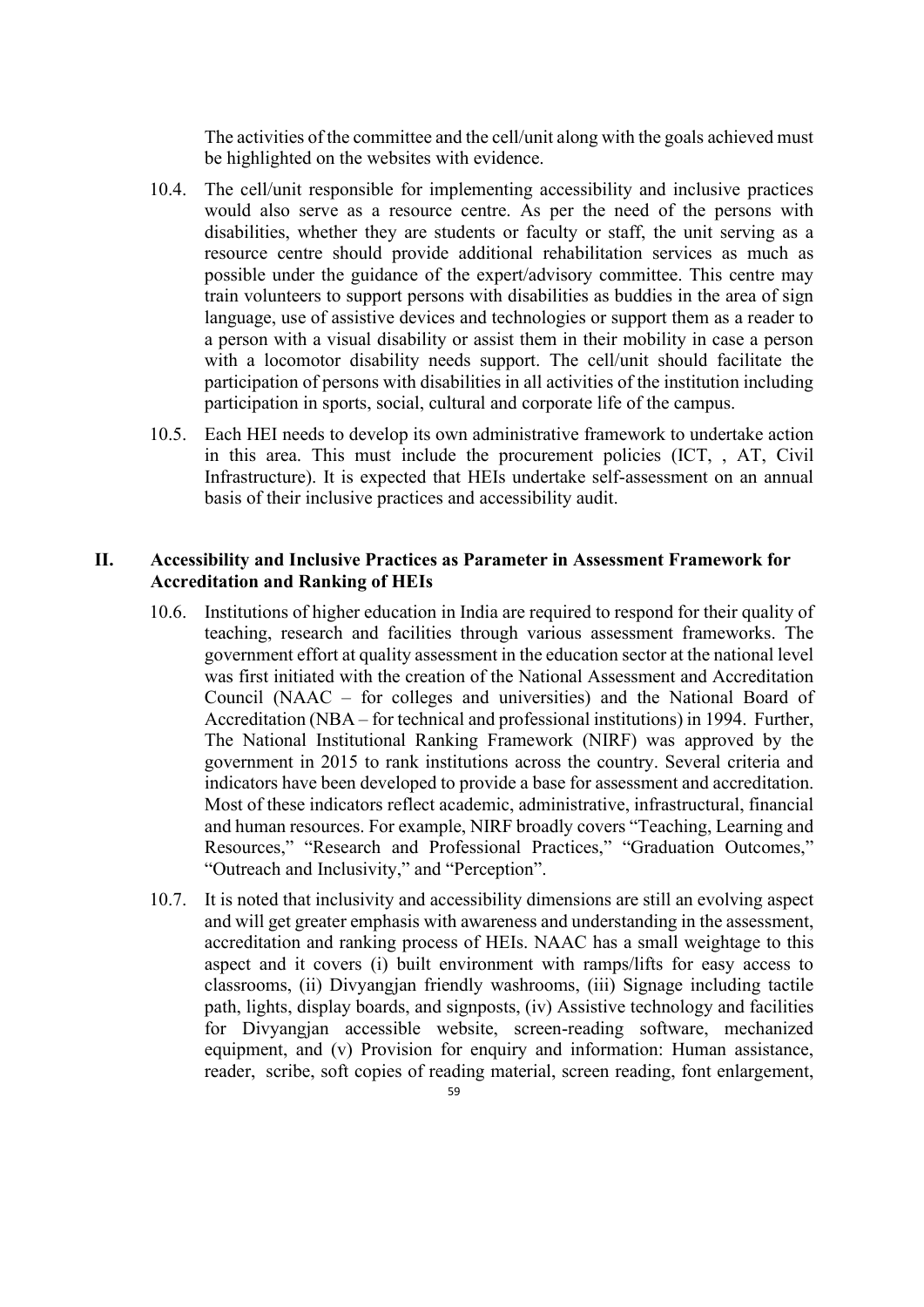The activities of the committee and the cell/unit along with the goals achieved must be highlighted on the websites with evidence.

10.4. The cell/unit responsible for implementing accessibility and inclusive practices would also serve as a resource centre. As per the need of the persons with disabilities, whether they are students or faculty or staff, the unit serving as a resource centre should provide additional rehabilitation services as much as possible under the guidance of the expert/advisory committee. This centre may train volunteers to support persons with disabilities as buddies in the area of sign language, use of assistive devices and technologies or support them as a reader to a person with a visual disability or assist them in their mobility in case a person with a locomotor disability needs support. The cell/unit should facilitate the participation of persons with disabilities in all activities of the institution including participation in sports, social, cultural and corporate life of the campus.

10.5. Each HEI needs to develop its own administrative framework to undertake action in this area. This must include the procurement policies (ICT, , AT, Civil Infrastructure). It is expected that HEIs undertake self-assessment on an annual basis of their inclusive practices and accessibility audit.

## II. Accessibility and Inclusive Practices as Parameter in Assessment Framework for Accreditation and Ranking of HEIs

10.6. Institutions of higher education in India are required to respond for their quality of teaching, research and facilities through various assessment frameworks. The government effort at quality assessment in the education sector at the national level was first initiated with the creation of the National Assessment and Accreditation Council (NAAC – for colleges and universities) and the National Board of Accreditation (NBA – for technical and professional institutions) in 1994. Further, The National Institutional Ranking Framework (NIRF) was approved by the government in 2015 to rank institutions across the country. Several criteria and indicators have been developed to provide a base for assessment and accreditation. Most of these indicators reflect academic, administrative, infrastructural, financial and human resources. For example, NIRF broadly covers "Teaching, Learning and Resources," "Research and Professional Practices," "Graduation Outcomes," "Outreach and Inclusivity," and "Perception".

10.7. It is noted that inclusivity and accessibility dimensions are still an evolving aspect and will get greater emphasis with awareness and understanding in the assessment, accreditation and ranking process of HEIs. NAAC has a small weightage to this aspect and it covers (i) built environment with ramps/lifts for easy access to classrooms, (ii) Divyangjan friendly washrooms, (iii) Signage including tactile path, lights, display boards, and signposts, (iv) Assistive technology and facilities for Divyangjan accessible website, screen-reading software, mechanized equipment, and (v) Provision for enquiry and information: Human assistance, reader, scribe, soft copies of reading material, screen reading, font enlargement,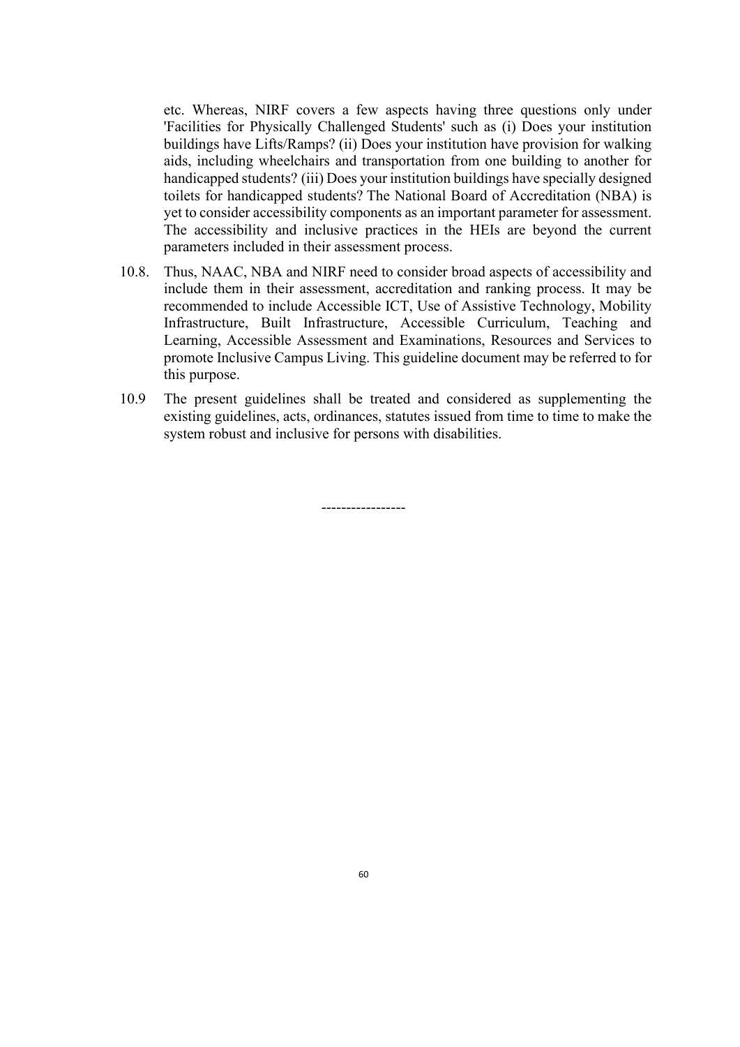etc. Whereas, NIRF covers a few aspects having three questions only under 'Facilities for Physically Challenged Students' such as (i) Does your institution buildings have Lifts/Ramps? (ii) Does your institution have provision for walking aids, including wheelchairs and transportation from one building to another for handicapped students? (iii) Does your institution buildings have specially designed toilets for handicapped students? The National Board of Accreditation (NBA) is yet to consider accessibility components as an important parameter for assessment. The accessibility and inclusive practices in the HEIs are beyond the current parameters included in their assessment process.

10.8. Thus, NAAC, NBA and NIRF need to consider broad aspects of accessibility and include them in their assessment, accreditation and ranking process. It may be recommended to include Accessible ICT, Use of Assistive Technology, Mobility Infrastructure, Built Infrastructure, Accessible Curriculum, Teaching and Learning, Accessible Assessment and Examinations, Resources and Services to promote Inclusive Campus Living. This guideline document may be referred to for this purpose.

10.9 The present guidelines shall be treated and considered as supplementing the existing guidelines, acts, ordinances, statutes issued from time to time to make the system robust and inclusive for persons with disabilities.

-----------------